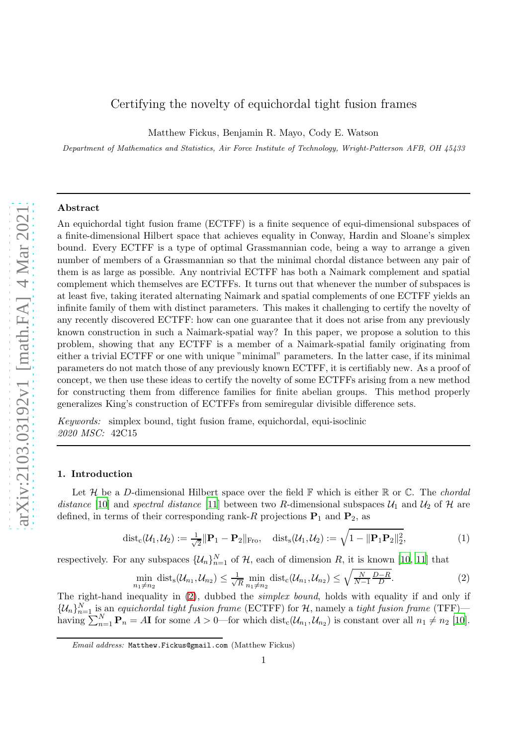# Certifying the novelty of equichordal tight fusion frames

Matthew Fickus, Benjamin R. Mayo, Cody E. Watson

*Department of Mathematics and Statistics, Air Force Institute of Technology, Wright-Patterson AFB, OH 45433*

## Abstract

An equichordal tight fusion frame (ECTFF) is a finite sequence of equi-dimensional subspaces of a finite-dimensional Hilbert space that achieves equality in Conway, Hardin and Sloane's simplex bound. Every ECTFF is a type of optimal Grassmannian code, being a way to arrange a given number of members of a Grassmannian so that the minimal chordal distance between any pair of them is as large as possible. Any nontrivial ECTFF has both a Naimark complement and spatial complement which themselves are ECTFFs. It turns out that whenever the number of subspaces is at least five, taking iterated alternating Naimark and spatial complements of one ECTFF yields an infinite family of them with distinct parameters. This makes it challenging to certify the novelty of any recently discovered ECTFF: how can one guarantee that it does not arise from any previously known construction in such a Naimark-spatial way? In this paper, we propose a solution to this problem, showing that any ECTFF is a member of a Naimark-spatial family originating from either a trivial ECTFF or one with unique "minimal" parameters. In the latter case, if its minimal parameters do not match those of any previously known ECTFF, it is certifiably new. As a proof of concept, we then use these ideas to certify the novelty of some ECTFFs arising from a new method for constructing them from difference families for finite abelian groups. This method properly generalizes King's construction of ECTFFs from semiregular divisible difference sets.

*Keywords:* simplex bound, tight fusion frame, equichordal, equi-isoclinic
*2020 MSC:* 42C15

## 1. Introduction

Let $\mathcal{H}$ be a $D$-dimensional Hilbert space over the field $\mathbb{F}$ which is either $\mathbb{R}$ or $\mathbb{C}$. The *chordal distance* [10] and *spectral distance* [11] between two $R$-dimensional subspaces $\mathcal{U}_1$ and $\mathcal{U}_2$ of $\mathcal{H}$ are defined, in terms of their corresponding rank-$R$ projections $\mathbf{P}_1$ and $\mathbf{P}_2$, as

$$\operatorname{dist}_{\mathrm{c}}(\mathcal{U}_1,\mathcal{U}_2) := \tfrac{1}{\sqrt{2}}\|\mathbf{P}_1-\mathbf{P}_2\|_{\mathrm{Fro}}, \quad \operatorname{dist}_{\mathrm{s}}(\mathcal{U}_1,\mathcal{U}_2) := \sqrt{1-\|\mathbf{P}_1\mathbf{P}_2\|_2^2}, \tag{1}$$

respectively. For any subspaces $\{\mathcal{U}_n\}_{n=1}^N$ of $\mathcal{H}$, each of dimension $R$, it is known [10, 11] that

$$\min_{n_1\neq n_2}\operatorname{dist}_{\mathrm{s}}(\mathcal{U}_{n_1},\mathcal{U}_{n_2}) \leq \tfrac{1}{\sqrt{R}}\min_{n_1\neq n_2}\operatorname{dist}_{\mathrm{c}}(\mathcal{U}_{n_1},\mathcal{U}_{n_2}) \leq \sqrt{\tfrac{N}{N-1}\tfrac{D-R}{D}}. \tag{2}$$

The right-hand inequality in (2), dubbed the *simplex bound*, holds with equality if and only if $\{\mathcal{U}_n\}_{n=1}^N$ is an *equichordal tight fusion frame* (ECTFF) for $\mathcal{H}$, namely a *tight fusion frame* (TFF)—having $\sum_{n=1}^N \mathbf{P}_n = A\mathbf{I}$ for some $A>0$—for which $\operatorname{dist}_{\mathrm{c}}(\mathcal{U}_{n_1},\mathcal{U}_{n_2})$ is constant over all $n_1\neq n_2$ [10].

*Email address:* Matthew.Fickus@gmail.com (Matthew Fickus)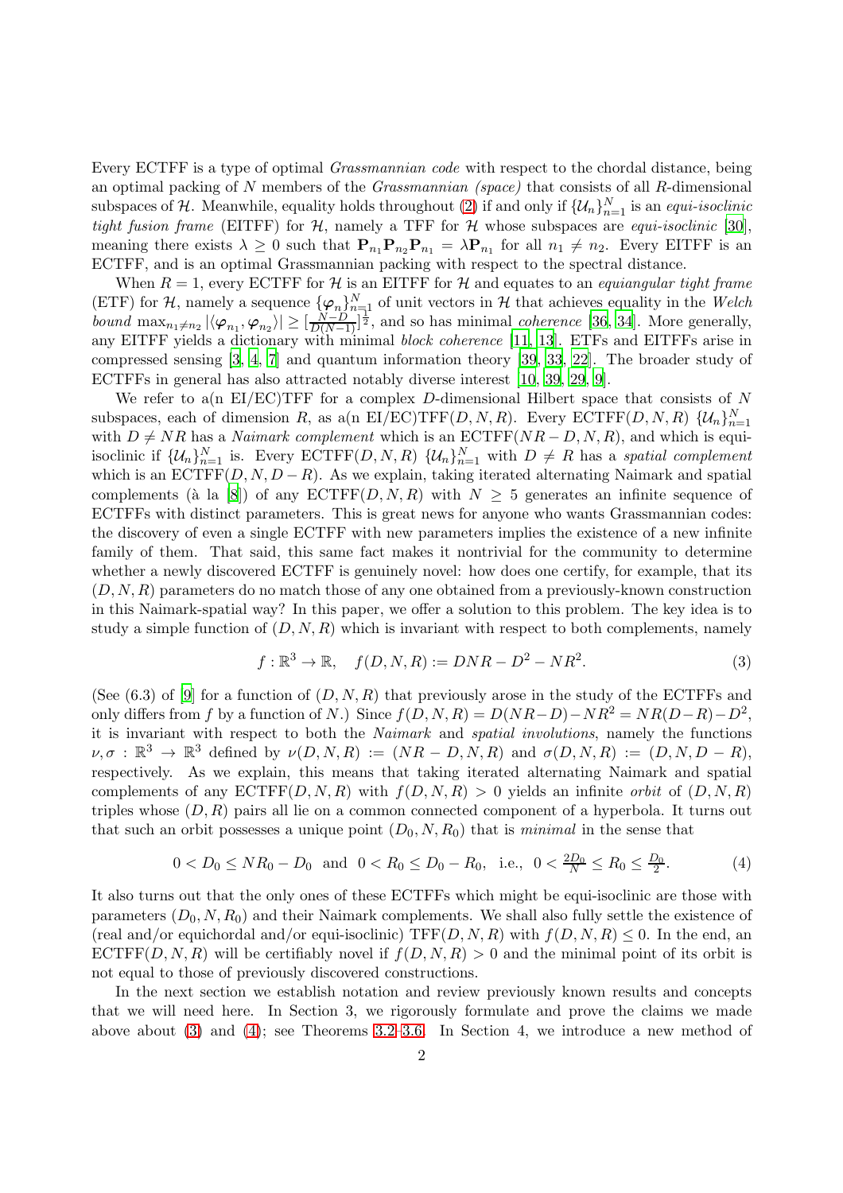Every ECTFF is a type of optimal *Grassmannian code* with respect to the chordal distance, being an optimal packing of $N$ members of the *Grassmannian (space)* that consists of all $R$-dimensional subspaces of $\mathcal{H}$. Meanwhile, equality holds throughout (2) if and only if $\{\mathcal{U}_n\}_{n=1}^N$ is an *equi-isoclinic tight fusion frame* (EITFF) for $\mathcal{H}$, namely a TFF for $\mathcal{H}$ whose subspaces are *equi-isoclinic* [30], meaning there exists $\lambda \geq 0$ such that $\mathbf{P}_{n_1}\mathbf{P}_{n_2}\mathbf{P}_{n_1} = \lambda\mathbf{P}_{n_1}$ for all $n_1 \neq n_2$. Every EITFF is an ECTFF, and is an optimal Grassmannian packing with respect to the spectral distance.

When $R = 1$, every ECTFF for $\mathcal{H}$ is an EITFF for $\mathcal{H}$ and equates to an *equiangular tight frame* (ETF) for $\mathcal{H}$, namely a sequence $\{\boldsymbol{\varphi}_n\}_{n=1}^N$ of unit vectors in $\mathcal{H}$ that achieves equality in the *Welch bound* $\max_{n_1 \neq n_2} |\langle \boldsymbol{\varphi}_{n_1}, \boldsymbol{\varphi}_{n_2}\rangle| \geq [\frac{N-D}{D(N-1)}]^{\frac{1}{2}}$, and so has minimal *coherence* [36, 34]. More generally, any EITFF yields a dictionary with minimal *block coherence* [11, 13]. ETFs and EITFFs arise in compressed sensing [3, 4, 7] and quantum information theory [39, 33, 22]. The broader study of ECTFFs in general has also attracted notably diverse interest [10, 39, 29, 9].

We refer to a(n EI/EC)TFF for a complex $D$-dimensional Hilbert space that consists of $N$ subspaces, each of dimension $R$, as a(n EI/EC)TFF$(D, N, R)$. Every ECTFF$(D, N, R)$ $\{\mathcal{U}_n\}_{n=1}^N$ with $D \neq NR$ has a *Naimark complement* which is an ECTFF$(NR - D, N, R)$, and which is equi-isoclinic if $\{\mathcal{U}_n\}_{n=1}^N$ is. Every ECTFF$(D, N, R)$ $\{\mathcal{U}_n\}_{n=1}^N$ with $D \neq R$ has a *spatial complement* which is an ECTFF$(D, N, D - R)$. As we explain, taking iterated alternating Naimark and spatial complements (à la [8]) of any ECTFF$(D, N, R)$ with $N \geq 5$ generates an infinite sequence of ECTFFs with distinct parameters. This is great news for anyone who wants Grassmannian codes: the discovery of even a single ECTFF with new parameters implies the existence of a new infinite family of them. That said, this same fact makes it nontrivial for the community to determine whether a newly discovered ECTFF is genuinely novel: how does one certify, for example, that its $(D, N, R)$ parameters do no match those of any one obtained from a previously-known construction in this Naimark-spatial way? In this paper, we offer a solution to this problem. The key idea is to study a simple function of $(D, N, R)$ which is invariant with respect to both complements, namely

$$f : \mathbb{R}^3 \to \mathbb{R}, \quad f(D, N, R) := DNR - D^2 - NR^2. \tag{3}$$

(See (6.3) of [9] for a function of $(D, N, R)$ that previously arose in the study of the ECTFFs and only differs from $f$ by a function of $N$.) Since $f(D, N, R) = D(NR - D) - NR^2 = NR(D - R) - D^2$, it is invariant with respect to both the *Naimark* and *spatial involutions*, namely the functions $\nu, \sigma : \mathbb{R}^3 \to \mathbb{R}^3$ defined by $\nu(D, N, R) := (NR - D, N, R)$ and $\sigma(D, N, R) := (D, N, D - R)$, respectively. As we explain, this means that taking iterated alternating Naimark and spatial complements of any ECTFF$(D, N, R)$ with $f(D, N, R) > 0$ yields an infinite *orbit* of $(D, N, R)$ triples whose $(D, R)$ pairs all lie on a common connected component of a hyperbola. It turns out that such an orbit possesses a unique point $(D_0, N, R_0)$ that is *minimal* in the sense that

$$0 < D_0 \leq NR_0 - D_0 \quad \text{and} \quad 0 < R_0 \leq D_0 - R_0, \quad \text{i.e.,} \quad 0 < \tfrac{2D_0}{N} \leq R_0 \leq \tfrac{D_0}{2}. \tag{4}$$

It also turns out that the only ones of these ECTFFs which might be equi-isoclinic are those with parameters $(D_0, N, R_0)$ and their Naimark complements. We shall also fully settle the existence of (real and/or equichordal and/or equi-isoclinic) TFF$(D, N, R)$ with $f(D, N, R) \leq 0$. In the end, an ECTFF$(D, N, R)$ will be certifiably novel if $f(D, N, R) > 0$ and the minimal point of its orbit is not equal to those of previously discovered constructions.

In the next section we establish notation and review previously known results and concepts that we will need here. In Section 3, we rigorously formulate and prove the claims we made above about (3) and (4); see Theorems 3.2–3.6. In Section 4, we introduce a new method of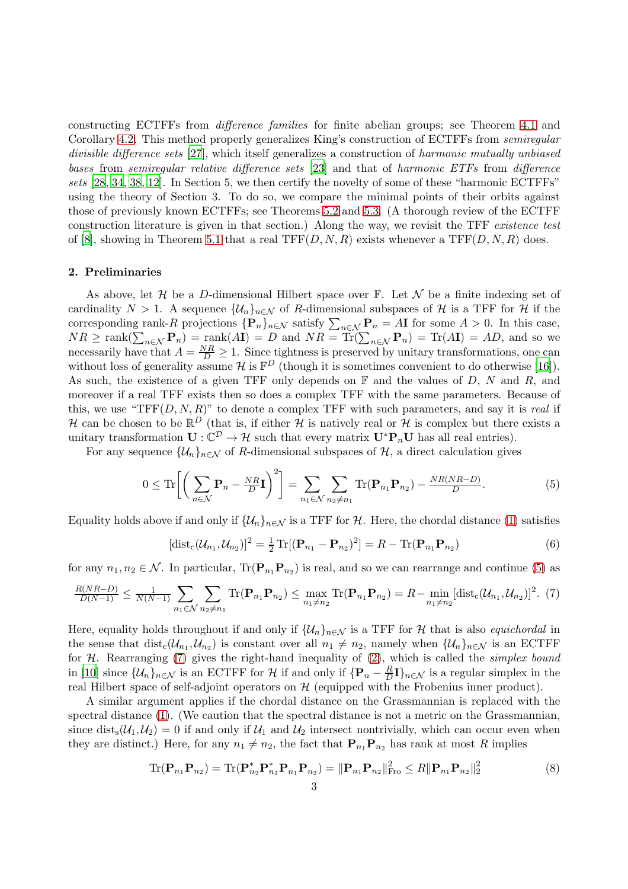constructing ECTFFs from *difference families* for finite abelian groups; see Theorem 4.1 and Corollary 4.2. This method properly generalizes King's construction of ECTFFs from *semiregular divisible difference sets* [27], which itself generalizes a construction of *harmonic mutually unbiased bases* from *semiregular relative difference sets* [23] and that of *harmonic ETFs* from *difference sets* [28, 34, 38, 12]. In Section 5, we then certify the novelty of some of these "harmonic ECTFFs" using the theory of Section 3. To do so, we compare the minimal points of their orbits against those of previously known ECTFFs; see Theorems 5.2 and 5.3. (A thorough review of the ECTFF construction literature is given in that section.) Along the way, we revisit the TFF *existence test* of [8], showing in Theorem 5.1 that a real $\mathrm{TFF}(D,N,R)$ exists whenever a $\mathrm{TFF}(D,N,R)$ does.

## 2. Preliminaries

As above, let $\mathcal{H}$ be a $D$-dimensional Hilbert space over $\mathbb{F}$. Let $\mathcal{N}$ be a finite indexing set of cardinality $N>1$. A sequence $\{\mathcal{U}_n\}_{n\in\mathcal{N}}$ of $R$-dimensional subspaces of $\mathcal{H}$ is a TFF for $\mathcal{H}$ if the corresponding rank-$R$ projections $\{\mathbf{P}_n\}_{n\in\mathcal{N}}$ satisfy $\sum_{n\in\mathcal{N}}\mathbf{P}_n = A\mathbf{I}$ for some $A>0$. In this case, $NR\geq \operatorname{rank}(\sum_{n\in\mathcal{N}}\mathbf{P}_n)=\operatorname{rank}(A\mathbf{I})=D$ and $NR=\operatorname{Tr}(\sum_{n\in\mathcal{N}}\mathbf{P}_n)=\operatorname{Tr}(A\mathbf{I})=AD$, and so we necessarily have that $A=\frac{NR}{D}\geq 1$. Since tightness is preserved by unitary transformations, one can without loss of generality assume $\mathcal{H}$ is $\mathbb{F}^D$ (though it is sometimes convenient to do otherwise [16]). As such, the existence of a given TFF only depends on $\mathbb{F}$ and the values of $D$, $N$ and $R$, and moreover if a real TFF exists then so does a complex TFF with the same parameters. Because of this, we use "$\mathrm{TFF}(D,N,R)$" to denote a complex TFF with such parameters, and say it is *real* if $\mathcal{H}$ can be chosen to be $\mathbb{R}^D$ (that is, if either $\mathcal{H}$ is natively real or $\mathcal{H}$ is complex but there exists a unitary transformation $\mathbf{U}:\mathbb{C}^{\mathcal{D}}\to\mathcal{H}$ such that every matrix $\mathbf{U}^*\mathbf{P}_n\mathbf{U}$ has all real entries).

For any sequence $\{\mathcal{U}_n\}_{n\in\mathcal{N}}$ of $R$-dimensional subspaces of $\mathcal{H}$, a direct calculation gives

$$0\leq \operatorname{Tr}\biggl[\biggl(\sum_{n\in\mathcal{N}}\mathbf{P}_n-\tfrac{NR}{D}\mathbf{I}\biggr)^2\biggr]=\sum_{n_1\in\mathcal{N}}\sum_{n_2\neq n_1}\operatorname{Tr}(\mathbf{P}_{n_1}\mathbf{P}_{n_2})-\tfrac{NR(NR-D)}{D}. \tag{5}$$

Equality holds above if and only if $\{\mathcal{U}_n\}_{n\in\mathcal{N}}$ is a TFF for $\mathcal{H}$. Here, the chordal distance (1) satisfies

$$[\operatorname{dist}_{\mathrm{c}}(\mathcal{U}_{n_1},\mathcal{U}_{n_2})]^2=\tfrac{1}{2}\operatorname{Tr}[(\mathbf{P}_{n_1}-\mathbf{P}_{n_2})^2]=R-\operatorname{Tr}(\mathbf{P}_{n_1}\mathbf{P}_{n_2}) \tag{6}$$

for any $n_1,n_2\in\mathcal{N}$. In particular, $\operatorname{Tr}(\mathbf{P}_{n_1}\mathbf{P}_{n_2})$ is real, and so we can rearrange and continue (5) as

$$\tfrac{R(NR-D)}{D(N-1)}\leq \tfrac{1}{N(N-1)}\sum_{n_1\in\mathcal{N}}\sum_{n_2\neq n_1}\operatorname{Tr}(\mathbf{P}_{n_1}\mathbf{P}_{n_2})\leq \max_{n_1\neq n_2}\operatorname{Tr}(\mathbf{P}_{n_1}\mathbf{P}_{n_2})=R-\min_{n_1\neq n_2}[\operatorname{dist}_{\mathrm{c}}(\mathcal{U}_{n_1},\mathcal{U}_{n_2})]^2. \tag{7}$$

Here, equality holds throughout if and only if $\{\mathcal{U}_n\}_{n\in\mathcal{N}}$ is a TFF for $\mathcal{H}$ that is also *equichordal* in the sense that $\operatorname{dist}_{\mathrm{c}}(\mathcal{U}_{n_1},\mathcal{U}_{n_2})$ is constant over all $n_1\neq n_2$, namely when $\{\mathcal{U}_n\}_{n\in\mathcal{N}}$ is an ECTFF for $\mathcal{H}$. Rearranging (7) gives the right-hand inequality of (2), which is called the *simplex bound* in [10] since $\{\mathcal{U}_n\}_{n\in\mathcal{N}}$ is an ECTFF for $\mathcal{H}$ if and only if $\{\mathbf{P}_n-\frac{R}{D}\mathbf{I}\}_{n\in\mathcal{N}}$ is a regular simplex in the real Hilbert space of self-adjoint operators on $\mathcal{H}$ (equipped with the Frobenius inner product).

A similar argument applies if the chordal distance on the Grassmannian is replaced with the spectral distance (1). (We caution that the spectral distance is not a metric on the Grassmannian, since $\operatorname{dist}_{\mathrm{s}}(\mathcal{U}_1,\mathcal{U}_2)=0$ if and only if $\mathcal{U}_1$ and $\mathcal{U}_2$ intersect nontrivially, which can occur even when they are distinct.) Here, for any $n_1\neq n_2$, the fact that $\mathbf{P}_{n_1}\mathbf{P}_{n_2}$ has rank at most $R$ implies

$$\operatorname{Tr}(\mathbf{P}_{n_1}\mathbf{P}_{n_2})=\operatorname{Tr}(\mathbf{P}_{n_2}^*\mathbf{P}_{n_1}^*\mathbf{P}_{n_1}\mathbf{P}_{n_2})=\|\mathbf{P}_{n_1}\mathbf{P}_{n_2}\|_{\mathrm{Fro}}^2\leq R\|\mathbf{P}_{n_1}\mathbf{P}_{n_2}\|_2^2 \tag{8}$$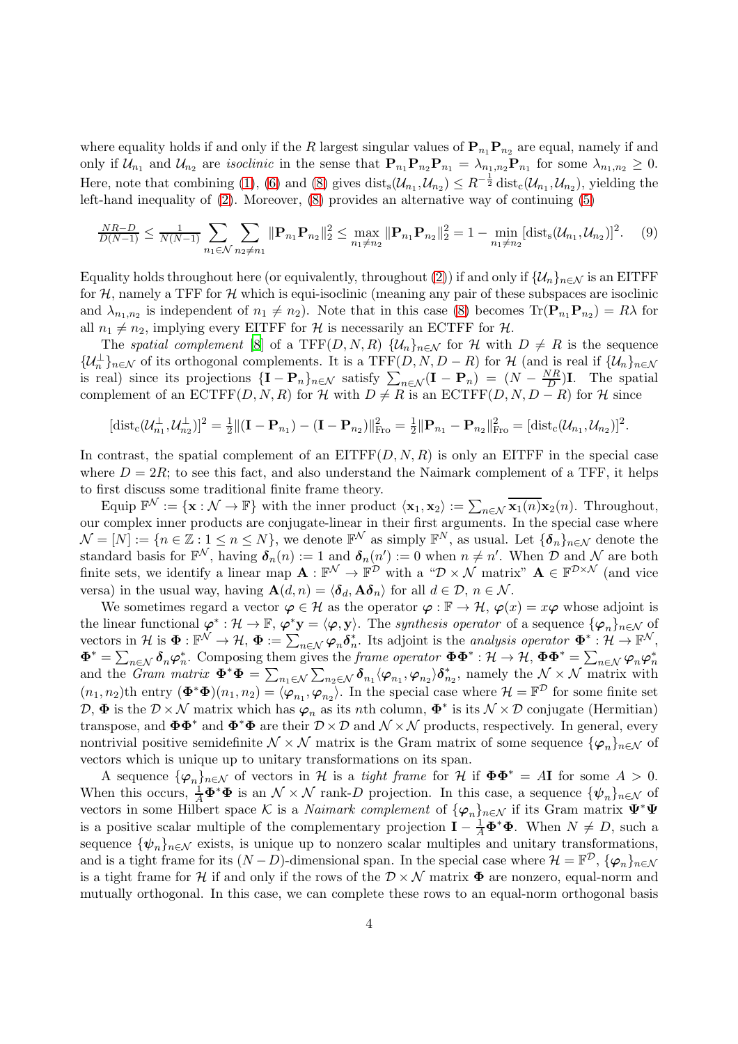where equality holds if and only if the $R$ largest singular values of $\mathbf{P}_{n_1}\mathbf{P}_{n_2}$ are equal, namely if and only if $\mathcal{U}_{n_1}$ and $\mathcal{U}_{n_2}$ are *isoclinic* in the sense that $\mathbf{P}_{n_1}\mathbf{P}_{n_2}\mathbf{P}_{n_1} = \lambda_{n_1,n_2}\mathbf{P}_{n_1}$ for some $\lambda_{n_1,n_2} \geq 0$. Here, note that combining (1), (6) and (8) gives $\operatorname{dist}_{\mathrm{s}}(\mathcal{U}_{n_1},\mathcal{U}_{n_2}) \leq R^{-\frac{1}{2}}\operatorname{dist}_{\mathrm{c}}(\mathcal{U}_{n_1},\mathcal{U}_{n_2})$, yielding the left-hand inequality of (2). Moreover, (8) provides an alternative way of continuing (5)

$$\tfrac{NR-D}{D(N-1)} \leq \tfrac{1}{N(N-1)} \sum_{n_1\in\mathcal{N}}\sum_{n_2\neq n_1} \|\mathbf{P}_{n_1}\mathbf{P}_{n_2}\|_2^2 \leq \max_{n_1\neq n_2} \|\mathbf{P}_{n_1}\mathbf{P}_{n_2}\|_2^2 = 1 - \min_{n_1\neq n_2} [\operatorname{dist}_{\mathrm{s}}(\mathcal{U}_{n_1},\mathcal{U}_{n_2})]^2. \quad (9)$$

Equality holds throughout here (or equivalently, throughout (2)) if and only if $\{\mathcal{U}_n\}_{n\in\mathcal{N}}$ is an EITFF for $\mathcal{H}$, namely a TFF for $\mathcal{H}$ which is equi-isoclinic (meaning any pair of these subspaces are isoclinic and $\lambda_{n_1,n_2}$ is independent of $n_1 \neq n_2$). Note that in this case (8) becomes $\operatorname{Tr}(\mathbf{P}_{n_1}\mathbf{P}_{n_2}) = R\lambda$ for all $n_1 \neq n_2$, implying every EITFF for $\mathcal{H}$ is necessarily an ECTFF for $\mathcal{H}$.

The *spatial complement* [8] of a TFF$(D,N,R)$ $\{\mathcal{U}_n\}_{n\in\mathcal{N}}$ for $\mathcal{H}$ with $D \neq R$ is the sequence $\{\mathcal{U}_n^\perp\}_{n\in\mathcal{N}}$ of its orthogonal complements. It is a TFF$(D,N,D-R)$ for $\mathcal{H}$ (and is real if $\{\mathcal{U}_n\}_{n\in\mathcal{N}}$ is real) since its projections $\{\mathbf{I}-\mathbf{P}_n\}_{n\in\mathcal{N}}$ satisfy $\sum_{n\in\mathcal{N}}(\mathbf{I}-\mathbf{P}_n) = (N - \frac{NR}{D})\mathbf{I}$. The spatial complement of an ECTFF$(D,N,R)$ for $\mathcal{H}$ with $D \neq R$ is an ECTFF$(D,N,D-R)$ for $\mathcal{H}$ since

$$[\operatorname{dist}_{\mathrm{c}}(\mathcal{U}_{n_1}^\perp,\mathcal{U}_{n_2}^\perp)]^2 = \tfrac{1}{2}\|(\mathbf{I}-\mathbf{P}_{n_1}) - (\mathbf{I}-\mathbf{P}_{n_2})\|_{\mathrm{Fro}}^2 = \tfrac{1}{2}\|\mathbf{P}_{n_1}-\mathbf{P}_{n_2}\|_{\mathrm{Fro}}^2 = [\operatorname{dist}_{\mathrm{c}}(\mathcal{U}_{n_1},\mathcal{U}_{n_2})]^2.$$

In contrast, the spatial complement of an EITFF$(D,N,R)$ is only an EITFF in the special case where $D = 2R$; to see this fact, and also understand the Naimark complement of a TFF, it helps to first discuss some traditional finite frame theory.

Equip $\mathbb{F}^{\mathcal{N}} := \{\mathbf{x} : \mathcal{N} \to \mathbb{F}\}$ with the inner product $\langle \mathbf{x}_1, \mathbf{x}_2\rangle := \sum_{n\in\mathcal{N}} \overline{\mathbf{x}_1(n)}\mathbf{x}_2(n)$. Throughout, our complex inner products are conjugate-linear in their first arguments. In the special case where $\mathcal{N} = [N] := \{n \in \mathbb{Z} : 1 \leq n \leq N\}$, we denote $\mathbb{F}^{\mathcal{N}}$ as simply $\mathbb{F}^N$, as usual. Let $\{\boldsymbol{\delta}_n\}_{n\in\mathcal{N}}$ denote the standard basis for $\mathbb{F}^{\mathcal{N}}$, having $\boldsymbol{\delta}_n(n) := 1$ and $\boldsymbol{\delta}_n(n') := 0$ when $n \neq n'$. When $\mathcal{D}$ and $\mathcal{N}$ are both finite sets, we identify a linear map $\mathbf{A} : \mathbb{F}^{\mathcal{N}} \to \mathbb{F}^{\mathcal{D}}$ with a "$\mathcal{D}\times\mathcal{N}$ matrix" $\mathbf{A} \in \mathbb{F}^{\mathcal{D}\times\mathcal{N}}$ (and vice versa) in the usual way, having $\mathbf{A}(d,n) = \langle \boldsymbol{\delta}_d, \mathbf{A}\boldsymbol{\delta}_n\rangle$ for all $d \in \mathcal{D}$, $n \in \mathcal{N}$.

We sometimes regard a vector $\boldsymbol{\varphi} \in \mathcal{H}$ as the operator $\boldsymbol{\varphi} : \mathbb{F} \to \mathcal{H}$, $\boldsymbol{\varphi}(x) = x\boldsymbol{\varphi}$ whose adjoint is the linear functional $\boldsymbol{\varphi}^* : \mathcal{H} \to \mathbb{F}$, $\boldsymbol{\varphi}^*\mathbf{y} = \langle \boldsymbol{\varphi}, \mathbf{y}\rangle$. The *synthesis operator* of a sequence $\{\boldsymbol{\varphi}_n\}_{n\in\mathcal{N}}$ of vectors in $\mathcal{H}$ is $\boldsymbol{\Phi} : \mathbb{F}^{\mathcal{N}} \to \mathcal{H}$, $\boldsymbol{\Phi} := \sum_{n\in\mathcal{N}} \boldsymbol{\varphi}_n\boldsymbol{\delta}_n^*$. Its adjoint is the *analysis operator* $\boldsymbol{\Phi}^* : \mathcal{H} \to \mathbb{F}^{\mathcal{N}}$, $\boldsymbol{\Phi}^* = \sum_{n\in\mathcal{N}} \boldsymbol{\delta}_n\boldsymbol{\varphi}_n^*$. Composing them gives the *frame operator* $\boldsymbol{\Phi}\boldsymbol{\Phi}^* : \mathcal{H} \to \mathcal{H}$, $\boldsymbol{\Phi}\boldsymbol{\Phi}^* = \sum_{n\in\mathcal{N}} \boldsymbol{\varphi}_n\boldsymbol{\varphi}_n^*$ and the *Gram matrix* $\boldsymbol{\Phi}^*\boldsymbol{\Phi} = \sum_{n_1\in\mathcal{N}}\sum_{n_2\in\mathcal{N}} \boldsymbol{\delta}_{n_1}\langle \boldsymbol{\varphi}_{n_1}, \boldsymbol{\varphi}_{n_2}\rangle\boldsymbol{\delta}_{n_2}^*$, namely the $\mathcal{N}\times\mathcal{N}$ matrix with $(n_1,n_2)$th entry $(\boldsymbol{\Phi}^*\boldsymbol{\Phi})(n_1,n_2) = \langle \boldsymbol{\varphi}_{n_1}, \boldsymbol{\varphi}_{n_2}\rangle$. In the special case where $\mathcal{H} = \mathbb{F}^{\mathcal{D}}$ for some finite set $\mathcal{D}$, $\boldsymbol{\Phi}$ is the $\mathcal{D}\times\mathcal{N}$ matrix which has $\boldsymbol{\varphi}_n$ as its $n$th column, $\boldsymbol{\Phi}^*$ is its $\mathcal{N}\times\mathcal{D}$ conjugate (Hermitian) transpose, and $\boldsymbol{\Phi}\boldsymbol{\Phi}^*$ and $\boldsymbol{\Phi}^*\boldsymbol{\Phi}$ are their $\mathcal{D}\times\mathcal{D}$ and $\mathcal{N}\times\mathcal{N}$ products, respectively. In general, every nontrivial positive semidefinite $\mathcal{N}\times\mathcal{N}$ matrix is the Gram matrix of some sequence $\{\boldsymbol{\varphi}_n\}_{n\in\mathcal{N}}$ of vectors which is unique up to unitary transformations on its span.

A sequence $\{\boldsymbol{\varphi}_n\}_{n\in\mathcal{N}}$ of vectors in $\mathcal{H}$ is a *tight frame* for $\mathcal{H}$ if $\boldsymbol{\Phi}\boldsymbol{\Phi}^* = A\mathbf{I}$ for some $A > 0$. When this occurs, $\frac{1}{A}\boldsymbol{\Phi}^*\boldsymbol{\Phi}$ is an $\mathcal{N}\times\mathcal{N}$ rank-$D$ projection. In this case, a sequence $\{\boldsymbol{\psi}_n\}_{n\in\mathcal{N}}$ of vectors in some Hilbert space $\mathcal{K}$ is a *Naimark complement* of $\{\boldsymbol{\varphi}_n\}_{n\in\mathcal{N}}$ if its Gram matrix $\boldsymbol{\Psi}^*\boldsymbol{\Psi}$ is a positive scalar multiple of the complementary projection $\mathbf{I} - \frac{1}{A}\boldsymbol{\Phi}^*\boldsymbol{\Phi}$. When $N \neq D$, such a sequence $\{\boldsymbol{\psi}_n\}_{n\in\mathcal{N}}$ exists, is unique up to nonzero scalar multiples and unitary transformations, and is a tight frame for its $(N-D)$-dimensional span. In the special case where $\mathcal{H} = \mathbb{F}^{\mathcal{D}}$, $\{\boldsymbol{\varphi}_n\}_{n\in\mathcal{N}}$ is a tight frame for $\mathcal{H}$ if and only if the rows of the $\mathcal{D}\times\mathcal{N}$ matrix $\boldsymbol{\Phi}$ are nonzero, equal-norm and mutually orthogonal. In this case, we can complete these rows to an equal-norm orthogonal basis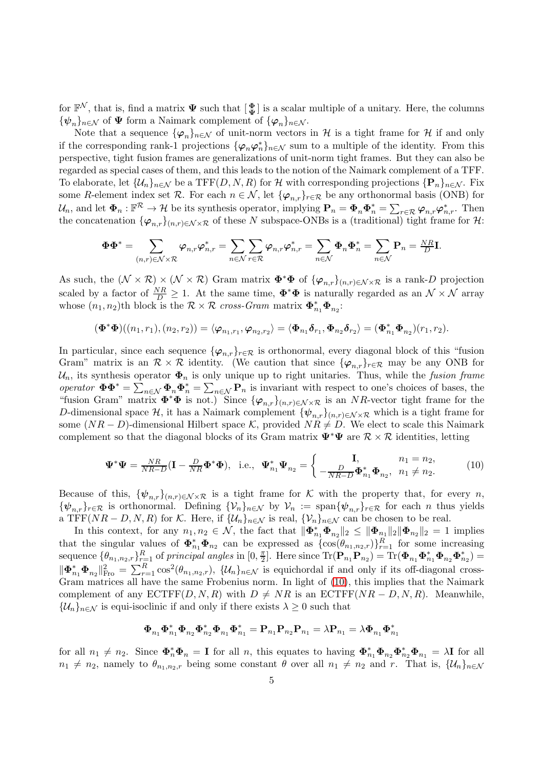for $\mathbb{F}^{\mathcal{N}}$, that is, find a matrix $\boldsymbol{\Psi}$ such that $[\begin{smallmatrix}\boldsymbol{\Phi}\\ \boldsymbol{\Psi}\end{smallmatrix}]$ is a scalar multiple of a unitary. Here, the columns $\{\boldsymbol{\psi}_n\}_{n\in\mathcal{N}}$ of $\boldsymbol{\Psi}$ form a Naimark complement of $\{\boldsymbol{\varphi}_n\}_{n\in\mathcal{N}}$.

Note that a sequence $\{\boldsymbol{\varphi}_n\}_{n\in\mathcal{N}}$ of unit-norm vectors in $\mathcal{H}$ is a tight frame for $\mathcal{H}$ if and only if the corresponding rank-1 projections $\{\boldsymbol{\varphi}_n\boldsymbol{\varphi}_n^*\}_{n\in\mathcal{N}}$ sum to a multiple of the identity. From this perspective, tight fusion frames are generalizations of unit-norm tight frames. But they can also be regarded as special cases of them, and this leads to the notion of the Naimark complement of a TFF. To elaborate, let $\{\mathcal{U}_n\}_{n\in\mathcal{N}}$ be a $\operatorname{TFF}(D,N,R)$ for $\mathcal{H}$ with corresponding projections $\{\mathbf{P}_n\}_{n\in\mathcal{N}}$. Fix some $R$-element index set $\mathcal{R}$. For each $n\in\mathcal{N}$, let $\{\boldsymbol{\varphi}_{n,r}\}_{r\in\mathcal{R}}$ be any orthonormal basis (ONB) for $\mathcal{U}_n$, and let $\boldsymbol{\Phi}_n:\mathbb{F}^{\mathcal{R}}\to\mathcal{H}$ be its synthesis operator, implying $\mathbf{P}_n=\boldsymbol{\Phi}_n\boldsymbol{\Phi}_n^*=\sum_{r\in\mathcal{R}}\boldsymbol{\varphi}_{n,r}\boldsymbol{\varphi}_{n,r}^*$. Then the concatenation $\{\boldsymbol{\varphi}_{n,r}\}_{(n,r)\in\mathcal{N}\times\mathcal{R}}$ of these $N$ subspace-ONBs is a (traditional) tight frame for $\mathcal{H}$:

$$\boldsymbol{\Phi}\boldsymbol{\Phi}^*=\sum_{(n,r)\in\mathcal{N}\times\mathcal{R}}\boldsymbol{\varphi}_{n,r}\boldsymbol{\varphi}_{n,r}^*=\sum_{n\in\mathcal{N}}\sum_{r\in\mathcal{R}}\boldsymbol{\varphi}_{n,r}\boldsymbol{\varphi}_{n,r}^*=\sum_{n\in\mathcal{N}}\boldsymbol{\Phi}_n\boldsymbol{\Phi}_n^*=\sum_{n\in\mathcal{N}}\mathbf{P}_n=\tfrac{NR}{D}\mathbf{I}.$$

As such, the $(\mathcal{N}\times\mathcal{R})\times(\mathcal{N}\times\mathcal{R})$ Gram matrix $\boldsymbol{\Phi}^*\boldsymbol{\Phi}$ of $\{\boldsymbol{\varphi}_{n,r}\}_{(n,r)\in\mathcal{N}\times\mathcal{R}}$ is a rank-$D$ projection scaled by a factor of $\frac{NR}{D}\geq 1$. At the same time, $\boldsymbol{\Phi}^*\boldsymbol{\Phi}$ is naturally regarded as an $\mathcal{N}\times\mathcal{N}$ array whose $(n_1,n_2)$th block is the $\mathcal{R}\times\mathcal{R}$ *cross-Gram* matrix $\boldsymbol{\Phi}_{n_1}^*\boldsymbol{\Phi}_{n_2}$:

$$(\boldsymbol{\Phi}^*\boldsymbol{\Phi})((n_1,r_1),(n_2,r_2))=\langle\boldsymbol{\varphi}_{n_1,r_1},\boldsymbol{\varphi}_{n_2,r_2}\rangle=\langle\boldsymbol{\Phi}_{n_1}\boldsymbol{\delta}_{r_1},\boldsymbol{\Phi}_{n_2}\boldsymbol{\delta}_{r_2}\rangle=(\boldsymbol{\Phi}_{n_1}^*\boldsymbol{\Phi}_{n_2})(r_1,r_2).$$

In particular, since each sequence $\{\boldsymbol{\varphi}_{n,r}\}_{r\in\mathcal{R}}$ is orthonormal, every diagonal block of this "fusion Gram" matrix is an $\mathcal{R}\times\mathcal{R}$ identity. (We caution that since $\{\boldsymbol{\varphi}_{n,r}\}_{r\in\mathcal{R}}$ may be any ONB for $\mathcal{U}_n$, its synthesis operator $\boldsymbol{\Phi}_n$ is only unique up to right unitaries. Thus, while the *fusion frame operator* $\boldsymbol{\Phi}\boldsymbol{\Phi}^*=\sum_{n\in\mathcal{N}}\boldsymbol{\Phi}_n\boldsymbol{\Phi}_n^*=\sum_{n\in\mathcal{N}}\mathbf{P}_n$ is invariant with respect to one's choices of bases, the "fusion Gram" matrix $\boldsymbol{\Phi}^*\boldsymbol{\Phi}$ is not.) Since $\{\boldsymbol{\varphi}_{n,r}\}_{(n,r)\in\mathcal{N}\times\mathcal{R}}$ is an $NR$-vector tight frame for the $D$-dimensional space $\mathcal{H}$, it has a Naimark complement $\{\boldsymbol{\psi}_{n,r}\}_{(n,r)\in\mathcal{N}\times\mathcal{R}}$ which is a tight frame for some $(NR-D)$-dimensional Hilbert space $\mathcal{K}$, provided $NR\neq D$. We elect to scale this Naimark complement so that the diagonal blocks of its Gram matrix $\boldsymbol{\Psi}^*\boldsymbol{\Psi}$ are $\mathcal{R}\times\mathcal{R}$ identities, letting

$$\boldsymbol{\Psi}^*\boldsymbol{\Psi}=\tfrac{NR}{NR-D}(\mathbf{I}-\tfrac{D}{NR}\boldsymbol{\Phi}^*\boldsymbol{\Phi}),\ \text{ i.e., }\ \boldsymbol{\Psi}_{n_1}^*\boldsymbol{\Psi}_{n_2}=\begin{cases}\mathbf{I}, & n_1=n_2,\\ -\frac{D}{NR-D}\boldsymbol{\Phi}_{n_1}^*\boldsymbol{\Phi}_{n_2}, & n_1\neq n_2.\end{cases}\tag{10}$$

Because of this, $\{\boldsymbol{\psi}_{n,r}\}_{(n,r)\in\mathcal{N}\times\mathcal{R}}$ is a tight frame for $\mathcal{K}$ with the property that, for every $n$, $\{\boldsymbol{\psi}_{n,r}\}_{r\in\mathcal{R}}$ is orthonormal. Defining $\{\mathcal{V}_n\}_{n\in\mathcal{N}}$ by $\mathcal{V}_n:=\operatorname{span}\{\boldsymbol{\psi}_{n,r}\}_{r\in\mathcal{R}}$ for each $n$ thus yields a $\operatorname{TFF}(NR-D,N,R)$ for $\mathcal{K}$. Here, if $\{\mathcal{U}_n\}_{n\in\mathcal{N}}$ is real, $\{\mathcal{V}_n\}_{n\in\mathcal{N}}$ can be chosen to be real.

In this context, for any $n_1,n_2\in\mathcal{N}$, the fact that $\|\boldsymbol{\Phi}_{n_1}^*\boldsymbol{\Phi}_{n_2}\|_2\leq\|\boldsymbol{\Phi}_{n_1}\|_2\|\boldsymbol{\Phi}_{n_2}\|_2=1$ implies that the singular values of $\boldsymbol{\Phi}_{n_1}^*\boldsymbol{\Phi}_{n_2}$ can be expressed as $\{\cos(\theta_{n_1,n_2,r})\}_{r=1}^R$ for some increasing sequence $\{\theta_{n_1,n_2,r}\}_{r=1}^R$ of *principal angles* in $[0,\frac{\pi}{2}]$. Here since $\operatorname{Tr}(\mathbf{P}_{n_1}\mathbf{P}_{n_2})=\operatorname{Tr}(\boldsymbol{\Phi}_{n_1}\boldsymbol{\Phi}_{n_1}^*\boldsymbol{\Phi}_{n_2}\boldsymbol{\Phi}_{n_2}^*)=\|\boldsymbol{\Phi}_{n_1}^*\boldsymbol{\Phi}_{n_2}\|_{\mathrm{Fro}}^2=\sum_{r=1}^R\cos^2(\theta_{n_1,n_2,r})$, $\{\mathcal{U}_n\}_{n\in\mathcal{N}}$ is equichordal if and only if its off-diagonal cross-Gram matrices all have the same Frobenius norm. In light of (10), this implies that the Naimark complement of any $\operatorname{ECTFF}(D,N,R)$ with $D\neq NR$ is an $\operatorname{ECTFF}(NR-D,N,R)$. Meanwhile, $\{\mathcal{U}_n\}_{n\in\mathcal{N}}$ is equi-isoclinic if and only if there exists $\lambda\geq 0$ such that

$$\boldsymbol{\Phi}_{n_1}\boldsymbol{\Phi}_{n_1}^*\boldsymbol{\Phi}_{n_2}\boldsymbol{\Phi}_{n_2}^*\boldsymbol{\Phi}_{n_1}\boldsymbol{\Phi}_{n_1}^*=\mathbf{P}_{n_1}\mathbf{P}_{n_2}\mathbf{P}_{n_1}=\lambda\mathbf{P}_{n_1}=\lambda\boldsymbol{\Phi}_{n_1}\boldsymbol{\Phi}_{n_1}^*$$

for all $n_1\neq n_2$. Since $\boldsymbol{\Phi}_n^*\boldsymbol{\Phi}_n=\mathbf{I}$ for all $n$, this equates to having $\boldsymbol{\Phi}_{n_1}^*\boldsymbol{\Phi}_{n_2}\boldsymbol{\Phi}_{n_2}^*\boldsymbol{\Phi}_{n_1}=\lambda\mathbf{I}$ for all $n_1\neq n_2$, namely to $\theta_{n_1,n_2,r}$ being some constant $\theta$ over all $n_1\neq n_2$ and $r$. That is, $\{\mathcal{U}_n\}_{n\in\mathcal{N}}$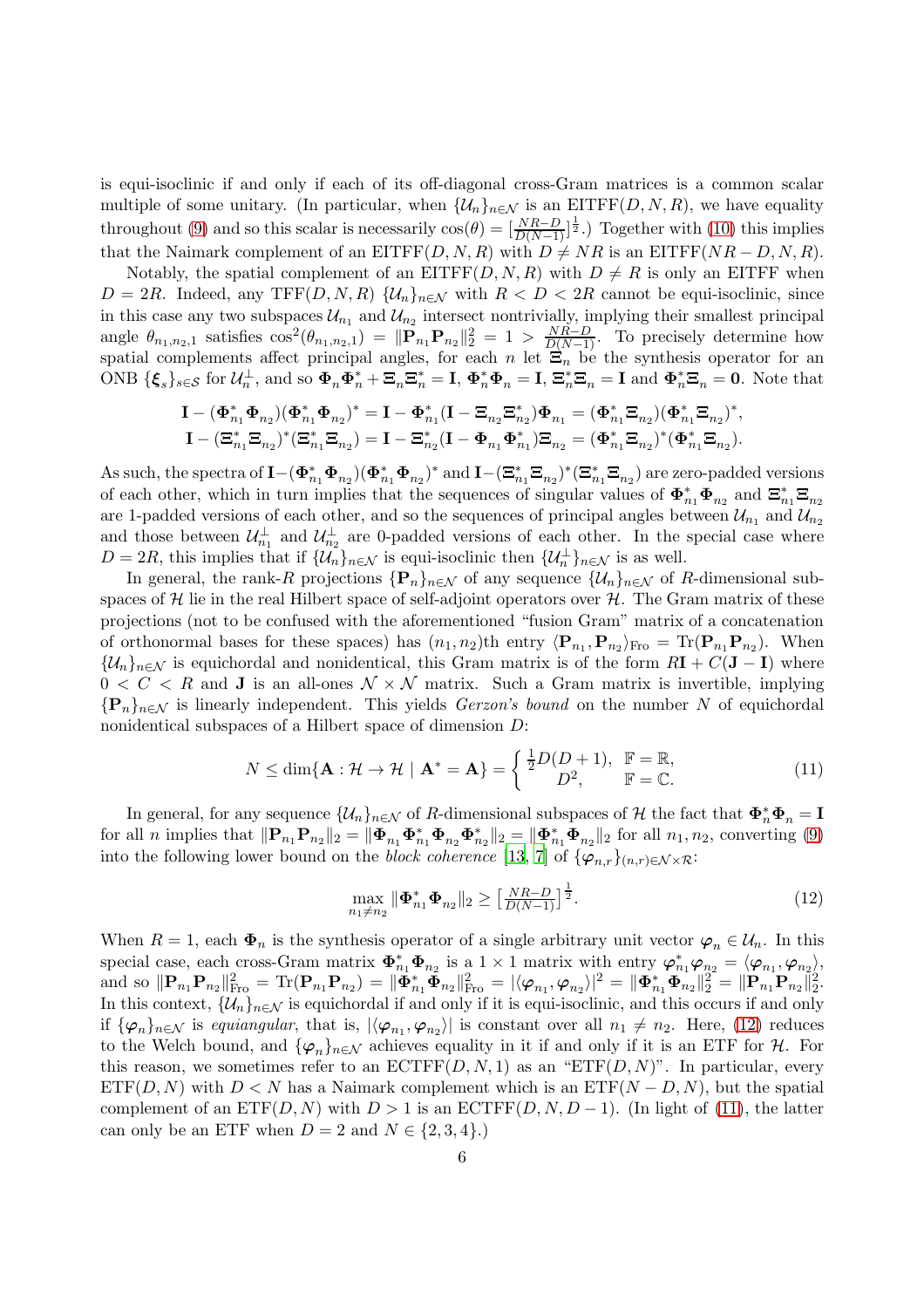is equi-isoclinic if and only if each of its off-diagonal cross-Gram matrices is a common scalar multiple of some unitary. (In particular, when $\{\mathcal{U}_n\}_{n\in\mathcal{N}}$ is an $\operatorname{EITFF}(D,N,R)$, we have equality throughout (9) and so this scalar is necessarily $\cos(\theta)=[\frac{NR-D}{D(N-1)}]^{\frac{1}{2}}$.) Together with (10) this implies that the Naimark complement of an $\operatorname{EITFF}(D,N,R)$ with $D\neq NR$ is an $\operatorname{EITFF}(NR-D,N,R)$.

Notably, the spatial complement of an $\operatorname{EITFF}(D,N,R)$ with $D\neq R$ is only an EITFF when $D=2R$. Indeed, any $\operatorname{TFF}(D,N,R)$ $\{\mathcal{U}_n\}_{n\in\mathcal{N}}$ with $R<D<2R$ cannot be equi-isoclinic, since in this case any two subspaces $\mathcal{U}_{n_1}$ and $\mathcal{U}_{n_2}$ intersect nontrivially, implying their smallest principal angle $\theta_{n_1,n_2,1}$ satisfies $\cos^2(\theta_{n_1,n_2,1})=\|\mathbf{P}_{n_1}\mathbf{P}_{n_2}\|_2^2=1>\frac{NR-D}{D(N-1)}$. To precisely determine how spatial complements affect principal angles, for each $n$ let $\boldsymbol{\Xi}_n$ be the synthesis operator for an ONB $\{\boldsymbol{\xi}_s\}_{s\in\mathcal{S}}$ for $\mathcal{U}_n^\perp$, and so $\boldsymbol{\Phi}_n\boldsymbol{\Phi}_n^*+\boldsymbol{\Xi}_n\boldsymbol{\Xi}_n^*=\mathbf{I}$, $\boldsymbol{\Phi}_n^*\boldsymbol{\Phi}_n=\mathbf{I}$, $\boldsymbol{\Xi}_n^*\boldsymbol{\Xi}_n=\mathbf{I}$ and $\boldsymbol{\Phi}_n^*\boldsymbol{\Xi}_n=\mathbf{0}$. Note that

$$\mathbf{I}-(\boldsymbol{\Phi}_{n_1}^*\boldsymbol{\Phi}_{n_2})(\boldsymbol{\Phi}_{n_1}^*\boldsymbol{\Phi}_{n_2})^*=\mathbf{I}-\boldsymbol{\Phi}_{n_1}^*(\mathbf{I}-\boldsymbol{\Xi}_{n_2}\boldsymbol{\Xi}_{n_2}^*)\boldsymbol{\Phi}_{n_1}=(\boldsymbol{\Phi}_{n_1}^*\boldsymbol{\Xi}_{n_2})(\boldsymbol{\Phi}_{n_1}^*\boldsymbol{\Xi}_{n_2})^*,$$
$$\mathbf{I}-(\boldsymbol{\Xi}_{n_1}^*\boldsymbol{\Xi}_{n_2})^*(\boldsymbol{\Xi}_{n_1}^*\boldsymbol{\Xi}_{n_2})=\mathbf{I}-\boldsymbol{\Xi}_{n_2}^*(\mathbf{I}-\boldsymbol{\Phi}_{n_1}\boldsymbol{\Phi}_{n_1}^*)\boldsymbol{\Xi}_{n_2}=(\boldsymbol{\Phi}_{n_1}^*\boldsymbol{\Xi}_{n_2})^*(\boldsymbol{\Phi}_{n_1}^*\boldsymbol{\Xi}_{n_2}).$$

As such, the spectra of $\mathbf{I}-(\boldsymbol{\Phi}_{n_1}^*\boldsymbol{\Phi}_{n_2})(\boldsymbol{\Phi}_{n_1}^*\boldsymbol{\Phi}_{n_2})^*$ and $\mathbf{I}-(\boldsymbol{\Xi}_{n_1}^*\boldsymbol{\Xi}_{n_2})^*(\boldsymbol{\Xi}_{n_1}^*\boldsymbol{\Xi}_{n_2})$ are zero-padded versions of each other, which in turn implies that the sequences of singular values of $\boldsymbol{\Phi}_{n_1}^*\boldsymbol{\Phi}_{n_2}$ and $\boldsymbol{\Xi}_{n_1}^*\boldsymbol{\Xi}_{n_2}$ are 1-padded versions of each other, and so the sequences of principal angles between $\mathcal{U}_{n_1}$ and $\mathcal{U}_{n_2}$ and those between $\mathcal{U}_{n_1}^\perp$ and $\mathcal{U}_{n_2}^\perp$ are 0-padded versions of each other. In the special case where $D=2R$, this implies that if $\{\mathcal{U}_n\}_{n\in\mathcal{N}}$ is equi-isoclinic then $\{\mathcal{U}_n^\perp\}_{n\in\mathcal{N}}$ is as well.

In general, the rank-$R$ projections $\{\mathbf{P}_n\}_{n\in\mathcal{N}}$ of any sequence $\{\mathcal{U}_n\}_{n\in\mathcal{N}}$ of $R$-dimensional subspaces of $\mathcal{H}$ lie in the real Hilbert space of self-adjoint operators over $\mathcal{H}$. The Gram matrix of these projections (not to be confused with the aforementioned "fusion Gram" matrix of a concatenation of orthonormal bases for these spaces) has $(n_1,n_2)$th entry $\langle\mathbf{P}_{n_1},\mathbf{P}_{n_2}\rangle_{\mathrm{Fro}}=\operatorname{Tr}(\mathbf{P}_{n_1}\mathbf{P}_{n_2})$. When $\{\mathcal{U}_n\}_{n\in\mathcal{N}}$ is equichordal and nonidentical, this Gram matrix is of the form $R\mathbf{I}+C(\mathbf{J}-\mathbf{I})$ where $0<C<R$ and $\mathbf{J}$ is an all-ones $\mathcal{N}\times\mathcal{N}$ matrix. Such a Gram matrix is invertible, implying $\{\mathbf{P}_n\}_{n\in\mathcal{N}}$ is linearly independent. This yields *Gerzon's bound* on the number $N$ of equichordal nonidentical subspaces of a Hilbert space of dimension $D$:

$$N\leq\dim\{\mathbf{A}:\mathcal{H}\to\mathcal{H}\mid\mathbf{A}^*=\mathbf{A}\}=\begin{cases}\frac{1}{2}D(D+1), & \mathbb{F}=\mathbb{R},\\ D^2, & \mathbb{F}=\mathbb{C}.\end{cases}\tag{11}$$

In general, for any sequence $\{\mathcal{U}_n\}_{n\in\mathcal{N}}$ of $R$-dimensional subspaces of $\mathcal{H}$ the fact that $\boldsymbol{\Phi}_n^*\boldsymbol{\Phi}_n=\mathbf{I}$ for all $n$ implies that $\|\mathbf{P}_{n_1}\mathbf{P}_{n_2}\|_2=\|\boldsymbol{\Phi}_{n_1}\boldsymbol{\Phi}_{n_1}^*\boldsymbol{\Phi}_{n_2}\boldsymbol{\Phi}_{n_2}^*\|_2=\|\boldsymbol{\Phi}_{n_1}^*\boldsymbol{\Phi}_{n_2}\|_2$ for all $n_1,n_2$, converting (9) into the following lower bound on the *block coherence* [13, 7] of $\{\boldsymbol{\varphi}_{n,r}\}_{(n,r)\in\mathcal{N}\times\mathcal{R}}$:

$$\max_{n_1\neq n_2}\|\boldsymbol{\Phi}_{n_1}^*\boldsymbol{\Phi}_{n_2}\|_2\geq\left[\tfrac{NR-D}{D(N-1)}\right]^{\frac{1}{2}}.\tag{12}$$

When $R=1$, each $\boldsymbol{\Phi}_n$ is the synthesis operator of a single arbitrary unit vector $\boldsymbol{\varphi}_n\in\mathcal{U}_n$. In this special case, each cross-Gram matrix $\boldsymbol{\Phi}_{n_1}^*\boldsymbol{\Phi}_{n_2}$ is a $1\times1$ matrix with entry $\boldsymbol{\varphi}_{n_1}^*\boldsymbol{\varphi}_{n_2}=\langle\boldsymbol{\varphi}_{n_1},\boldsymbol{\varphi}_{n_2}\rangle$, and so $\|\mathbf{P}_{n_1}\mathbf{P}_{n_2}\|_{\mathrm{Fro}}^2=\operatorname{Tr}(\mathbf{P}_{n_1}\mathbf{P}_{n_2})=\|\boldsymbol{\Phi}_{n_1}^*\boldsymbol{\Phi}_{n_2}\|_{\mathrm{Fro}}^2=|\langle\boldsymbol{\varphi}_{n_1},\boldsymbol{\varphi}_{n_2}\rangle|^2=\|\boldsymbol{\Phi}_{n_1}^*\boldsymbol{\Phi}_{n_2}\|_2^2=\|\mathbf{P}_{n_1}\mathbf{P}_{n_2}\|_2^2$. In this context, $\{\mathcal{U}_n\}_{n\in\mathcal{N}}$ is equichordal if and only if it is equi-isoclinic, and this occurs if and only if $\{\boldsymbol{\varphi}_n\}_{n\in\mathcal{N}}$ is *equiangular*, that is, $|\langle\boldsymbol{\varphi}_{n_1},\boldsymbol{\varphi}_{n_2}\rangle|$ is constant over all $n_1\neq n_2$. Here, (12) reduces to the Welch bound, and $\{\boldsymbol{\varphi}_n\}_{n\in\mathcal{N}}$ achieves equality in it if and only if it is an ETF for $\mathcal{H}$. For this reason, we sometimes refer to an $\operatorname{ECTFF}(D,N,1)$ as an "$\operatorname{ETF}(D,N)$". In particular, every $\operatorname{ETF}(D,N)$ with $D<N$ has a Naimark complement which is an $\operatorname{ETF}(N-D,N)$, but the spatial complement of an $\operatorname{ETF}(D,N)$ with $D>1$ is an $\operatorname{ECTFF}(D,N,D-1)$. (In light of (11), the latter can only be an ETF when $D=2$ and $N\in\{2,3,4\}$.)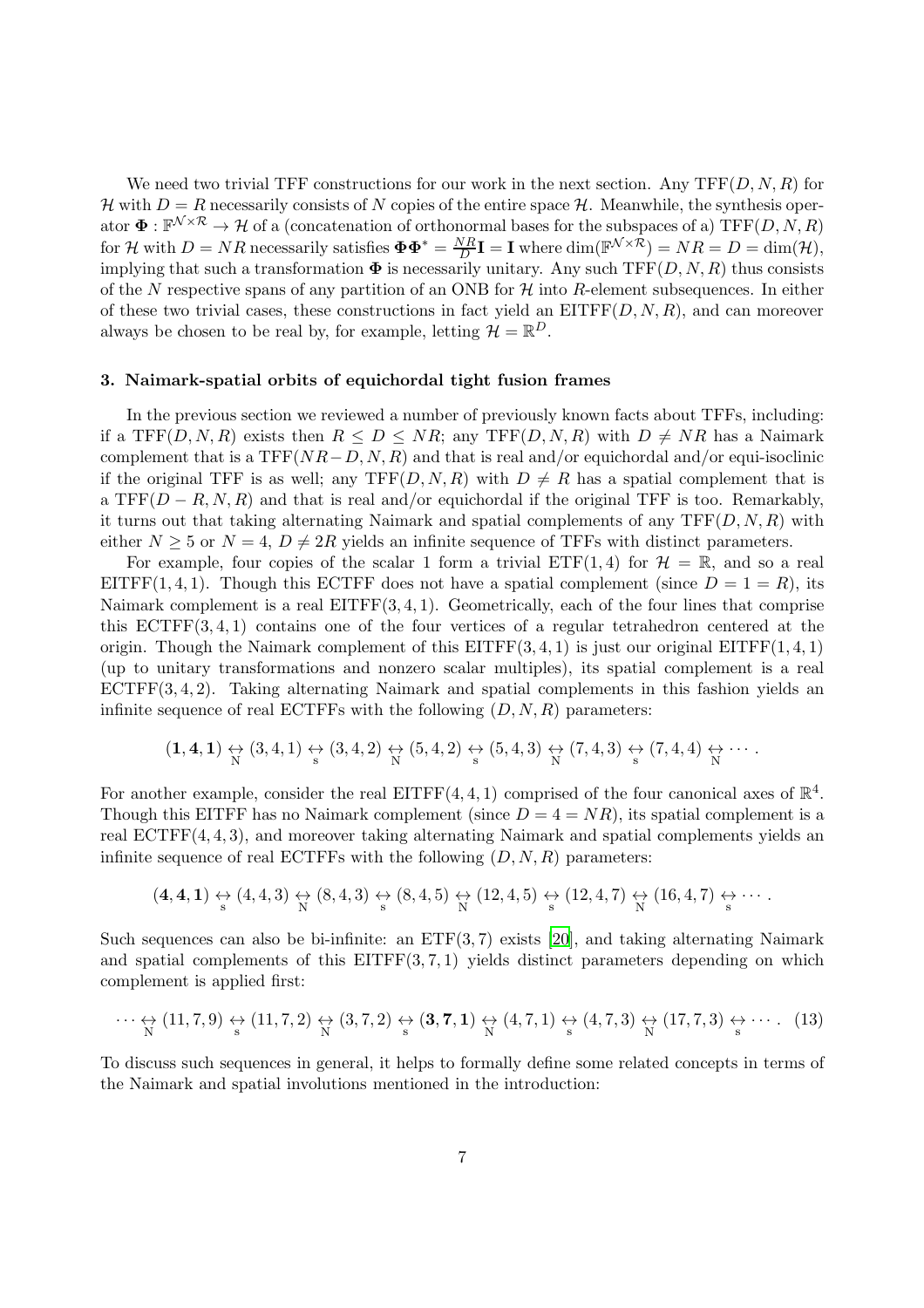We need two trivial TFF constructions for our work in the next section. Any $\mathrm{TFF}(D,N,R)$ for $\mathcal{H}$ with $D=R$ necessarily consists of $N$ copies of the entire space $\mathcal{H}$. Meanwhile, the synthesis operator $\mathbf{\Phi}:\mathbb{F}^{\mathcal{N}\times\mathcal{R}}\to\mathcal{H}$ of a (concatenation of orthonormal bases for the subspaces of a) $\mathrm{TFF}(D,N,R)$ for $\mathcal{H}$ with $D=NR$ necessarily satisfies $\mathbf{\Phi}\mathbf{\Phi}^*=\frac{NR}{D}\mathbf{I}=\mathbf{I}$ where $\dim(\mathbb{F}^{\mathcal{N}\times\mathcal{R}})=NR=D=\dim(\mathcal{H})$, implying that such a transformation $\mathbf{\Phi}$ is necessarily unitary. Any such $\mathrm{TFF}(D,N,R)$ thus consists of the $N$ respective spans of any partition of an ONB for $\mathcal{H}$ into $R$-element subsequences. In either of these two trivial cases, these constructions in fact yield an $\mathrm{EITFF}(D,N,R)$, and can moreover always be chosen to be real by, for example, letting $\mathcal{H}=\mathbb{R}^D$.

### 3. Naimark-spatial orbits of equichordal tight fusion frames

In the previous section we reviewed a number of previously known facts about TFFs, including: if a $\mathrm{TFF}(D,N,R)$ exists then $R\leq D\leq NR$; any $\mathrm{TFF}(D,N,R)$ with $D\neq NR$ has a Naimark complement that is a $\mathrm{TFF}(NR-D,N,R)$ and that is real and/or equichordal and/or equi-isoclinic if the original TFF is as well; any $\mathrm{TFF}(D,N,R)$ with $D\neq R$ has a spatial complement that is a $\mathrm{TFF}(D-R,N,R)$ and that is real and/or equichordal if the original TFF is too. Remarkably, it turns out that taking alternating Naimark and spatial complements of any $\mathrm{TFF}(D,N,R)$ with either $N\geq 5$ or $N=4$, $D\neq 2R$ yields an infinite sequence of TFFs with distinct parameters.

For example, four copies of the scalar 1 form a trivial $\mathrm{ETF}(1,4)$ for $\mathcal{H}=\mathbb{R}$, and so a real $\mathrm{EITFF}(1,4,1)$. Though this ECTFF does not have a spatial complement (since $D=1=R$), its Naimark complement is a real $\mathrm{EITFF}(3,4,1)$. Geometrically, each of the four lines that comprise this $\mathrm{ECTFF}(3,4,1)$ contains one of the four vertices of a regular tetrahedron centered at the origin. Though the Naimark complement of this $\mathrm{EITFF}(3,4,1)$ is just our original $\mathrm{EITFF}(1,4,1)$ (up to unitary transformations and nonzero scalar multiples), its spatial complement is a real $\mathrm{ECTFF}(3,4,2)$. Taking alternating Naimark and spatial complements in this fashion yields an infinite sequence of real ECTFFs with the following $(D,N,R)$ parameters:

$$(\mathbf{1},\mathbf{4},\mathbf{1})\underset{\mathrm{N}}{\leftrightarrow}(3,4,1)\underset{\mathrm{s}}{\leftrightarrow}(3,4,2)\underset{\mathrm{N}}{\leftrightarrow}(5,4,2)\underset{\mathrm{s}}{\leftrightarrow}(5,4,3)\underset{\mathrm{N}}{\leftrightarrow}(7,4,3)\underset{\mathrm{s}}{\leftrightarrow}(7,4,4)\underset{\mathrm{N}}{\leftrightarrow}\cdots.$$

For another example, consider the real $\mathrm{EITFF}(4,4,1)$ comprised of the four canonical axes of $\mathbb{R}^4$. Though this EITFF has no Naimark complement (since $D=4=NR$), its spatial complement is a real $\mathrm{ECTFF}(4,4,3)$, and moreover taking alternating Naimark and spatial complements yields an infinite sequence of real ECTFFs with the following $(D,N,R)$ parameters:

$$(\mathbf{4},\mathbf{4},\mathbf{1})\underset{\mathrm{s}}{\leftrightarrow}(4,4,3)\underset{\mathrm{N}}{\leftrightarrow}(8,4,3)\underset{\mathrm{s}}{\leftrightarrow}(8,4,5)\underset{\mathrm{N}}{\leftrightarrow}(12,4,5)\underset{\mathrm{s}}{\leftrightarrow}(12,4,7)\underset{\mathrm{N}}{\leftrightarrow}(16,4,7)\underset{\mathrm{s}}{\leftrightarrow}\cdots.$$

Such sequences can also be bi-infinite: an $\mathrm{ETF}(3,7)$ exists [20], and taking alternating Naimark and spatial complements of this $\mathrm{EITFF}(3,7,1)$ yields distinct parameters depending on which complement is applied first:

$$\cdots\underset{\mathrm{N}}{\leftrightarrow}(11,7,9)\underset{\mathrm{s}}{\leftrightarrow}(11,7,2)\underset{\mathrm{N}}{\leftrightarrow}(3,7,2)\underset{\mathrm{s}}{\leftrightarrow}(\mathbf{3},\mathbf{7},\mathbf{1})\underset{\mathrm{N}}{\leftrightarrow}(4,7,1)\underset{\mathrm{s}}{\leftrightarrow}(4,7,3)\underset{\mathrm{N}}{\leftrightarrow}(17,7,3)\underset{\mathrm{s}}{\leftrightarrow}\cdots.\quad(13)$$

To discuss such sequences in general, it helps to formally define some related concepts in terms of the Naimark and spatial involutions mentioned in the introduction: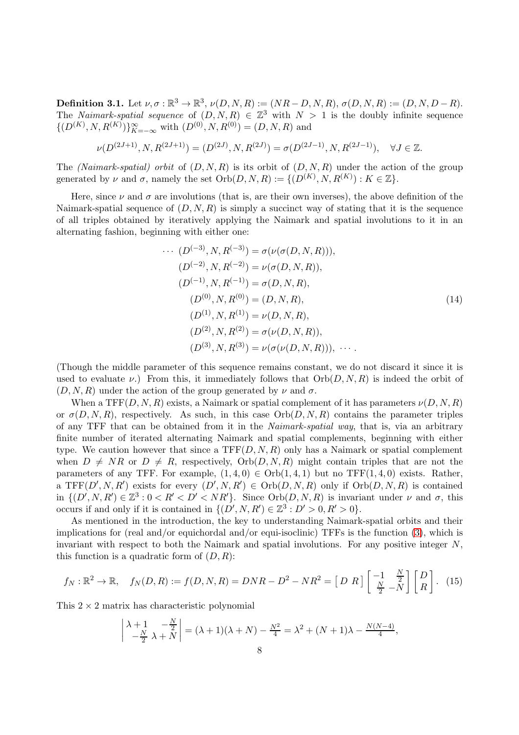**Definition 3.1.** Let $\nu, \sigma : \mathbb{R}^3 \to \mathbb{R}^3$, $\nu(D,N,R) := (NR-D, N, R)$, $\sigma(D,N,R) := (D, N, D-R)$. The *Naimark-spatial sequence* of $(D,N,R) \in \mathbb{Z}^3$ with $N > 1$ is the doubly infinite sequence $\{(D^{(K)}, N, R^{(K)})\}_{K=-\infty}^{\infty}$ with $(D^{(0)}, N, R^{(0)}) = (D,N,R)$ and

$$\nu(D^{(2J+1)}, N, R^{(2J+1)}) = (D^{(2J)}, N, R^{(2J)}) = \sigma(D^{(2J-1)}, N, R^{(2J-1)}), \quad \forall J \in \mathbb{Z}.$$

The *(Naimark-spatial) orbit* of $(D,N,R)$ is its orbit of $(D,N,R)$ under the action of the group generated by $\nu$ and $\sigma$, namely the set $\operatorname{Orb}(D,N,R) := \{(D^{(K)}, N, R^{(K)}) : K \in \mathbb{Z}\}$.

Here, since $\nu$ and $\sigma$ are involutions (that is, are their own inverses), the above definition of the Naimark-spatial sequence of $(D,N,R)$ is simply a succinct way of stating that it is the sequence of all triples obtained by iteratively applying the Naimark and spatial involutions to it in an alternating fashion, beginning with either one:

$$\begin{aligned}
\cdots\ (D^{(-3)}, N, R^{(-3)}) &= \sigma(\nu(\sigma(D,N,R))),\\
(D^{(-2)}, N, R^{(-2)}) &= \nu(\sigma(D,N,R)),\\
(D^{(-1)}, N, R^{(-1)}) &= \sigma(D,N,R),\\
(D^{(0)}, N, R^{(0)}) &= (D,N,R),\\
(D^{(1)}, N, R^{(1)}) &= \nu(D,N,R),\\
(D^{(2)}, N, R^{(2)}) &= \sigma(\nu(D,N,R)),\\
(D^{(3)}, N, R^{(3)}) &= \nu(\sigma(\nu(D,N,R))),\ \cdots.
\end{aligned} \tag{14}$$

(Though the middle parameter of this sequence remains constant, we do not discard it since it is used to evaluate $\nu$.) From this, it immediately follows that $\operatorname{Orb}(D,N,R)$ is indeed the orbit of $(D,N,R)$ under the action of the group generated by $\nu$ and $\sigma$.

When a $\operatorname{TFF}(D,N,R)$ exists, a Naimark or spatial complement of it has parameters $\nu(D,N,R)$ or $\sigma(D,N,R)$, respectively. As such, in this case $\operatorname{Orb}(D,N,R)$ contains the parameter triples of any TFF that can be obtained from it in the *Naimark-spatial way*, that is, via an arbitrary finite number of iterated alternating Naimark and spatial complements, beginning with either type. We caution however that since a $\operatorname{TFF}(D,N,R)$ only has a Naimark or spatial complement when $D \neq NR$ or $D \neq R$, respectively, $\operatorname{Orb}(D,N,R)$ might contain triples that are not the parameters of any TFF. For example, $(1,4,0) \in \operatorname{Orb}(1,4,1)$ but no $\operatorname{TFF}(1,4,0)$ exists. Rather, a $\operatorname{TFF}(D',N,R')$ exists for every $(D',N,R') \in \operatorname{Orb}(D,N,R)$ only if $\operatorname{Orb}(D,N,R)$ is contained in $\{(D',N,R') \in \mathbb{Z}^3 : 0 < R' < D' < NR'\}$. Since $\operatorname{Orb}(D,N,R)$ is invariant under $\nu$ and $\sigma$, this occurs if and only if it is contained in $\{(D',N,R') \in \mathbb{Z}^3 : D' > 0, R' > 0\}$.

As mentioned in the introduction, the key to understanding Naimark-spatial orbits and their implications for (real and/or equichordal and/or equi-isoclinic) TFFs is the function (3), which is invariant with respect to both the Naimark and spatial involutions. For any positive integer $N$, this function is a quadratic form of $(D,R)$:

$$f_N : \mathbb{R}^2 \to \mathbb{R}, \quad f_N(D,R) := f(D,N,R) = DNR - D^2 - NR^2 = \begin{bmatrix} D & R \end{bmatrix} \begin{bmatrix} -1 & \frac{N}{2} \\ \frac{N}{2} & -N \end{bmatrix} \begin{bmatrix} D \\ R \end{bmatrix}. \tag{15}$$

This $2 \times 2$ matrix has characteristic polynomial

$$\begin{vmatrix} \lambda + 1 & -\frac{N}{2} \\ -\frac{N}{2} & \lambda + N \end{vmatrix} = (\lambda+1)(\lambda+N) - \tfrac{N^2}{4} = \lambda^2 + (N+1)\lambda - \tfrac{N(N-4)}{4},$$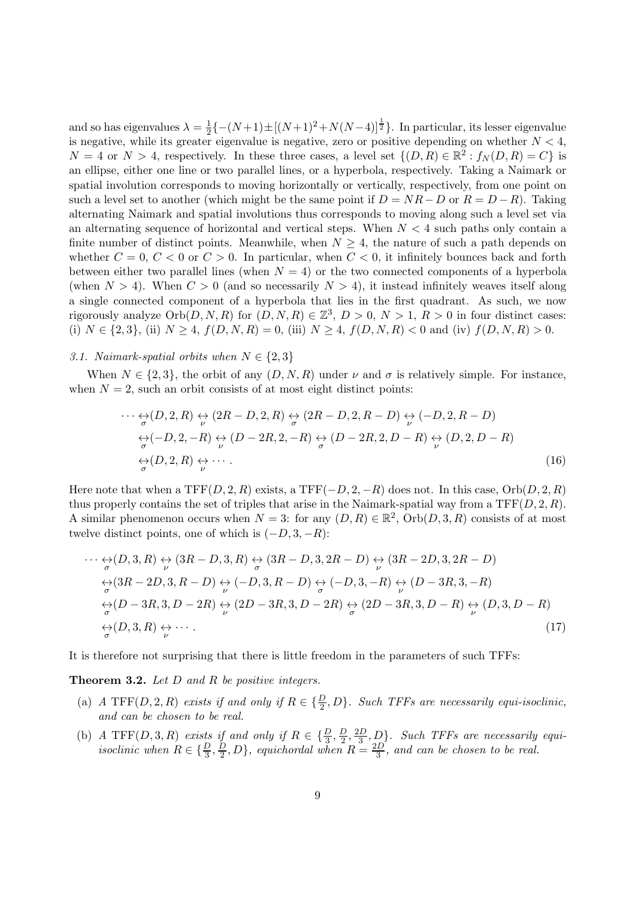and so has eigenvalues $\lambda = \frac{1}{2}\{-(N+1) \pm [(N+1)^2 + N(N-4)]^{\frac{1}{2}}\}$. In particular, its lesser eigenvalue is negative, while its greater eigenvalue is negative, zero or positive depending on whether $N < 4$, $N = 4$ or $N > 4$, respectively. In these three cases, a level set $\{(D, R) \in \mathbb{R}^2 : f_N(D, R) = C\}$ is an ellipse, either one line or two parallel lines, or a hyperbola, respectively. Taking a Naimark or spatial involution corresponds to moving horizontally or vertically, respectively, from one point on such a level set to another (which might be the same point if $D = NR - D$ or $R = D - R$). Taking alternating Naimark and spatial involutions thus corresponds to moving along such a level set via an alternating sequence of horizontal and vertical steps. When $N < 4$ such paths only contain a finite number of distinct points. Meanwhile, when $N \geq 4$, the nature of such a path depends on whether $C = 0$, $C < 0$ or $C > 0$. In particular, when $C < 0$, it infinitely bounces back and forth between either two parallel lines (when $N = 4$) or the two connected components of a hyperbola (when $N > 4$). When $C > 0$ (and so necessarily $N > 4$), it instead infinitely weaves itself along a single connected component of a hyperbola that lies in the first quadrant. As such, we now rigorously analyze $\operatorname{Orb}(D, N, R)$ for $(D, N, R) \in \mathbb{Z}^3$, $D > 0$, $N > 1$, $R > 0$ in four distinct cases: (i) $N \in \{2, 3\}$, (ii) $N \geq 4$, $f(D, N, R) = 0$, (iii) $N \geq 4$, $f(D, N, R) < 0$ and (iv) $f(D, N, R) > 0$.

### 3.1. Naimark-spatial orbits when $N \in \{2, 3\}$

When $N \in \{2, 3\}$, the orbit of any $(D, N, R)$ under $\nu$ and $\sigma$ is relatively simple. For instance, when $N = 2$, such an orbit consists of at most eight distinct points:

$$
\begin{aligned}
\cdots \underset{\sigma}{\leftrightarrow} &(D, 2, R) \underset{\nu}{\leftrightarrow} (2R - D, 2, R) \underset{\sigma}{\leftrightarrow} (2R - D, 2, R - D) \underset{\nu}{\leftrightarrow} (-D, 2, R - D) \\
\underset{\sigma}{\leftrightarrow} &(-D, 2, -R) \underset{\nu}{\leftrightarrow} (D - 2R, 2, -R) \underset{\sigma}{\leftrightarrow} (D - 2R, 2, D - R) \underset{\nu}{\leftrightarrow} (D, 2, D - R) \\
\underset{\sigma}{\leftrightarrow} &(D, 2, R) \underset{\nu}{\leftrightarrow} \cdots .
\end{aligned} \tag{16}
$$

Here note that when a $\operatorname{TFF}(D, 2, R)$ exists, a $\operatorname{TFF}(-D, 2, -R)$ does not. In this case, $\operatorname{Orb}(D, 2, R)$ thus properly contains the set of triples that arise in the Naimark-spatial way from a $\operatorname{TFF}(D, 2, R)$. A similar phenomenon occurs when $N = 3$: for any $(D, R) \in \mathbb{R}^2$, $\operatorname{Orb}(D, 3, R)$ consists of at most twelve distinct points, one of which is $(-D, 3, -R)$:

$$
\begin{aligned}
\cdots \underset{\sigma}{\leftrightarrow} &(D, 3, R) \underset{\nu}{\leftrightarrow} (3R - D, 3, R) \underset{\sigma}{\leftrightarrow} (3R - D, 3, 2R - D) \underset{\nu}{\leftrightarrow} (3R - 2D, 3, 2R - D) \\
\underset{\sigma}{\leftrightarrow} &(3R - 2D, 3, R - D) \underset{\nu}{\leftrightarrow} (-D, 3, R - D) \underset{\sigma}{\leftrightarrow} (-D, 3, -R) \underset{\nu}{\leftrightarrow} (D - 3R, 3, -R) \\
\underset{\sigma}{\leftrightarrow} &(D - 3R, 3, D - 2R) \underset{\nu}{\leftrightarrow} (2D - 3R, 3, D - 2R) \underset{\sigma}{\leftrightarrow} (2D - 3R, 3, D - R) \underset{\nu}{\leftrightarrow} (D, 3, D - R) \\
\underset{\sigma}{\leftrightarrow} &(D, 3, R) \underset{\nu}{\leftrightarrow} \cdots .
\end{aligned} \tag{17}
$$

It is therefore not surprising that there is little freedom in the parameters of such TFFs:

**Theorem 3.2.** *Let $D$ and $R$ be positive integers.*

(a) *A $\operatorname{TFF}(D, 2, R)$ exists if and only if $R \in \{\frac{D}{2}, D\}$. Such TFFs are necessarily equi-isoclinic, and can be chosen to be real.*

(b) *A $\operatorname{TFF}(D, 3, R)$ exists if and only if $R \in \{\frac{D}{3}, \frac{D}{2}, \frac{2D}{3}, D\}$. Such TFFs are necessarily equi-isoclinic when $R \in \{\frac{D}{3}, \frac{D}{2}, D\}$, equichordal when $R = \frac{2D}{3}$, and can be chosen to be real.*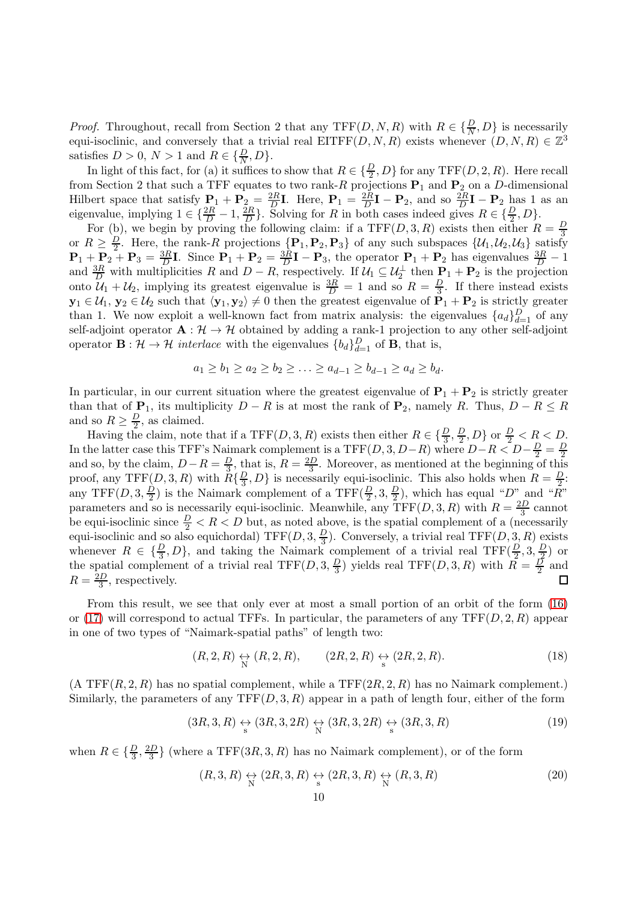*Proof.* Throughout, recall from Section 2 that any $\mathrm{TFF}(D,N,R)$ with $R\in\{\frac{D}{N},D\}$ is necessarily equi-isoclinic, and conversely that a trivial real $\mathrm{EITFF}(D,N,R)$ exists whenever $(D,N,R)\in\mathbb{Z}^3$ satisfies $D>0$, $N>1$ and $R\in\{\frac{D}{N},D\}$.

In light of this fact, for (a) it suffices to show that $R\in\{\frac{D}{2},D\}$ for any $\mathrm{TFF}(D,2,R)$. Here recall from Section 2 that such a TFF equates to two rank-$R$ projections $\mathbf{P}_1$ and $\mathbf{P}_2$ on a $D$-dimensional Hilbert space that satisfy $\mathbf{P}_1+\mathbf{P}_2=\frac{2R}{D}\mathbf{I}$. Here, $\mathbf{P}_1=\frac{2R}{D}\mathbf{I}-\mathbf{P}_2$, and so $\frac{2R}{D}\mathbf{I}-\mathbf{P}_2$ has 1 as an eigenvalue, implying $1\in\{\frac{2R}{D}-1,\frac{2R}{D}\}$. Solving for $R$ in both cases indeed gives $R\in\{\frac{D}{2},D\}$.

For (b), we begin by proving the following claim: if a $\mathrm{TFF}(D,3,R)$ exists then either $R=\frac{D}{3}$ or $R\geq\frac{D}{2}$. Here, the rank-$R$ projections $\{\mathbf{P}_1,\mathbf{P}_2,\mathbf{P}_3\}$ of any such subspaces $\{\mathcal{U}_1,\mathcal{U}_2,\mathcal{U}_3\}$ satisfy $\mathbf{P}_1+\mathbf{P}_2+\mathbf{P}_3=\frac{3R}{D}\mathbf{I}$. Since $\mathbf{P}_1+\mathbf{P}_2=\frac{3R}{D}\mathbf{I}-\mathbf{P}_3$, the operator $\mathbf{P}_1+\mathbf{P}_2$ has eigenvalues $\frac{3R}{D}-1$ and $\frac{3R}{D}$ with multiplicities $R$ and $D-R$, respectively. If $\mathcal{U}_1\subseteq\mathcal{U}_2^\perp$ then $\mathbf{P}_1+\mathbf{P}_2$ is the projection onto $\mathcal{U}_1+\mathcal{U}_2$, implying its greatest eigenvalue is $\frac{3R}{D}=1$ and so $R=\frac{D}{3}$. If there instead exists $\mathbf{y}_1\in\mathcal{U}_1$, $\mathbf{y}_2\in\mathcal{U}_2$ such that $\langle\mathbf{y}_1,\mathbf{y}_2\rangle\neq 0$ then the greatest eigenvalue of $\mathbf{P}_1+\mathbf{P}_2$ is strictly greater than 1. We now exploit a well-known fact from matrix analysis: the eigenvalues $\{a_d\}_{d=1}^D$ of any self-adjoint operator $\mathbf{A}:\mathcal{H}\to\mathcal{H}$ obtained by adding a rank-1 projection to any other self-adjoint operator $\mathbf{B}:\mathcal{H}\to\mathcal{H}$ *interlace* with the eigenvalues $\{b_d\}_{d=1}^D$ of $\mathbf{B}$, that is,

$$a_1\geq b_1\geq a_2\geq b_2\geq\ldots\geq a_{d-1}\geq b_{d-1}\geq a_d\geq b_d.$$

In particular, in our current situation where the greatest eigenvalue of $\mathbf{P}_1+\mathbf{P}_2$ is strictly greater than that of $\mathbf{P}_1$, its multiplicity $D-R$ is at most the rank of $\mathbf{P}_2$, namely $R$. Thus, $D-R\leq R$ and so $R\geq\frac{D}{2}$, as claimed.

Having the claim, note that if a $\mathrm{TFF}(D,3,R)$ exists then either $R\in\{\frac{D}{3},\frac{D}{2},D\}$ or $\frac{D}{2}<R<D$. In the latter case this TFF's Naimark complement is a $\mathrm{TFF}(D,3,D-R)$ where $D-R<D-\frac{D}{2}=\frac{D}{2}$ and so, by the claim, $D-R=\frac{D}{3}$, that is, $R=\frac{2D}{3}$. Moreover, as mentioned at the beginning of this proof, any $\mathrm{TFF}(D,3,R)$ with $R\{\frac{D}{3},D\}$ is necessarily equi-isoclinic. This also holds when $R=\frac{D}{2}$: any $\mathrm{TFF}(D,3,\frac{D}{2})$ is the Naimark complement of a $\mathrm{TFF}(\frac{D}{2},3,\frac{D}{2})$, which has equal "$D$" and "$R$" parameters and so is necessarily equi-isoclinic. Meanwhile, any $\mathrm{TFF}(D,3,R)$ with $R=\frac{2D}{3}$ cannot be equi-isoclinic since $\frac{D}{2}<R<D$ but, as noted above, is the spatial complement of a (necessarily equi-isoclinic and so also equichordal) $\mathrm{TFF}(D,3,\frac{D}{3})$. Conversely, a trivial real $\mathrm{TFF}(D,3,R)$ exists whenever $R\in\{\frac{D}{3},D\}$, and taking the Naimark complement of a trivial real $\mathrm{TFF}(\frac{D}{2},3,\frac{D}{2})$ or the spatial complement of a trivial real $\mathrm{TFF}(D,3,\frac{D}{3})$ yields real $\mathrm{TFF}(D,3,R)$ with $R=\frac{D}{2}$ and $R=\frac{2D}{3}$, respectively. $\square$

From this result, we see that only ever at most a small portion of an orbit of the form (16) or (17) will correspond to actual TFFs. In particular, the parameters of any $\mathrm{TFF}(D,2,R)$ appear in one of two types of "Naimark-spatial paths" of length two:

$$(R,2,R)\underset{\mathrm{N}}{\leftrightarrow}(R,2,R),\qquad(2R,2,R)\underset{\mathrm{s}}{\leftrightarrow}(2R,2,R).\tag{18}$$

(A $\mathrm{TFF}(R,2,R)$ has no spatial complement, while a $\mathrm{TFF}(2R,2,R)$ has no Naimark complement.) Similarly, the parameters of any $\mathrm{TFF}(D,3,R)$ appear in a path of length four, either of the form

$$(3R,3,R)\underset{\mathrm{s}}{\leftrightarrow}(3R,3,2R)\underset{\mathrm{N}}{\leftrightarrow}(3R,3,2R)\underset{\mathrm{s}}{\leftrightarrow}(3R,3,R)\tag{19}$$

when $R\in\{\frac{D}{3},\frac{2D}{3}\}$ (where a $\mathrm{TFF}(3R,3,R)$ has no Naimark complement), or of the form

$$(R,3,R)\underset{\mathrm{N}}{\leftrightarrow}(2R,3,R)\underset{\mathrm{s}}{\leftrightarrow}(2R,3,R)\underset{\mathrm{N}}{\leftrightarrow}(R,3,R)\tag{20}$$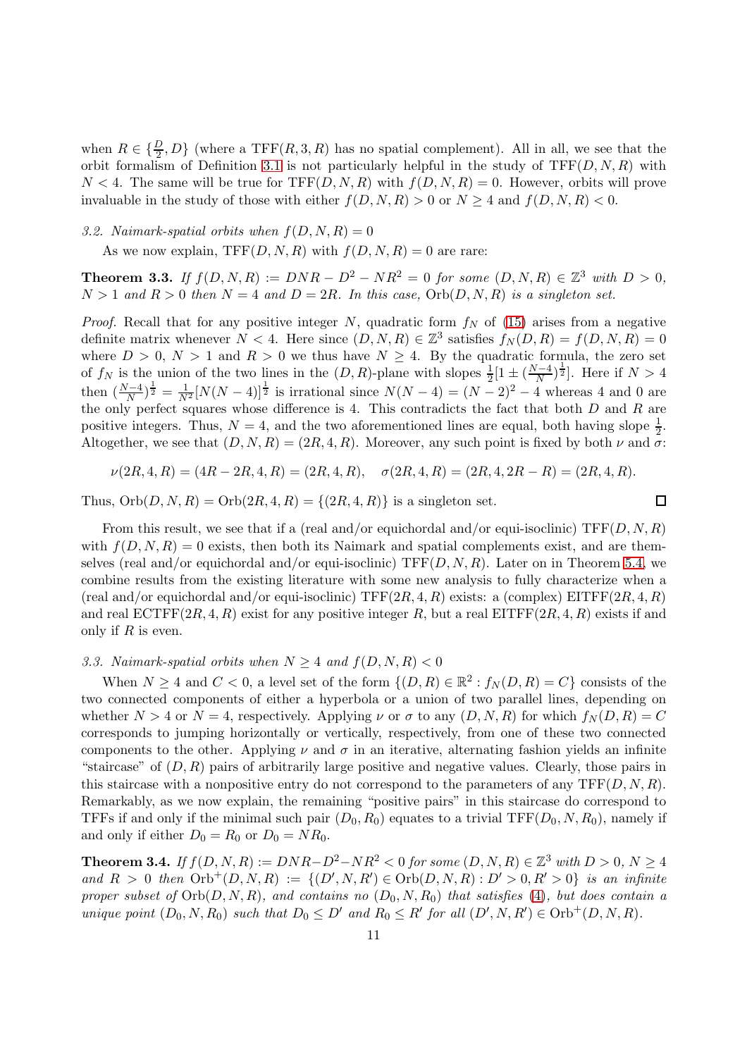when $R \in \{\frac{D}{2}, D\}$ (where a $\mathrm{TFF}(R,3,R)$ has no spatial complement). All in all, we see that the orbit formalism of Definition 3.1 is not particularly helpful in the study of $\mathrm{TFF}(D,N,R)$ with $N < 4$. The same will be true for $\mathrm{TFF}(D,N,R)$ with $f(D,N,R) = 0$. However, orbits will prove invaluable in the study of those with either $f(D,N,R) > 0$ or $N \geq 4$ and $f(D,N,R) < 0$.

### 3.2. Naimark-spatial orbits when $f(D,N,R) = 0$

As we now explain, $\mathrm{TFF}(D,N,R)$ with $f(D,N,R) = 0$ are rare:

**Theorem 3.3.** *If $f(D,N,R) := DNR - D^2 - NR^2 = 0$ for some $(D,N,R) \in \mathbb{Z}^3$ with $D > 0$, $N > 1$ and $R > 0$ then $N = 4$ and $D = 2R$. In this case, $\mathrm{Orb}(D,N,R)$ is a singleton set.*

*Proof.* Recall that for any positive integer $N$, quadratic form $f_N$ of (15) arises from a negative definite matrix whenever $N < 4$. Here since $(D,N,R) \in \mathbb{Z}^3$ satisfies $f_N(D,R) = f(D,N,R) = 0$ where $D > 0$, $N > 1$ and $R > 0$ we thus have $N \geq 4$. By the quadratic formula, the zero set of $f_N$ is the union of the two lines in the $(D,R)$-plane with slopes $\frac{1}{2}[1 \pm (\frac{N-4}{N})^{\frac{1}{2}}]$. Here if $N > 4$ then $(\frac{N-4}{N})^{\frac{1}{2}} = \frac{1}{N^2}[N(N-4)]^{\frac{1}{2}}$ is irrational since $N(N-4) = (N-2)^2 - 4$ whereas 4 and 0 are the only perfect squares whose difference is 4. This contradicts the fact that both $D$ and $R$ are positive integers. Thus, $N = 4$, and the two aforementioned lines are equal, both having slope $\frac{1}{2}$. Altogether, we see that $(D,N,R) = (2R,4,R)$. Moreover, any such point is fixed by both $\nu$ and $\sigma$:

$$\nu(2R,4,R) = (4R-2R,4,R) = (2R,4,R), \quad \sigma(2R,4,R) = (2R,4,2R-R) = (2R,4,R).$$

Thus, $\mathrm{Orb}(D,N,R) = \mathrm{Orb}(2R,4,R) = \{(2R,4,R)\}$ is a singleton set. $\square$

From this result, we see that if a (real and/or equichordal and/or equi-isoclinic) $\mathrm{TFF}(D,N,R)$ with $f(D,N,R) = 0$ exists, then both its Naimark and spatial complements exist, and are themselves (real and/or equichordal and/or equi-isoclinic) $\mathrm{TFF}(D,N,R)$. Later on in Theorem 5.4, we combine results from the existing literature with some new analysis to fully characterize when a (real and/or equichordal and/or equi-isoclinic) $\mathrm{TFF}(2R,4,R)$ exists: a (complex) $\mathrm{EITFF}(2R,4,R)$ and real $\mathrm{ECTFF}(2R,4,R)$ exist for any positive integer $R$, but a real $\mathrm{EITFF}(2R,4,R)$ exists if and only if $R$ is even.

### 3.3. Naimark-spatial orbits when $N \geq 4$ and $f(D,N,R) < 0$

When $N \geq 4$ and $C < 0$, a level set of the form $\{(D,R) \in \mathbb{R}^2 : f_N(D,R) = C\}$ consists of the two connected components of either a hyperbola or a union of two parallel lines, depending on whether $N > 4$ or $N = 4$, respectively. Applying $\nu$ or $\sigma$ to any $(D,N,R)$ for which $f_N(D,R) = C$ corresponds to jumping horizontally or vertically, respectively, from one of these two connected components to the other. Applying $\nu$ and $\sigma$ in an iterative, alternating fashion yields an infinite "staircase" of $(D,R)$ pairs of arbitrarily large positive and negative values. Clearly, those pairs in this staircase with a nonpositive entry do not correspond to the parameters of any $\mathrm{TFF}(D,N,R)$. Remarkably, as we now explain, the remaining "positive pairs" in this staircase do correspond to TFFs if and only if the minimal such pair $(D_0,R_0)$ equates to a trivial $\mathrm{TFF}(D_0,N,R_0)$, namely if and only if either $D_0 = R_0$ or $D_0 = NR_0$.

**Theorem 3.4.** *If $f(D,N,R) := DNR - D^2 - NR^2 < 0$ for some $(D,N,R) \in \mathbb{Z}^3$ with $D > 0$, $N \geq 4$ and $R > 0$ then $\mathrm{Orb}^+(D,N,R) := \{(D',N,R') \in \mathrm{Orb}(D,N,R) : D' > 0, R' > 0\}$ is an infinite proper subset of $\mathrm{Orb}(D,N,R)$, and contains no $(D_0,N,R_0)$ that satisfies (4), but does contain a unique point $(D_0,N,R_0)$ such that $D_0 \leq D'$ and $R_0 \leq R'$ for all $(D',N,R') \in \mathrm{Orb}^+(D,N,R)$.*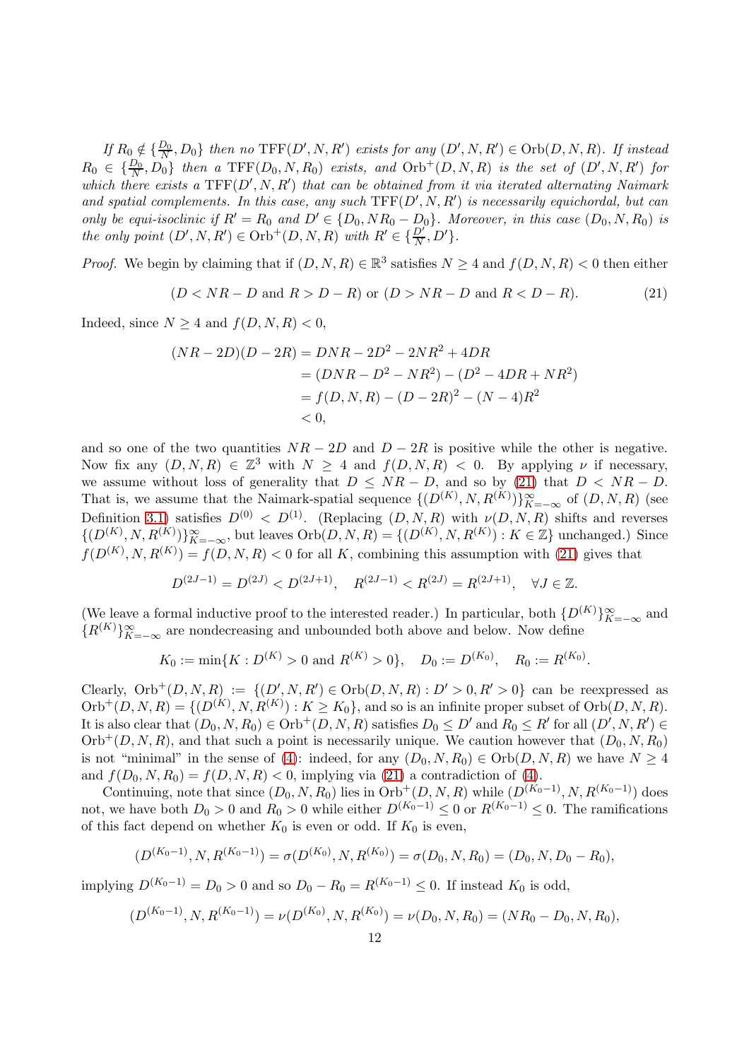*If $R_0 \notin \{\frac{D_0}{N}, D_0\}$ then no $\operatorname{TFF}(D', N, R')$ exists for any $(D', N, R') \in \operatorname{Orb}(D, N, R)$. If instead $R_0 \in \{\frac{D_0}{N}, D_0\}$ then a $\operatorname{TFF}(D_0, N, R_0)$ exists, and $\operatorname{Orb}^+(D, N, R)$ is the set of $(D', N, R')$ for which there exists a $\operatorname{TFF}(D', N, R')$ that can be obtained from it via iterated alternating Naimark and spatial complements. In this case, any such $\operatorname{TFF}(D', N, R')$ is necessarily equichordal, but can only be equi-isoclinic if $R' = R_0$ and $D' \in \{D_0, NR_0 - D_0\}$. Moreover, in this case $(D_0, N, R_0)$ is the only point $(D', N, R') \in \operatorname{Orb}^+(D, N, R)$ with $R' \in \{\frac{D'}{N}, D'\}$.*

*Proof.* We begin by claiming that if $(D, N, R) \in \mathbb{R}^3$ satisfies $N \geq 4$ and $f(D, N, R) < 0$ then either

$$(D < NR - D \text{ and } R > D - R) \text{ or } (D > NR - D \text{ and } R < D - R). \tag{21}$$

Indeed, since $N \geq 4$ and $f(D, N, R) < 0$,

$$\begin{aligned}
(NR - 2D)(D - 2R) &= DNR - 2D^2 - 2NR^2 + 4DR \\
&= (DNR - D^2 - NR^2) - (D^2 - 4DR + NR^2) \\
&= f(D, N, R) - (D - 2R)^2 - (N - 4)R^2 \\
&< 0,
\end{aligned}$$

and so one of the two quantities $NR - 2D$ and $D - 2R$ is positive while the other is negative. Now fix any $(D, N, R) \in \mathbb{Z}^3$ with $N \geq 4$ and $f(D, N, R) < 0$. By applying $\nu$ if necessary, we assume without loss of generality that $D \leq NR - D$, and so by (21) that $D < NR - D$. That is, we assume that the Naimark-spatial sequence $\{(D^{(K)}, N, R^{(K)})\}_{K=-\infty}^{\infty}$ of $(D, N, R)$ (see Definition 3.1) satisfies $D^{(0)} < D^{(1)}$. (Replacing $(D, N, R)$ with $\nu(D, N, R)$ shifts and reverses $\{(D^{(K)}, N, R^{(K)})\}_{K=-\infty}^{\infty}$, but leaves $\operatorname{Orb}(D, N, R) = \{(D^{(K)}, N, R^{(K)}) : K \in \mathbb{Z}\}$ unchanged.) Since $f(D^{(K)}, N, R^{(K)}) = f(D, N, R) < 0$ for all $K$, combining this assumption with (21) gives that

$$D^{(2J-1)} = D^{(2J)} < D^{(2J+1)}, \quad R^{(2J-1)} < R^{(2J)} = R^{(2J+1)}, \quad \forall J \in \mathbb{Z}.$$

(We leave a formal inductive proof to the interested reader.) In particular, both $\{D^{(K)}\}_{K=-\infty}^{\infty}$ and $\{R^{(K)}\}_{K=-\infty}^{\infty}$ are nondecreasing and unbounded both above and below. Now define

$$K_0 := \min\{K : D^{(K)} > 0 \text{ and } R^{(K)} > 0\}, \quad D_0 := D^{(K_0)}, \quad R_0 := R^{(K_0)}.$$

Clearly, $\operatorname{Orb}^+(D, N, R) := \{(D', N, R') \in \operatorname{Orb}(D, N, R) : D' > 0, R' > 0\}$ can be reexpressed as $\operatorname{Orb}^+(D, N, R) = \{(D^{(K)}, N, R^{(K)}) : K \geq K_0\}$, and so is an infinite proper subset of $\operatorname{Orb}(D, N, R)$. It is also clear that $(D_0, N, R_0) \in \operatorname{Orb}^+(D, N, R)$ satisfies $D_0 \leq D'$ and $R_0 \leq R'$ for all $(D', N, R') \in \operatorname{Orb}^+(D, N, R)$, and that such a point is necessarily unique. We caution however that $(D_0, N, R_0)$ is not "minimal" in the sense of (4): indeed, for any $(D_0, N, R_0) \in \operatorname{Orb}(D, N, R)$ we have $N \geq 4$ and $f(D_0, N, R_0) = f(D, N, R) < 0$, implying via (21) a contradiction of (4).

Continuing, note that since $(D_0, N, R_0)$ lies in $\operatorname{Orb}^+(D, N, R)$ while $(D^{(K_0-1)}, N, R^{(K_0-1)})$ does not, we have both $D_0 > 0$ and $R_0 > 0$ while either $D^{(K_0-1)} \leq 0$ or $R^{(K_0-1)} \leq 0$. The ramifications of this fact depend on whether $K_0$ is even or odd. If $K_0$ is even,

$$(D^{(K_0-1)}, N, R^{(K_0-1)}) = \sigma(D^{(K_0)}, N, R^{(K_0)}) = \sigma(D_0, N, R_0) = (D_0, N, D_0 - R_0),$$

implying $D^{(K_0-1)} = D_0 > 0$ and so $D_0 - R_0 = R^{(K_0-1)} \leq 0$. If instead $K_0$ is odd,

$$(D^{(K_0-1)}, N, R^{(K_0-1)}) = \nu(D^{(K_0)}, N, R^{(K_0)}) = \nu(D_0, N, R_0) = (NR_0 - D_0, N, R_0),$$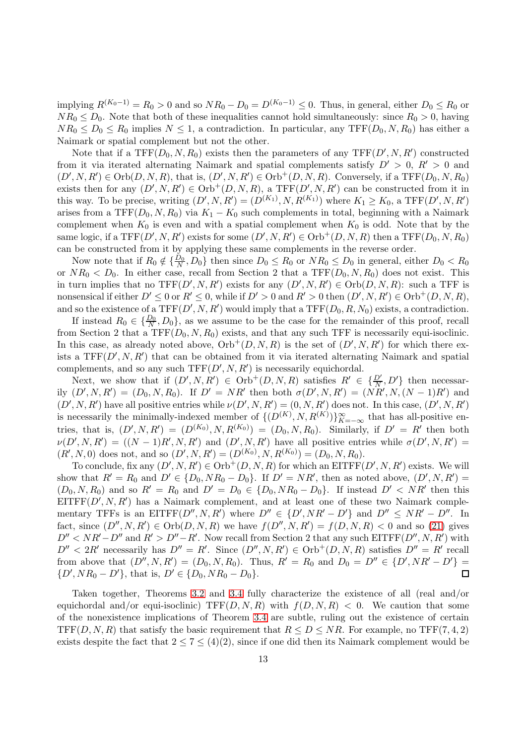implying $R^{(K_0-1)} = R_0 > 0$ and so $NR_0 - D_0 = D^{(K_0-1)} \leq 0$. Thus, in general, either $D_0 \leq R_0$ or $NR_0 \leq D_0$. Note that both of these inequalities cannot hold simultaneously: since $R_0 > 0$, having $NR_0 \leq D_0 \leq R_0$ implies $N \leq 1$, a contradiction. In particular, any $\mathrm{TFF}(D_0, N, R_0)$ has either a Naimark or spatial complement but not the other.

Note that if a $\mathrm{TFF}(D_0, N, R_0)$ exists then the parameters of any $\mathrm{TFF}(D', N, R')$ constructed from it via iterated alternating Naimark and spatial complements satisfy $D' > 0$, $R' > 0$ and $(D', N, R') \in \mathrm{Orb}(D, N, R)$, that is, $(D', N, R') \in \mathrm{Orb}^+(D, N, R)$. Conversely, if a $\mathrm{TFF}(D_0, N, R_0)$ exists then for any $(D', N, R') \in \mathrm{Orb}^+(D, N, R)$, a $\mathrm{TFF}(D', N, R')$ can be constructed from it in this way. To be precise, writing $(D', N, R') = (D^{(K_1)}, N, R^{(K_1)})$ where $K_1 \geq K_0$, a $\mathrm{TFF}(D', N, R')$ arises from a $\mathrm{TFF}(D_0, N, R_0)$ via $K_1 - K_0$ such complements in total, beginning with a Naimark complement when $K_0$ is even and with a spatial complement when $K_0$ is odd. Note that by the same logic, if a $\mathrm{TFF}(D', N, R')$ exists for some $(D', N, R') \in \mathrm{Orb}^+(D, N, R)$ then a $\mathrm{TFF}(D_0, N, R_0)$ can be constructed from it by applying these same complements in the reverse order.

Now note that if $R_0 \notin \{\frac{D_0}{N}, D_0\}$ then since $D_0 \leq R_0$ or $NR_0 \leq D_0$ in general, either $D_0 < R_0$ or $NR_0 < D_0$. In either case, recall from Section 2 that a $\mathrm{TFF}(D_0, N, R_0)$ does not exist. This in turn implies that no $\mathrm{TFF}(D', N, R')$ exists for any $(D', N, R') \in \mathrm{Orb}(D, N, R)$: such a TFF is nonsensical if either $D' \leq 0$ or $R' \leq 0$, while if $D' > 0$ and $R' > 0$ then $(D', N, R') \in \mathrm{Orb}^+(D, N, R)$, and so the existence of a $\mathrm{TFF}(D', N, R')$ would imply that a $\mathrm{TFF}(D_0, R, N_0)$ exists, a contradiction.

If instead $R_0 \in \{\frac{D_0}{N}, D_0\}$, as we assume to be the case for the remainder of this proof, recall from Section 2 that a $\mathrm{TFF}(D_0, N, R_0)$ exists, and that any such TFF is necessarily equi-isoclinic. In this case, as already noted above, $\mathrm{Orb}^+(D, N, R)$ is the set of $(D', N, R')$ for which there exists a $\mathrm{TFF}(D', N, R')$ that can be obtained from it via iterated alternating Naimark and spatial complements, and so any such $\mathrm{TFF}(D', N, R')$ is necessarily equichordal.

Next, we show that if $(D', N, R') \in \mathrm{Orb}^+(D, N, R)$ satisfies $R' \in \{\frac{D'}{N}, D'\}$ then necessarily $(D', N, R') = (D_0, N, R_0)$. If $D' = NR'$ then both $\sigma(D', N, R') = (NR', N, (N-1)R')$ and $(D', N, R')$ have all positive entries while $\nu(D', N, R') = (0, N, R')$ does not. In this case, $(D', N, R')$ is necessarily the minimally-indexed member of $\{(D^{(K)}, N, R^{(K)})\}_{K=-\infty}^{\infty}$ that has all-positive entries, that is, $(D', N, R') = (D^{(K_0)}, N, R^{(K_0)}) = (D_0, N, R_0)$. Similarly, if $D' = R'$ then both $\nu(D', N, R') = ((N-1)R', N, R')$ and $(D', N, R')$ have all positive entries while $\sigma(D', N, R') = (R', N, 0)$ does not, and so $(D', N, R') = (D^{(K_0)}, N, R^{(K_0)}) = (D_0, N, R_0)$.

To conclude, fix any $(D', N, R') \in \mathrm{Orb}^+(D, N, R)$ for which an $\mathrm{EITFF}(D', N, R')$ exists. We will show that $R' = R_0$ and $D' \in \{D_0, NR_0 - D_0\}$. If $D' = NR'$, then as noted above, $(D', N, R') = (D_0, N, R_0)$ and so $R' = R_0$ and $D' = D_0 \in \{D_0, NR_0 - D_0\}$. If instead $D' < NR'$ then this $\mathrm{EITFF}(D', N, R')$ has a Naimark complement, and at least one of these two Naimark complementary TFFs is an $\mathrm{EITFF}(D'', N, R')$ where $D'' \in \{D', NR' - D'\}$ and $D'' \leq NR' - D''$. In fact, since $(D'', N, R') \in \mathrm{Orb}(D, N, R)$ we have $f(D'', N, R') = f(D, N, R) < 0$ and so (21) gives $D'' < NR' - D''$ and $R' > D'' - R'$. Now recall from Section 2 that any such $\mathrm{EITFF}(D'', N, R')$ with $D'' < 2R'$ necessarily has $D'' = R'$. Since $(D'', N, R') \in \mathrm{Orb}^+(D, N, R)$ satisfies $D'' = R'$ recall from above that $(D'', N, R') = (D_0, N, R_0)$. Thus, $R' = R_0$ and $D_0 = D'' \in \{D', NR' - D'\} = \{D', NR_0 - D'\}$, that is, $D' \in \{D_0, NR_0 - D_0\}$. $\square$

Taken together, Theorems 3.2 and 3.4 fully characterize the existence of all (real and/or equichordal and/or equi-isoclinic) $\mathrm{TFF}(D, N, R)$ with $f(D, N, R) < 0$. We caution that some of the nonexistence implications of Theorem 3.4 are subtle, ruling out the existence of certain $\mathrm{TFF}(D, N, R)$ that satisfy the basic requirement that $R \leq D \leq NR$. For example, no $\mathrm{TFF}(7, 4, 2)$ exists despite the fact that $2 \leq 7 \leq (4)(2)$, since if one did then its Naimark complement would be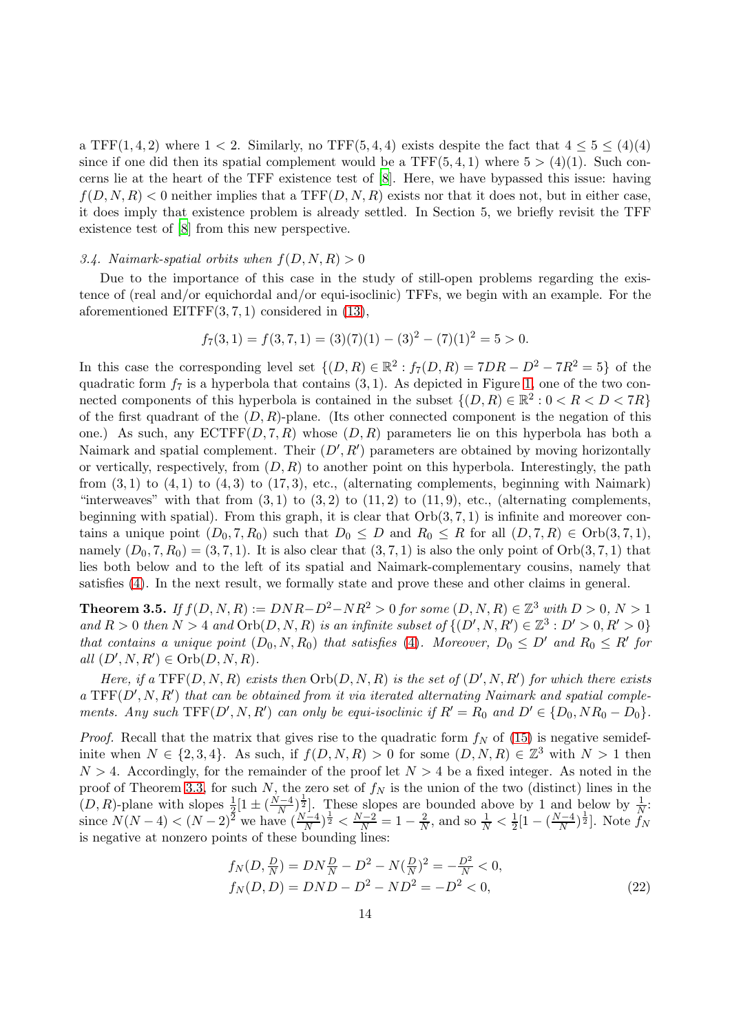a TFF(1, 4, 2) where $1 < 2$. Similarly, no TFF(5, 4, 4) exists despite the fact that $4 \leq 5 \leq (4)(4)$ since if one did then its spatial complement would be a TFF(5, 4, 1) where $5 > (4)(1)$. Such concerns lie at the heart of the TFF existence test of [8]. Here, we have bypassed this issue: having $f(D, N, R) < 0$ neither implies that a TFF$(D, N, R)$ exists nor that it does not, but in either case, it does imply that existence problem is already settled. In Section 5, we briefly revisit the TFF existence test of [8] from this new perspective.

*3.4. Naimark-spatial orbits when $f(D, N, R) > 0$*

Due to the importance of this case in the study of still-open problems regarding the existence of (real and/or equichordal and/or equi-isoclinic) TFFs, we begin with an example. For the aforementioned EITFF(3, 7, 1) considered in (13),

$$f_7(3, 1) = f(3, 7, 1) = (3)(7)(1) - (3)^2 - (7)(1)^2 = 5 > 0.$$

In this case the corresponding level set $\{(D, R) \in \mathbb{R}^2 : f_7(D, R) = 7DR - D^2 - 7R^2 = 5\}$ of the quadratic form $f_7$ is a hyperbola that contains $(3, 1)$. As depicted in Figure 1, one of the two connected components of this hyperbola is contained in the subset $\{(D, R) \in \mathbb{R}^2 : 0 < R < D < 7R\}$ of the first quadrant of the $(D, R)$-plane. (Its other connected component is the negation of this one.) As such, any ECTFF$(D, 7, R)$ whose $(D, R)$ parameters lie on this hyperbola has both a Naimark and spatial complement. Their $(D', R')$ parameters are obtained by moving horizontally or vertically, respectively, from $(D, R)$ to another point on this hyperbola. Interestingly, the path from $(3, 1)$ to $(4, 1)$ to $(4, 3)$ to $(17, 3)$, etc., (alternating complements, beginning with Naimark) "interweaves" with that from $(3, 1)$ to $(3, 2)$ to $(11, 2)$ to $(11, 9)$, etc., (alternating complements, beginning with spatial). From this graph, it is clear that $\mathrm{Orb}(3, 7, 1)$ is infinite and moreover contains a unique point $(D_0, 7, R_0)$ such that $D_0 \leq D$ and $R_0 \leq R$ for all $(D, 7, R) \in \mathrm{Orb}(3, 7, 1)$, namely $(D_0, 7, R_0) = (3, 7, 1)$. It is also clear that $(3, 7, 1)$ is also the only point of $\mathrm{Orb}(3, 7, 1)$ that lies both below and to the left of its spatial and Naimark-complementary cousins, namely that satisfies (4). In the next result, we formally state and prove these and other claims in general.

**Theorem 3.5.** *If $f(D, N, R) := DNR - D^2 - NR^2 > 0$ for some $(D, N, R) \in \mathbb{Z}^3$ with $D > 0$, $N > 1$ and $R > 0$ then $N > 4$ and $\mathrm{Orb}(D, N, R)$ is an infinite subset of $\{(D', N, R') \in \mathbb{Z}^3 : D' > 0, R' > 0\}$ that contains a unique point $(D_0, N, R_0)$ that satisfies (4). Moreover, $D_0 \leq D'$ and $R_0 \leq R'$ for all $(D', N, R') \in \mathrm{Orb}(D, N, R)$.*

*Here, if a TFF$(D, N, R)$ exists then $\mathrm{Orb}(D, N, R)$ is the set of $(D', N, R')$ for which there exists a TFF$(D', N, R')$ that can be obtained from it via iterated alternating Naimark and spatial complements. Any such TFF$(D', N, R')$ can only be equi-isoclinic if $R' = R_0$ and $D' \in \{D_0, NR_0 - D_0\}$.*

*Proof.* Recall that the matrix that gives rise to the quadratic form $f_N$ of (15) is negative semidefinite when $N \in \{2, 3, 4\}$. As such, if $f(D, N, R) > 0$ for some $(D, N, R) \in \mathbb{Z}^3$ with $N > 1$ then $N > 4$. Accordingly, for the remainder of the proof let $N > 4$ be a fixed integer. As noted in the proof of Theorem 3.3, for such $N$, the zero set of $f_N$ is the union of the two (distinct) lines in the $(D, R)$-plane with slopes $\frac{1}{2}[1 \pm (\frac{N-4}{N})^{\frac{1}{2}}]$. These slopes are bounded above by 1 and below by $\frac{1}{N}$: since $N(N-4) < (N-2)^2$ we have $(\frac{N-4}{N})^{\frac{1}{2}} < \frac{N-2}{N} = 1 - \frac{2}{N}$, and so $\frac{1}{N} < \frac{1}{2}[1 - (\frac{N-4}{N})^{\frac{1}{2}}]$. Note $f_N$ is negative at nonzero points of these bounding lines:

$$\begin{aligned} f_N(D, \tfrac{D}{N}) &= DN\tfrac{D}{N} - D^2 - N(\tfrac{D}{N})^2 = -\tfrac{D^2}{N} < 0, \\ f_N(D, D) &= DND - D^2 - ND^2 = -D^2 < 0, \end{aligned} \tag{22}$$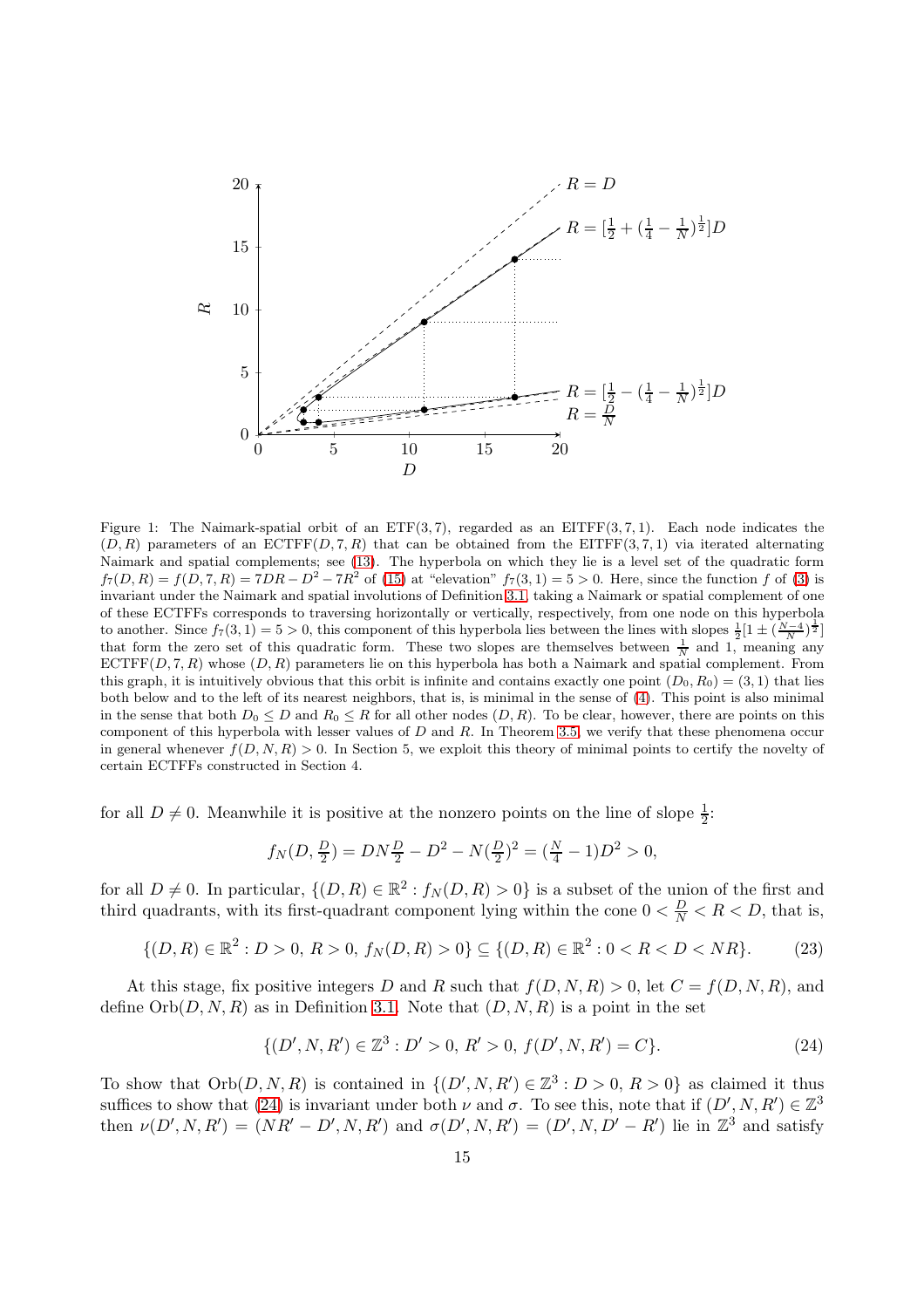Figure 1: The Naimark-spatial orbit of an ETF(3, 7), regarded as an EITFF(3, 7, 1). Each node indicates the $(D, R)$ parameters of an ECTFF$(D, 7, R)$ that can be obtained from the EITFF(3, 7, 1) via iterated alternating Naimark and spatial complements; see (13). The hyperbola on which they lie is a level set of the quadratic form $f_7(D, R) = f(D, 7, R) = 7DR - D^2 - 7R^2$ of (15) at "elevation" $f_7(3, 1) = 5 > 0$. Here, since the function $f$ of (3) is invariant under the Naimark and spatial involutions of Definition 3.1, taking a Naimark or spatial complement of one of these ECTFFs corresponds to traversing horizontally or vertically, respectively, from one node on this hyperbola to another. Since $f_7(3, 1) = 5 > 0$, this component of this hyperbola lies between the lines with slopes $\frac{1}{2}[1 \pm (\frac{N-4}{N})^{\frac{1}{2}}]$ that form the zero set of this quadratic form. These two slopes are themselves between $\frac{1}{N}$ and 1, meaning any ECTFF$(D, 7, R)$ whose $(D, R)$ parameters lie on this hyperbola has both a Naimark and spatial complement. From this graph, it is intuitively obvious that this orbit is infinite and contains exactly one point $(D_0, R_0) = (3, 1)$ that lies both below and to the left of its nearest neighbors, that is, is minimal in the sense of (4). This point is also minimal in the sense that both $D_0 \leq D$ and $R_0 \leq R$ for all other nodes $(D, R)$. To be clear, however, there are points on this component of this hyperbola with lesser values of $D$ and $R$. In Theorem 3.5, we verify that these phenomena occur in general whenever $f(D, N, R) > 0$. In Section 5, we exploit this theory of minimal points to certify the novelty of certain ECTFFs constructed in Section 4.

for all $D \neq 0$. Meanwhile it is positive at the nonzero points on the line of slope $\frac{1}{2}$:

$$f_N(D, \tfrac{D}{2}) = DN\tfrac{D}{2} - D^2 - N(\tfrac{D}{2})^2 = (\tfrac{N}{4} - 1)D^2 > 0,$$

for all $D \neq 0$. In particular, $\{(D, R) \in \mathbb{R}^2 : f_N(D, R) > 0\}$ is a subset of the union of the first and third quadrants, with its first-quadrant component lying within the cone $0 < \frac{D}{N} < R < D$, that is,

$$\{(D, R) \in \mathbb{R}^2 : D > 0,\ R > 0,\ f_N(D, R) > 0\} \subseteq \{(D, R) \in \mathbb{R}^2 : 0 < R < D < NR\}. \tag{23}$$

At this stage, fix positive integers $D$ and $R$ such that $f(D, N, R) > 0$, let $C = f(D, N, R)$, and define $\mathrm{Orb}(D, N, R)$ as in Definition 3.1. Note that $(D, N, R)$ is a point in the set

$$\{(D', N, R') \in \mathbb{Z}^3 : D' > 0,\ R' > 0,\ f(D', N, R') = C\}. \tag{24}$$

To show that $\mathrm{Orb}(D, N, R)$ is contained in $\{(D', N, R') \in \mathbb{Z}^3 : D > 0,\ R > 0\}$ as claimed it thus suffices to show that (24) is invariant under both $\nu$ and $\sigma$. To see this, note that if $(D', N, R') \in \mathbb{Z}^3$ then $\nu(D', N, R') = (NR' - D', N, R')$ and $\sigma(D', N, R') = (D', N, D' - R')$ lie in $\mathbb{Z}^3$ and satisfy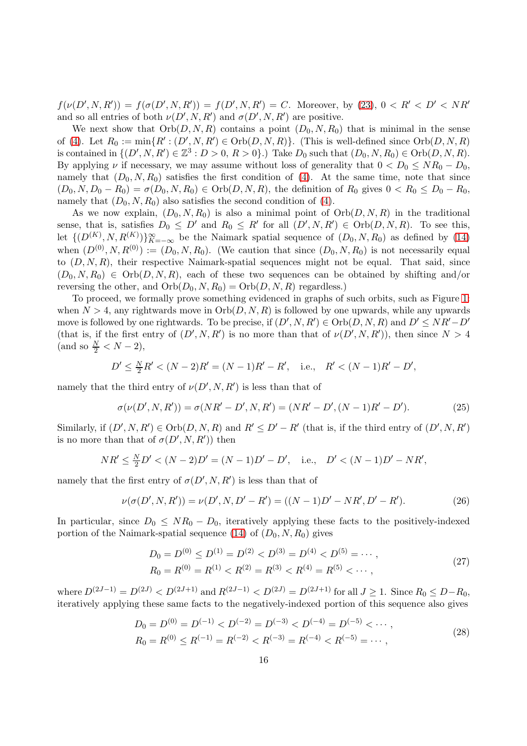$f(\nu(D',N,R')) = f(\sigma(D',N,R')) = f(D',N,R') = C$. Moreover, by (23), $0 < R' < D' < NR'$ and so all entries of both $\nu(D',N,R')$ and $\sigma(D',N,R')$ are positive.

We next show that $\operatorname{Orb}(D,N,R)$ contains a point $(D_0,N,R_0)$ that is minimal in the sense of (4). Let $R_0 := \min\{R' : (D',N,R') \in \operatorname{Orb}(D,N,R)\}$. (This is well-defined since $\operatorname{Orb}(D,N,R)$ is contained in $\{(D',N,R') \in \mathbb{Z}^3 : D > 0,\ R > 0\}$.) Take $D_0$ such that $(D_0,N,R_0) \in \operatorname{Orb}(D,N,R)$. By applying $\nu$ if necessary, we may assume without loss of generality that $0 < D_0 \leq NR_0 - D_0$, namely that $(D_0,N,R_0)$ satisfies the first condition of (4). At the same time, note that since $(D_0,N,D_0-R_0) = \sigma(D_0,N,R_0) \in \operatorname{Orb}(D,N,R)$, the definition of $R_0$ gives $0 < R_0 \leq D_0 - R_0$, namely that $(D_0,N,R_0)$ also satisfies the second condition of (4).

As we now explain, $(D_0,N,R_0)$ is also a minimal point of $\operatorname{Orb}(D,N,R)$ in the traditional sense, that is, satisfies $D_0 \leq D'$ and $R_0 \leq R'$ for all $(D',N,R') \in \operatorname{Orb}(D,N,R)$. To see this, let $\{(D^{(K)},N,R^{(K)})\}_{K=-\infty}^{\infty}$ be the Naimark spatial sequence of $(D_0,N,R_0)$ as defined by (14) when $(D^{(0)},N,R^{(0)}) := (D_0,N,R_0)$. (We caution that since $(D_0,N,R_0)$ is not necessarily equal to $(D,N,R)$, their respective Naimark-spatial sequences might not be equal. That said, since $(D_0,N,R_0) \in \operatorname{Orb}(D,N,R)$, each of these two sequences can be obtained by shifting and/or reversing the other, and $\operatorname{Orb}(D_0,N,R_0) = \operatorname{Orb}(D,N,R)$ regardless.)

To proceed, we formally prove something evidenced in graphs of such orbits, such as Figure 1: when $N > 4$, any rightwards move in $\operatorname{Orb}(D,N,R)$ is followed by one upwards, while any upwards move is followed by one rightwards. To be precise, if $(D',N,R') \in \operatorname{Orb}(D,N,R)$ and $D' \leq NR' - D'$ (that is, if the first entry of $(D',N,R')$ is no more than that of $\nu(D',N,R')$), then since $N > 4$ (and so $\frac{N}{2} < N-2$),

$$D' \leq \tfrac{N}{2}R' < (N-2)R' = (N-1)R' - R', \quad \text{i.e.,} \quad R' < (N-1)R' - D',$$

namely that the third entry of $\nu(D',N,R')$ is less than that of

$$\sigma(\nu(D',N,R')) = \sigma(NR'-D',N,R') = (NR'-D',(N-1)R'-D'). \tag{25}$$

Similarly, if $(D',N,R') \in \operatorname{Orb}(D,N,R)$ and $R' \leq D' - R'$ (that is, if the third entry of $(D',N,R')$ is no more than that of $\sigma(D',N,R')$) then

$$NR' \leq \tfrac{N}{2}D' < (N-2)D' = (N-1)D' - D', \quad \text{i.e.,} \quad D' < (N-1)D' - NR',$$

namely that the first entry of $\sigma(D',N,R')$ is less than that of

$$\nu(\sigma(D',N,R')) = \nu(D',N,D'-R') = ((N-1)D' - NR', D'-R'). \tag{26}$$

In particular, since $D_0 \leq NR_0 - D_0$, iteratively applying these facts to the positively-indexed portion of the Naimark-spatial sequence (14) of $(D_0,N,R_0)$ gives

$$\begin{aligned} D_0 = D^{(0)} \leq D^{(1)} = D^{(2)} < D^{(3)} = D^{(4)} < D^{(5)} = \cdots, \\ R_0 = R^{(0)} = R^{(1)} < R^{(2)} = R^{(3)} < R^{(4)} = R^{(5)} < \cdots, \end{aligned} \tag{27}$$

where $D^{(2J-1)} = D^{(2J)} < D^{(2J+1)}$ and $R^{(2J-1)} < D^{(2J)} = D^{(2J+1)}$ for all $J \geq 1$. Since $R_0 \leq D - R_0$, iteratively applying these same facts to the negatively-indexed portion of this sequence also gives

$$\begin{aligned} D_0 = D^{(0)} = D^{(-1)} < D^{(-2)} = D^{(-3)} < D^{(-4)} = D^{(-5)} < \cdots, \\ R_0 = R^{(0)} \leq R^{(-1)} = R^{(-2)} < R^{(-3)} = R^{(-4)} < R^{(-5)} = \cdots, \end{aligned} \tag{28}$$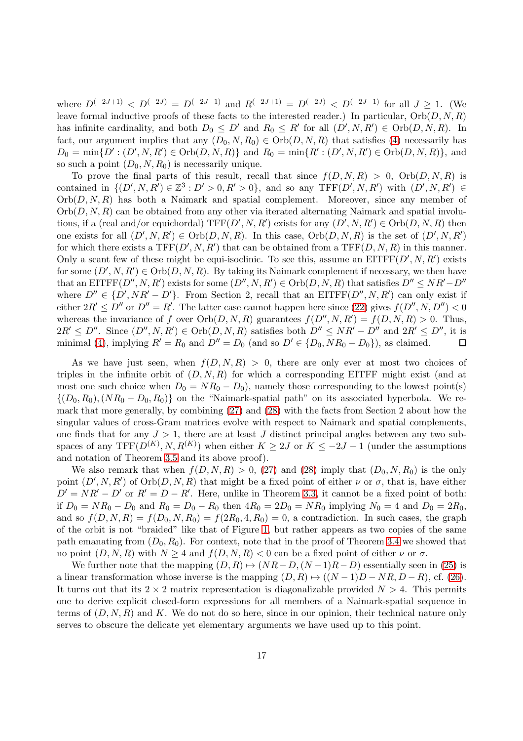where $D^{(-2J+1)} < D^{(-2J)} = D^{(-2J-1)}$ and $R^{(-2J+1)} = D^{(-2J)} < D^{(-2J-1)}$ for all $J \geq 1$. (We leave formal inductive proofs of these facts to the interested reader.) In particular, $\operatorname{Orb}(D,N,R)$ has infinite cardinality, and both $D_0 \leq D'$ and $R_0 \leq R'$ for all $(D',N,R') \in \operatorname{Orb}(D,N,R)$. In fact, our argument implies that any $(D_0,N,R_0) \in \operatorname{Orb}(D,N,R)$ that satisfies (4) necessarily has $D_0 = \min\{D' : (D',N,R') \in \operatorname{Orb}(D,N,R)\}$ and $R_0 = \min\{R' : (D',N,R') \in \operatorname{Orb}(D,N,R)\}$, and so such a point $(D_0,N,R_0)$ is necessarily unique.

To prove the final parts of this result, recall that since $f(D,N,R) > 0$, $\operatorname{Orb}(D,N,R)$ is contained in $\{(D',N,R') \in \mathbb{Z}^3 : D' > 0, R' > 0\}$, and so any $\operatorname{TFF}(D',N,R')$ with $(D',N,R') \in \operatorname{Orb}(D,N,R)$ has both a Naimark and spatial complement. Moreover, since any member of $\operatorname{Orb}(D,N,R)$ can be obtained from any other via iterated alternating Naimark and spatial involutions, if a (real and/or equichordal) $\operatorname{TFF}(D',N,R')$ exists for any $(D',N,R') \in \operatorname{Orb}(D,N,R)$ then one exists for all $(D',N,R') \in \operatorname{Orb}(D,N,R)$. In this case, $\operatorname{Orb}(D,N,R)$ is the set of $(D',N,R')$ for which there exists a $\operatorname{TFF}(D',N,R')$ that can be obtained from a $\operatorname{TFF}(D,N,R)$ in this manner. Only a scant few of these might be equi-isoclinic. To see this, assume an $\operatorname{EITFF}(D',N,R')$ exists for some $(D',N,R') \in \operatorname{Orb}(D,N,R)$. By taking its Naimark complement if necessary, we then have that an $\operatorname{EITFF}(D'',N,R')$ exists for some $(D'',N,R') \in \operatorname{Orb}(D,N,R)$ that satisfies $D'' \leq NR' - D''$ where $D'' \in \{D', NR' - D'\}$. From Section 2, recall that an $\operatorname{EITFF}(D'',N,R')$ can only exist if either $2R' \leq D''$ or $D'' = R'$. The latter case cannot happen here since (22) gives $f(D'',N,D'') < 0$ whereas the invariance of $f$ over $\operatorname{Orb}(D,N,R)$ guarantees $f(D'',N,R') = f(D,N,R) > 0$. Thus, $2R' \leq D''$. Since $(D'',N,R') \in \operatorname{Orb}(D,N,R)$ satisfies both $D'' \leq NR' - D''$ and $2R' \leq D''$, it is minimal (4), implying $R' = R_0$ and $D'' = D_0$ (and so $D' \in \{D_0, NR_0 - D_0\}$), as claimed. $\square$

As we have just seen, when $f(D,N,R) > 0$, there are only ever at most two choices of triples in the infinite orbit of $(D,N,R)$ for which a corresponding EITFF might exist (and at most one such choice when $D_0 = NR_0 - D_0$), namely those corresponding to the lowest point(s) $\{(D_0,R_0),(NR_0 - D_0,R_0)\}$ on the "Naimark-spatial path" on its associated hyperbola. We remark that more generally, by combining (27) and (28) with the facts from Section 2 about how the singular values of cross-Gram matrices evolve with respect to Naimark and spatial complements, one finds that for any $J > 1$, there are at least $J$ distinct principal angles between any two subspaces of any $\operatorname{TFF}(D^{(K)},N,R^{(K)})$ when either $K \geq 2J$ or $K \leq -2J-1$ (under the assumptions and notation of Theorem 3.5 and its above proof).

We also remark that when $f(D,N,R) > 0$, (27) and (28) imply that $(D_0,N,R_0)$ is the only point $(D',N,R')$ of $\operatorname{Orb}(D,N,R)$ that might be a fixed point of either $\nu$ or $\sigma$, that is, have either $D' = NR' - D'$ or $R' = D - R'$. Here, unlike in Theorem 3.3, it cannot be a fixed point of both: if $D_0 = NR_0 - D_0$ and $R_0 = D_0 - R_0$ then $4R_0 = 2D_0 = NR_0$ implying $N_0 = 4$ and $D_0 = 2R_0$, and so $f(D,N,R) = f(D_0,N,R_0) = f(2R_0,4,R_0) = 0$, a contradiction. In such cases, the graph of the orbit is not "braided" like that of Figure 1, but rather appears as two copies of the same path emanating from $(D_0,R_0)$. For context, note that in the proof of Theorem 3.4 we showed that no point $(D,N,R)$ with $N \geq 4$ and $f(D,N,R) < 0$ can be a fixed point of either $\nu$ or $\sigma$.

We further note that the mapping $(D,R) \mapsto (NR - D, (N-1)R - D)$ essentially seen in (25) is a linear transformation whose inverse is the mapping $(D,R) \mapsto ((N-1)D - NR, D - R)$, cf. (26). It turns out that its $2 \times 2$ matrix representation is diagonalizable provided $N > 4$. This permits one to derive explicit closed-form expressions for all members of a Naimark-spatial sequence in terms of $(D,N,R)$ and $K$. We do not do so here, since in our opinion, their technical nature only serves to obscure the delicate yet elementary arguments we have used up to this point.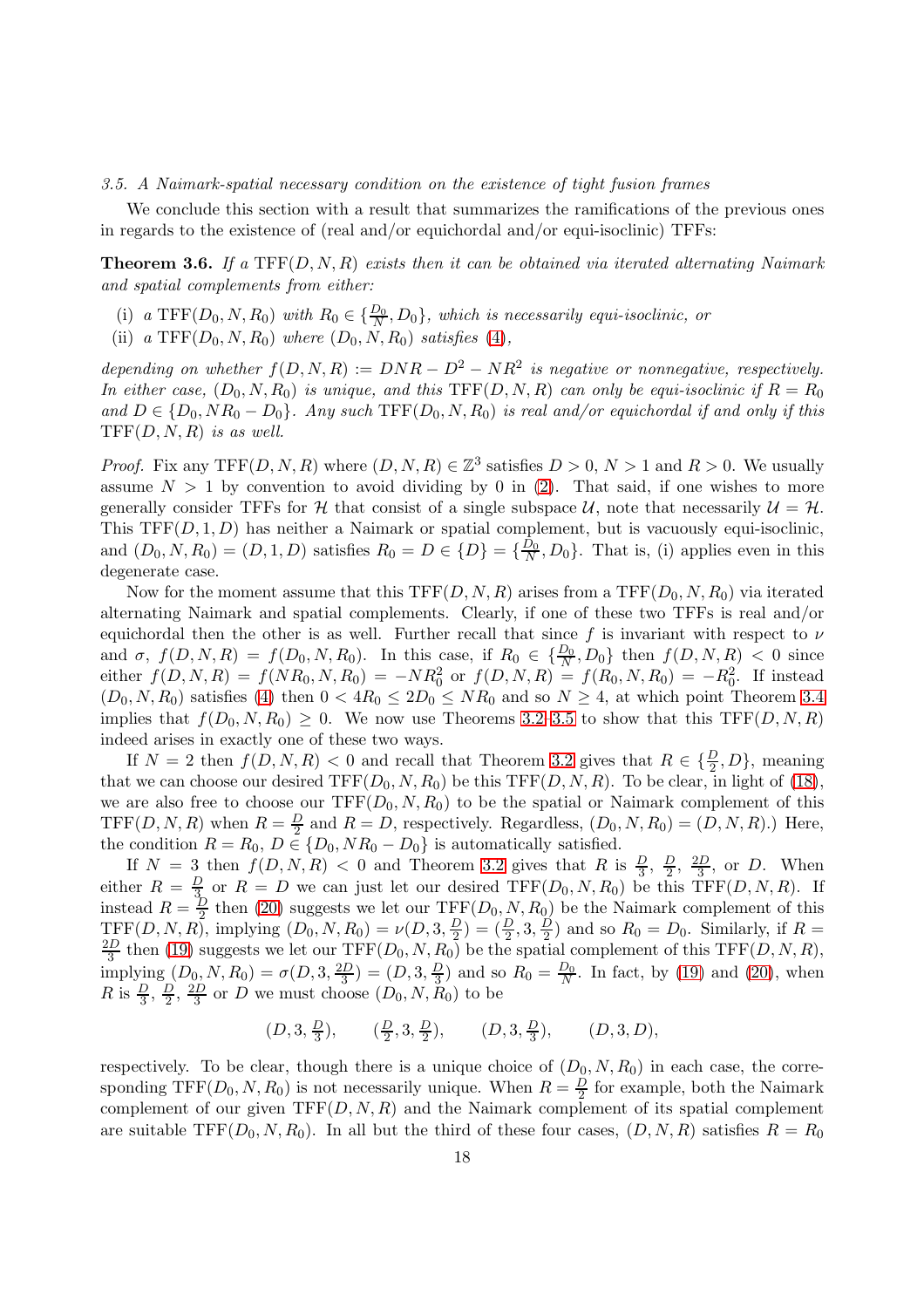*3.5. A Naimark-spatial necessary condition on the existence of tight fusion frames*

We conclude this section with a result that summarizes the ramifications of the previous ones in regards to the existence of (real and/or equichordal and/or equi-isoclinic) TFFs:

**Theorem 3.6.** *If a* $\mathrm{TFF}(D,N,R)$ *exists then it can be obtained via iterated alternating Naimark and spatial complements from either:*

- (i) *a* $\mathrm{TFF}(D_0,N,R_0)$ *with* $R_0\in\{\frac{D_0}{N},D_0\}$*, which is necessarily equi-isoclinic, or*
- (ii) *a* $\mathrm{TFF}(D_0,N,R_0)$ *where* $(D_0,N,R_0)$ *satisfies* (4)*,*

*depending on whether* $f(D,N,R):=DNR-D^2-NR^2$ *is negative or nonnegative, respectively. In either case,* $(D_0,N,R_0)$ *is unique, and this* $\mathrm{TFF}(D,N,R)$ *can only be equi-isoclinic if* $R=R_0$ *and* $D\in\{D_0,NR_0-D_0\}$*. Any such* $\mathrm{TFF}(D_0,N,R_0)$ *is real and/or equichordal if and only if this* $\mathrm{TFF}(D,N,R)$ *is as well.*

*Proof.* Fix any $\mathrm{TFF}(D,N,R)$ where $(D,N,R)\in\mathbb{Z}^3$ satisfies $D>0$, $N>1$ and $R>0$. We usually assume $N>1$ by convention to avoid dividing by 0 in (2). That said, if one wishes to more generally consider TFFs for $\mathcal{H}$ that consist of a single subspace $\mathcal{U}$, note that necessarily $\mathcal{U}=\mathcal{H}$. This $\mathrm{TFF}(D,1,D)$ has neither a Naimark or spatial complement, but is vacuously equi-isoclinic, and $(D_0,N,R_0)=(D,1,D)$ satisfies $R_0=D\in\{D\}=\{\frac{D_0}{N},D_0\}$. That is, (i) applies even in this degenerate case.

Now for the moment assume that this $\mathrm{TFF}(D,N,R)$ arises from a $\mathrm{TFF}(D_0,N,R_0)$ via iterated alternating Naimark and spatial complements. Clearly, if one of these two TFFs is real and/or equichordal then the other is as well. Further recall that since $f$ is invariant with respect to $\nu$ and $\sigma$, $f(D,N,R)=f(D_0,N,R_0)$. In this case, if $R_0\in\{\frac{D_0}{N},D_0\}$ then $f(D,N,R)<0$ since either $f(D,N,R)=f(NR_0,N,R_0)=-NR_0^2$ or $f(D,N,R)=f(R_0,N,R_0)=-R_0^2$. If instead $(D_0,N,R_0)$ satisfies (4) then $0<4R_0\le 2D_0\le NR_0$ and so $N\ge 4$, at which point Theorem 3.4 implies that $f(D_0,N,R_0)\ge 0$. We now use Theorems 3.2–3.5 to show that this $\mathrm{TFF}(D,N,R)$ indeed arises in exactly one of these two ways.

If $N=2$ then $f(D,N,R)<0$ and recall that Theorem 3.2 gives that $R\in\{\frac{D}{2},D\}$, meaning that we can choose our desired $\mathrm{TFF}(D_0,N,R_0)$ be this $\mathrm{TFF}(D,N,R)$. To be clear, in light of (18), we are also free to choose our $\mathrm{TFF}(D_0,N,R_0)$ to be the spatial or Naimark complement of this $\mathrm{TFF}(D,N,R)$ when $R=\frac{D}{2}$ and $R=D$, respectively. Regardless, $(D_0,N,R_0)=(D,N,R)$.) Here, the condition $R=R_0$, $D\in\{D_0,NR_0-D_0\}$ is automatically satisfied.

If $N=3$ then $f(D,N,R)<0$ and Theorem 3.2 gives that $R$ is $\frac{D}{3}$, $\frac{D}{2}$, $\frac{2D}{3}$, or $D$. When either $R=\frac{D}{3}$ or $R=D$ we can just let our desired $\mathrm{TFF}(D_0,N,R_0)$ be this $\mathrm{TFF}(D,N,R)$. If instead $R=\frac{D}{2}$ then (20) suggests we let our $\mathrm{TFF}(D_0,N,R_0)$ be the Naimark complement of this $\mathrm{TFF}(D,N,R)$, implying $(D_0,N,R_0)=\nu(D,3,\frac{D}{2})=(\frac{D}{2},3,\frac{D}{2})$ and so $R_0=D_0$. Similarly, if $R=\frac{2D}{3}$ then (19) suggests we let our $\mathrm{TFF}(D_0,N,R_0)$ be the spatial complement of this $\mathrm{TFF}(D,N,R)$, implying $(D_0,N,R_0)=\sigma(D,3,\frac{2D}{3})=(D,3,\frac{D}{3})$ and so $R_0=\frac{D_0}{N}$. In fact, by (19) and (20), when $R$ is $\frac{D}{3}$, $\frac{D}{2}$, $\frac{2D}{3}$ or $D$ we must choose $(D_0,N,R_0)$ to be

$$(D,3,\tfrac{D}{3}),\qquad(\tfrac{D}{2},3,\tfrac{D}{2}),\qquad(D,3,\tfrac{D}{3}),\qquad(D,3,D),$$

respectively. To be clear, though there is a unique choice of $(D_0,N,R_0)$ in each case, the corresponding $\mathrm{TFF}(D_0,N,R_0)$ is not necessarily unique. When $R=\frac{D}{2}$ for example, both the Naimark complement of our given $\mathrm{TFF}(D,N,R)$ and the Naimark complement of its spatial complement are suitable $\mathrm{TFF}(D_0,N,R_0)$. In all but the third of these four cases, $(D,N,R)$ satisfies $R=R_0$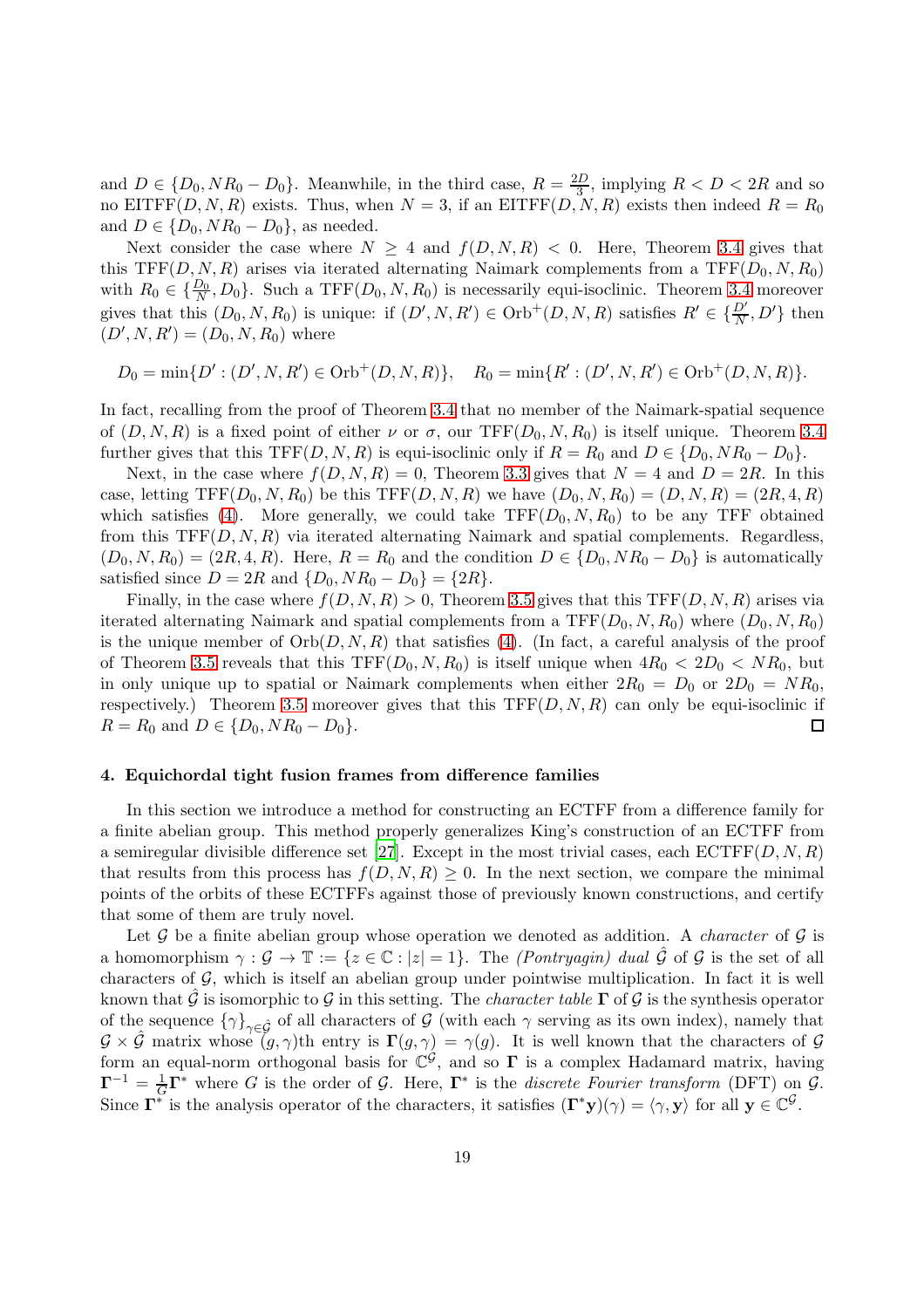and $D \in \{D_0, NR_0 - D_0\}$. Meanwhile, in the third case, $R = \frac{2D}{3}$, implying $R < D < 2R$ and so no EITFF$(D, N, R)$ exists. Thus, when $N = 3$, if an EITFF$(D, N, R)$ exists then indeed $R = R_0$ and $D \in \{D_0, NR_0 - D_0\}$, as needed.

Next consider the case where $N \geq 4$ and $f(D, N, R) < 0$. Here, Theorem 3.4 gives that this TFF$(D, N, R)$ arises via iterated alternating Naimark complements from a TFF$(D_0, N, R_0)$ with $R_0 \in \{\frac{D_0}{N}, D_0\}$. Such a TFF$(D_0, N, R_0)$ is necessarily equi-isoclinic. Theorem 3.4 moreover gives that this $(D_0, N, R_0)$ is unique: if $(D', N, R') \in \mathrm{Orb}^+(D, N, R)$ satisfies $R' \in \{\frac{D'}{N}, D'\}$ then $(D', N, R') = (D_0, N, R_0)$ where

$$D_0 = \min\{D' : (D', N, R') \in \mathrm{Orb}^+(D, N, R)\}, \quad R_0 = \min\{R' : (D', N, R') \in \mathrm{Orb}^+(D, N, R)\}.$$

In fact, recalling from the proof of Theorem 3.4 that no member of the Naimark-spatial sequence of $(D, N, R)$ is a fixed point of either $\nu$ or $\sigma$, our TFF$(D_0, N, R_0)$ is itself unique. Theorem 3.4 further gives that this TFF$(D, N, R)$ is equi-isoclinic only if $R = R_0$ and $D \in \{D_0, NR_0 - D_0\}$.

Next, in the case where $f(D, N, R) = 0$, Theorem 3.3 gives that $N = 4$ and $D = 2R$. In this case, letting TFF$(D_0, N, R_0)$ be this TFF$(D, N, R)$ we have $(D_0, N, R_0) = (D, N, R) = (2R, 4, R)$ which satisfies (4). More generally, we could take TFF$(D_0, N, R_0)$ to be any TFF obtained from this TFF$(D, N, R)$ via iterated alternating Naimark and spatial complements. Regardless, $(D_0, N, R_0) = (2R, 4, R)$. Here, $R = R_0$ and the condition $D \in \{D_0, NR_0 - D_0\}$ is automatically satisfied since $D = 2R$ and $\{D_0, NR_0 - D_0\} = \{2R\}$.

Finally, in the case where $f(D, N, R) > 0$, Theorem 3.5 gives that this TFF$(D, N, R)$ arises via iterated alternating Naimark and spatial complements from a TFF$(D_0, N, R_0)$ where $(D_0, N, R_0)$ is the unique member of $\mathrm{Orb}(D, N, R)$ that satisfies (4). (In fact, a careful analysis of the proof of Theorem 3.5 reveals that this TFF$(D_0, N, R_0)$ is itself unique when $4R_0 < 2D_0 < NR_0$, but in only unique up to spatial or Naimark complements when either $2R_0 = D_0$ or $2D_0 = NR_0$, respectively.) Theorem 3.5 moreover gives that this TFF$(D, N, R)$ can only be equi-isoclinic if $R = R_0$ and $D \in \{D_0, NR_0 - D_0\}$. $\square$

## 4. Equichordal tight fusion frames from difference families

In this section we introduce a method for constructing an ECTFF from a difference family for a finite abelian group. This method properly generalizes King's construction of an ECTFF from a semiregular divisible difference set [27]. Except in the most trivial cases, each ECTFF$(D, N, R)$ that results from this process has $f(D, N, R) \geq 0$. In the next section, we compare the minimal points of the orbits of these ECTFFs against those of previously known constructions, and certify that some of them are truly novel.

Let $\mathcal{G}$ be a finite abelian group whose operation we denoted as addition. A *character* of $\mathcal{G}$ is a homomorphism $\gamma : \mathcal{G} \to \mathbb{T} := \{z \in \mathbb{C} : |z| = 1\}$. The *(Pontryagin) dual* $\hat{\mathcal{G}}$ of $\mathcal{G}$ is the set of all characters of $\mathcal{G}$, which is itself an abelian group under pointwise multiplication. In fact it is well known that $\hat{\mathcal{G}}$ is isomorphic to $\mathcal{G}$ in this setting. The *character table* $\mathbf{\Gamma}$ of $\mathcal{G}$ is the synthesis operator of the sequence $\{\gamma\}_{\gamma \in \hat{\mathcal{G}}}$ of all characters of $\mathcal{G}$ (with each $\gamma$ serving as its own index), namely that $\mathcal{G} \times \hat{\mathcal{G}}$ matrix whose $(g, \gamma)$th entry is $\mathbf{\Gamma}(g, \gamma) = \gamma(g)$. It is well known that the characters of $\mathcal{G}$ form an equal-norm orthogonal basis for $\mathbb{C}^{\mathcal{G}}$, and so $\mathbf{\Gamma}$ is a complex Hadamard matrix, having $\mathbf{\Gamma}^{-1} = \frac{1}{G}\mathbf{\Gamma}^*$ where $G$ is the order of $\mathcal{G}$. Here, $\mathbf{\Gamma}^*$ is the *discrete Fourier transform* (DFT) on $\mathcal{G}$. Since $\mathbf{\Gamma}^*$ is the analysis operator of the characters, it satisfies $(\mathbf{\Gamma}^* \mathbf{y})(\gamma) = \langle \gamma, \mathbf{y} \rangle$ for all $\mathbf{y} \in \mathbb{C}^{\mathcal{G}}$.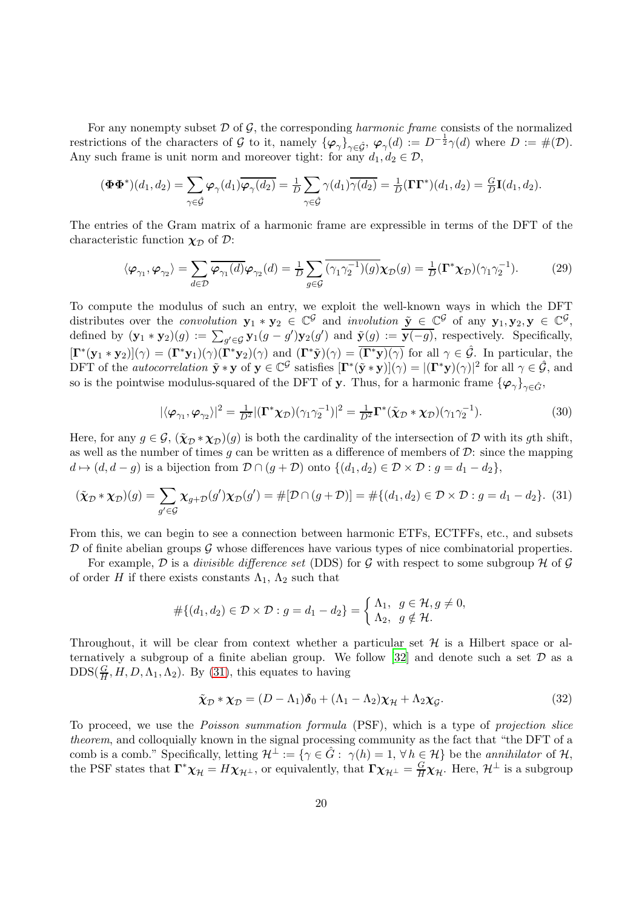For any nonempty subset $\mathcal{D}$ of $\mathcal{G}$, the corresponding *harmonic frame* consists of the normalized restrictions of the characters of $\mathcal{G}$ to it, namely $\{\boldsymbol{\varphi}_\gamma\}_{\gamma\in\hat{\mathcal{G}}}$, $\boldsymbol{\varphi}_\gamma(d) := D^{-\frac{1}{2}}\gamma(d)$ where $D := \#(\mathcal{D})$. Any such frame is unit norm and moreover tight: for any $d_1, d_2 \in \mathcal{D}$,

$$(\boldsymbol{\Phi}\boldsymbol{\Phi}^*)(d_1,d_2) = \sum_{\gamma\in\hat{\mathcal{G}}} \boldsymbol{\varphi}_\gamma(d_1)\overline{\boldsymbol{\varphi}_\gamma(d_2)} = \tfrac{1}{D}\sum_{\gamma\in\hat{\mathcal{G}}}\gamma(d_1)\overline{\gamma(d_2)} = \tfrac{1}{D}(\boldsymbol{\Gamma}\boldsymbol{\Gamma}^*)(d_1,d_2) = \tfrac{G}{D}\mathbf{I}(d_1,d_2).$$

The entries of the Gram matrix of a harmonic frame are expressible in terms of the DFT of the characteristic function $\boldsymbol{\chi}_\mathcal{D}$ of $\mathcal{D}$:

$$\langle\boldsymbol{\varphi}_{\gamma_1},\boldsymbol{\varphi}_{\gamma_2}\rangle = \sum_{d\in\mathcal{D}}\overline{\boldsymbol{\varphi}_{\gamma_1}(d)}\boldsymbol{\varphi}_{\gamma_2}(d) = \tfrac{1}{D}\sum_{g\in\mathcal{G}}\overline{(\gamma_1\gamma_2^{-1})(g)}\boldsymbol{\chi}_\mathcal{D}(g) = \tfrac{1}{D}(\boldsymbol{\Gamma}^*\boldsymbol{\chi}_\mathcal{D})(\gamma_1\gamma_2^{-1}). \tag{29}$$

To compute the modulus of such an entry, we exploit the well-known ways in which the DFT distributes over the *convolution* $\mathbf{y}_1 * \mathbf{y}_2 \in \mathbb{C}^\mathcal{G}$ and *involution* $\tilde{\mathbf{y}} \in \mathbb{C}^\mathcal{G}$ of any $\mathbf{y}_1, \mathbf{y}_2, \mathbf{y} \in \mathbb{C}^\mathcal{G}$, defined by $(\mathbf{y}_1 * \mathbf{y}_2)(g) := \sum_{g'\in\mathcal{G}}\mathbf{y}_1(g-g')\mathbf{y}_2(g')$ and $\tilde{\mathbf{y}}(g) := \overline{\mathbf{y}(-g)}$, respectively. Specifically, $[\boldsymbol{\Gamma}^*(\mathbf{y}_1 * \mathbf{y}_2)](\gamma) = (\boldsymbol{\Gamma}^*\mathbf{y}_1)(\gamma)(\boldsymbol{\Gamma}^*\mathbf{y}_2)(\gamma)$ and $(\boldsymbol{\Gamma}^*\tilde{\mathbf{y}})(\gamma) = \overline{(\boldsymbol{\Gamma}^*\mathbf{y})(\gamma)}$ for all $\gamma \in \hat{\mathcal{G}}$. In particular, the DFT of the *autocorrelation* $\tilde{\mathbf{y}} * \mathbf{y}$ of $\mathbf{y} \in \mathbb{C}^\mathcal{G}$ satisfies $[\boldsymbol{\Gamma}^*(\tilde{\mathbf{y}} * \mathbf{y})](\gamma) = |(\boldsymbol{\Gamma}^*\mathbf{y})(\gamma)|^2$ for all $\gamma \in \hat{\mathcal{G}}$, and so is the pointwise modulus-squared of the DFT of $\mathbf{y}$. Thus, for a harmonic frame $\{\boldsymbol{\varphi}_\gamma\}_{\gamma\in\hat{G}}$,

$$|\langle\boldsymbol{\varphi}_{\gamma_1},\boldsymbol{\varphi}_{\gamma_2}\rangle|^2 = \tfrac{1}{D^2}|(\boldsymbol{\Gamma}^*\boldsymbol{\chi}_\mathcal{D})(\gamma_1\gamma_2^{-1})|^2 = \tfrac{1}{D^2}\boldsymbol{\Gamma}^*(\tilde{\boldsymbol{\chi}}_\mathcal{D} * \boldsymbol{\chi}_\mathcal{D})(\gamma_1\gamma_2^{-1}). \tag{30}$$

Here, for any $g \in \mathcal{G}$, $(\tilde{\boldsymbol{\chi}}_\mathcal{D} * \boldsymbol{\chi}_\mathcal{D})(g)$ is both the cardinality of the intersection of $\mathcal{D}$ with its $g$th shift, as well as the number of times $g$ can be written as a difference of members of $\mathcal{D}$: since the mapping $d \mapsto (d, d-g)$ is a bijection from $\mathcal{D} \cap (g + \mathcal{D})$ onto $\{(d_1,d_2) \in \mathcal{D}\times\mathcal{D} : g = d_1 - d_2\}$,

$$(\tilde{\boldsymbol{\chi}}_\mathcal{D} * \boldsymbol{\chi}_\mathcal{D})(g) = \sum_{g'\in\mathcal{G}}\boldsymbol{\chi}_{g+\mathcal{D}}(g')\boldsymbol{\chi}_\mathcal{D}(g') = \#[\mathcal{D}\cap(g+\mathcal{D})] = \#\{(d_1,d_2)\in\mathcal{D}\times\mathcal{D} : g = d_1 - d_2\}. \tag{31}$$

From this, we can begin to see a connection between harmonic ETFs, ECTFFs, etc., and subsets $\mathcal{D}$ of finite abelian groups $\mathcal{G}$ whose differences have various types of nice combinatorial properties.

For example, $\mathcal{D}$ is a *divisible difference set* (DDS) for $\mathcal{G}$ with respect to some subgroup $\mathcal{H}$ of $\mathcal{G}$ of order $H$ if there exists constants $\Lambda_1$, $\Lambda_2$ such that

$$\#\{(d_1,d_2)\in\mathcal{D}\times\mathcal{D} : g = d_1 - d_2\} = \begin{cases}\Lambda_1, & g\in\mathcal{H}, g\neq 0,\\ \Lambda_2, & g\notin\mathcal{H}.\end{cases}$$

Throughout, it will be clear from context whether a particular set $\mathcal{H}$ is a Hilbert space or alternatively a subgroup of a finite abelian group. We follow [32] and denote such a set $\mathcal{D}$ as a $\mathrm{DDS}(\frac{G}{H}, H, D, \Lambda_1, \Lambda_2)$. By (31), this equates to having

$$\tilde{\boldsymbol{\chi}}_\mathcal{D} * \boldsymbol{\chi}_\mathcal{D} = (D - \Lambda_1)\boldsymbol{\delta}_0 + (\Lambda_1 - \Lambda_2)\boldsymbol{\chi}_\mathcal{H} + \Lambda_2\boldsymbol{\chi}_\mathcal{G}. \tag{32}$$

To proceed, we use the *Poisson summation formula* (PSF), which is a type of *projection slice theorem*, and colloquially known in the signal processing community as the fact that "the DFT of a comb is a comb." Specifically, letting $\mathcal{H}^\perp := \{\gamma \in \hat{G} : \gamma(h) = 1, \forall\, h \in \mathcal{H}\}$ be the *annihilator* of $\mathcal{H}$, the PSF states that $\boldsymbol{\Gamma}^*\boldsymbol{\chi}_\mathcal{H} = H\boldsymbol{\chi}_{\mathcal{H}^\perp}$, or equivalently, that $\boldsymbol{\Gamma}\boldsymbol{\chi}_{\mathcal{H}^\perp} = \frac{G}{H}\boldsymbol{\chi}_\mathcal{H}$. Here, $\mathcal{H}^\perp$ is a subgroup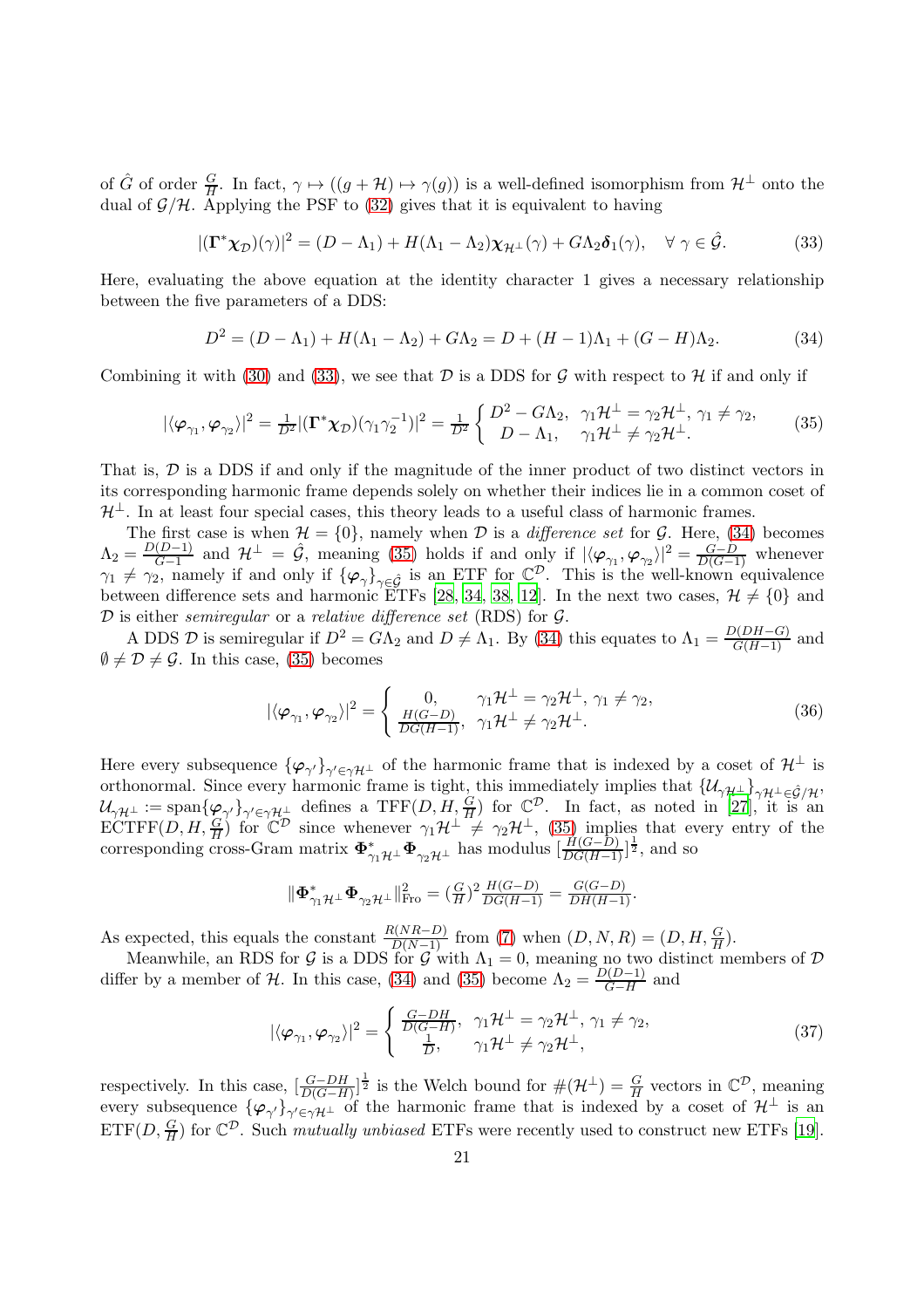of $\hat{G}$ of order $\frac{G}{H}$. In fact, $\gamma \mapsto ((g+\mathcal{H}) \mapsto \gamma(g))$ is a well-defined isomorphism from $\mathcal{H}^\perp$ onto the dual of $\mathcal{G}/\mathcal{H}$. Applying the PSF to (32) gives that it is equivalent to having

$$|(\mathbf{\Gamma}^*\boldsymbol{\chi}_{\mathcal{D}})(\gamma)|^2 = (D-\Lambda_1) + H(\Lambda_1 - \Lambda_2)\boldsymbol{\chi}_{\mathcal{H}^\perp}(\gamma) + G\Lambda_2\boldsymbol{\delta}_1(\gamma), \quad \forall\, \gamma \in \hat{\mathcal{G}}. \tag{33}$$

Here, evaluating the above equation at the identity character 1 gives a necessary relationship between the five parameters of a DDS:

$$D^2 = (D-\Lambda_1) + H(\Lambda_1 - \Lambda_2) + G\Lambda_2 = D + (H-1)\Lambda_1 + (G-H)\Lambda_2. \tag{34}$$

Combining it with (30) and (33), we see that $\mathcal{D}$ is a DDS for $\mathcal{G}$ with respect to $\mathcal{H}$ if and only if

$$|\langle \boldsymbol{\varphi}_{\gamma_1}, \boldsymbol{\varphi}_{\gamma_2}\rangle|^2 = \tfrac{1}{D^2}|(\mathbf{\Gamma}^*\boldsymbol{\chi}_{\mathcal{D}})(\gamma_1\gamma_2^{-1})|^2 = \tfrac{1}{D^2}\left\{\begin{array}{ll} D^2 - G\Lambda_2, & \gamma_1\mathcal{H}^\perp = \gamma_2\mathcal{H}^\perp,\ \gamma_1 \neq \gamma_2, \\ D - \Lambda_1, & \gamma_1\mathcal{H}^\perp \neq \gamma_2\mathcal{H}^\perp. \end{array}\right. \tag{35}$$

That is, $\mathcal{D}$ is a DDS if and only if the magnitude of the inner product of two distinct vectors in its corresponding harmonic frame depends solely on whether their indices lie in a common coset of $\mathcal{H}^\perp$. In at least four special cases, this theory leads to a useful class of harmonic frames.

The first case is when $\mathcal{H} = \{0\}$, namely when $\mathcal{D}$ is a *difference set* for $\mathcal{G}$. Here, (34) becomes $\Lambda_2 = \frac{D(D-1)}{G-1}$ and $\mathcal{H}^\perp = \hat{\mathcal{G}}$, meaning (35) holds if and only if $|\langle \boldsymbol{\varphi}_{\gamma_1}, \boldsymbol{\varphi}_{\gamma_2}\rangle|^2 = \frac{G-D}{D(G-1)}$ whenever $\gamma_1 \neq \gamma_2$, namely if and only if $\{\boldsymbol{\varphi}_\gamma\}_{\gamma\in\hat{\mathcal{G}}}$ is an ETF for $\mathbb{C}^{\mathcal{D}}$. This is the well-known equivalence between difference sets and harmonic ETFs [28, 34, 38, 12]. In the next two cases, $\mathcal{H} \neq \{0\}$ and $\mathcal{D}$ is either *semiregular* or a *relative difference set* (RDS) for $\mathcal{G}$.

A DDS $\mathcal{D}$ is semiregular if $D^2 = G\Lambda_2$ and $D \neq \Lambda_1$. By (34) this equates to $\Lambda_1 = \frac{D(DH-G)}{G(H-1)}$ and $\emptyset \neq \mathcal{D} \neq \mathcal{G}$. In this case, (35) becomes

$$|\langle \boldsymbol{\varphi}_{\gamma_1}, \boldsymbol{\varphi}_{\gamma_2}\rangle|^2 = \left\{\begin{array}{ll} 0, & \gamma_1\mathcal{H}^\perp = \gamma_2\mathcal{H}^\perp,\ \gamma_1 \neq \gamma_2, \\ \frac{H(G-D)}{DG(H-1)}, & \gamma_1\mathcal{H}^\perp \neq \gamma_2\mathcal{H}^\perp. \end{array}\right. \tag{36}$$

Here every subsequence $\{\boldsymbol{\varphi}_{\gamma'}\}_{\gamma'\in\gamma\mathcal{H}^\perp}$ of the harmonic frame that is indexed by a coset of $\mathcal{H}^\perp$ is orthonormal. Since every harmonic frame is tight, this immediately implies that $\{\mathcal{U}_{\gamma\mathcal{H}^\perp}\}_{\gamma\mathcal{H}^\perp\in\hat{\mathcal{G}}/\mathcal{H}}$, $\mathcal{U}_{\gamma\mathcal{H}^\perp} := \operatorname{span}\{\boldsymbol{\varphi}_{\gamma'}\}_{\gamma'\in\gamma\mathcal{H}^\perp}$ defines a $\operatorname{TFF}(D, H, \frac{G}{H})$ for $\mathbb{C}^{\mathcal{D}}$. In fact, as noted in [27], it is an $\operatorname{ECTFF}(D, H, \frac{G}{H})$ for $\mathbb{C}^{\mathcal{D}}$ since whenever $\gamma_1\mathcal{H}^\perp \neq \gamma_2\mathcal{H}^\perp$, (35) implies that every entry of the corresponding cross-Gram matrix $\mathbf{\Phi}^*_{\gamma_1\mathcal{H}^\perp}\mathbf{\Phi}_{\gamma_2\mathcal{H}^\perp}$ has modulus $[\frac{H(G-D)}{DG(H-1)}]^{\frac{1}{2}}$, and so

$$\|\mathbf{\Phi}^*_{\gamma_1\mathcal{H}^\perp}\mathbf{\Phi}_{\gamma_2\mathcal{H}^\perp}\|^2_{\mathrm{Fro}} = (\tfrac{G}{H})^2\tfrac{H(G-D)}{DG(H-1)} = \tfrac{G(G-D)}{DH(H-1)}.$$

As expected, this equals the constant $\frac{R(NR-D)}{D(N-1)}$ from (7) when $(D, N, R) = (D, H, \frac{G}{H})$.

Meanwhile, an RDS for $\mathcal{G}$ is a DDS for $\mathcal{G}$ with $\Lambda_1 = 0$, meaning no two distinct members of $\mathcal{D}$ differ by a member of $\mathcal{H}$. In this case, (34) and (35) become $\Lambda_2 = \frac{D(D-1)}{G-H}$ and

$$|\langle \boldsymbol{\varphi}_{\gamma_1}, \boldsymbol{\varphi}_{\gamma_2}\rangle|^2 = \left\{\begin{array}{ll} \frac{G-DH}{D(G-H)}, & \gamma_1\mathcal{H}^\perp = \gamma_2\mathcal{H}^\perp,\ \gamma_1 \neq \gamma_2, \\ \frac{1}{D}, & \gamma_1\mathcal{H}^\perp \neq \gamma_2\mathcal{H}^\perp, \end{array}\right. \tag{37}$$

respectively. In this case, $[\frac{G-DH}{D(G-H)}]^{\frac{1}{2}}$ is the Welch bound for $\#(\mathcal{H}^\perp) = \frac{G}{H}$ vectors in $\mathbb{C}^{\mathcal{D}}$, meaning every subsequence $\{\boldsymbol{\varphi}_{\gamma'}\}_{\gamma'\in\gamma\mathcal{H}^\perp}$ of the harmonic frame that is indexed by a coset of $\mathcal{H}^\perp$ is an $\operatorname{ETF}(D, \frac{G}{H})$ for $\mathbb{C}^{\mathcal{D}}$. Such *mutually unbiased* ETFs were recently used to construct new ETFs [19].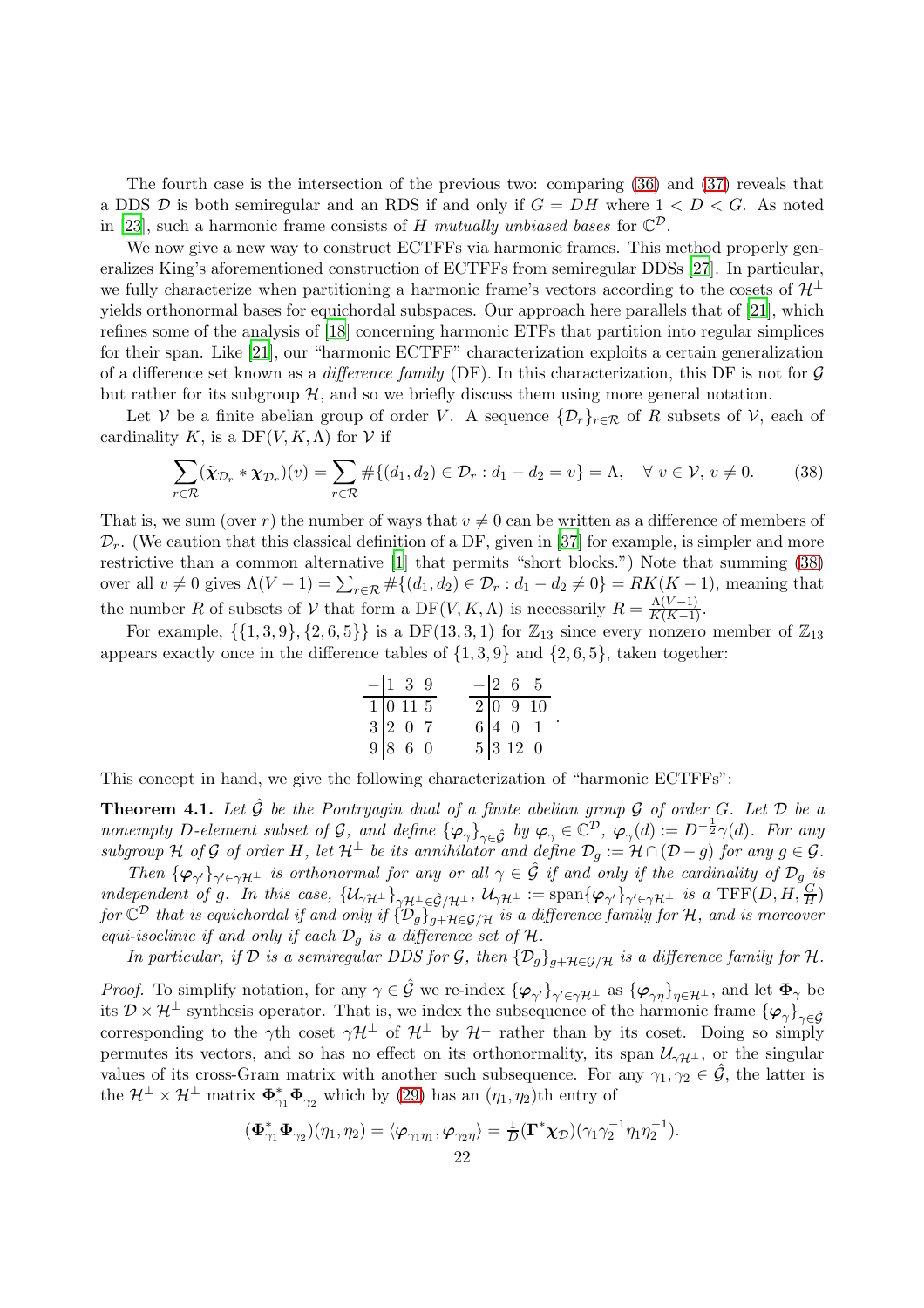The fourth case is the intersection of the previous two: comparing (36) and (37) reveals that a DDS $\mathcal{D}$ is both semiregular and an RDS if and only if $G = DH$ where $1 < D < G$. As noted in [23], such a harmonic frame consists of $H$ *mutually unbiased bases* for $\mathbb{C}^{\mathcal{D}}$.

We now give a new way to construct ECTFFs via harmonic frames. This method properly generalizes King's aforementioned construction of ECTFFs from semiregular DDSs [27]. In particular, we fully characterize when partitioning a harmonic frame's vectors according to the cosets of $\mathcal{H}^\perp$ yields orthonormal bases for equichordal subspaces. Our approach here parallels that of [21], which refines some of the analysis of [18] concerning harmonic ETFs that partition into regular simplices for their span. Like [21], our "harmonic ECTFF" characterization exploits a certain generalization of a difference set known as a *difference family* (DF). In this characterization, this DF is not for $\mathcal{G}$ but rather for its subgroup $\mathcal{H}$, and so we briefly discuss them using more general notation.

Let $\mathcal{V}$ be a finite abelian group of order $V$. A sequence $\{\mathcal{D}_r\}_{r\in\mathcal{R}}$ of $R$ subsets of $\mathcal{V}$, each of cardinality $K$, is a $\mathrm{DF}(V, K, \Lambda)$ for $\mathcal{V}$ if

$$\sum_{r\in\mathcal{R}} (\tilde{\boldsymbol{\chi}}_{\mathcal{D}_r} * \boldsymbol{\chi}_{\mathcal{D}_r})(v) = \sum_{r\in\mathcal{R}} \#\{(d_1, d_2) \in \mathcal{D}_r : d_1 - d_2 = v\} = \Lambda, \quad \forall\, v \in \mathcal{V},\, v \neq 0. \tag{38}$$

That is, we sum (over $r$) the number of ways that $v \neq 0$ can be written as a difference of members of $\mathcal{D}_r$. (We caution that this classical definition of a DF, given in [37] for example, is simpler and more restrictive than a common alternative [1] that permits "short blocks.") Note that summing (38) over all $v \neq 0$ gives $\Lambda(V-1) = \sum_{r\in\mathcal{R}} \#\{(d_1, d_2) \in \mathcal{D}_r : d_1 - d_2 \neq 0\} = RK(K-1)$, meaning that the number $R$ of subsets of $\mathcal{V}$ that form a $\mathrm{DF}(V, K, \Lambda)$ is necessarily $R = \frac{\Lambda(V-1)}{K(K-1)}$.

For example, $\{\{1, 3, 9\}, \{2, 6, 5\}\}$ is a $\mathrm{DF}(13, 3, 1)$ for $\mathbb{Z}_{13}$ since every nonzero member of $\mathbb{Z}_{13}$ appears exactly once in the difference tables of $\{1, 3, 9\}$ and $\{2, 6, 5\}$, taken together:

$$\begin{array}{c|ccc} - & 1 & 3 & 9 \\ \hline 1 & 0 & 11 & 5 \\ 3 & 2 & 0 & 7 \\ 9 & 8 & 6 & 0 \end{array} \qquad \begin{array}{c|ccc} - & 2 & 6 & 5 \\ \hline 2 & 0 & 9 & 10 \\ 6 & 4 & 0 & 1 \\ 5 & 3 & 12 & 0 \end{array}.$$

This concept in hand, we give the following characterization of "harmonic ECTFFs":

**Theorem 4.1.** *Let $\hat{\mathcal{G}}$ be the Pontryagin dual of a finite abelian group $\mathcal{G}$ of order $G$. Let $\mathcal{D}$ be a nonempty $D$-element subset of $\mathcal{G}$, and define $\{\boldsymbol{\varphi}_\gamma\}_{\gamma\in\hat{\mathcal{G}}}$ by $\boldsymbol{\varphi}_\gamma \in \mathbb{C}^{\mathcal{D}}$, $\boldsymbol{\varphi}_\gamma(d) := D^{-\frac{1}{2}}\gamma(d)$. For any subgroup $\mathcal{H}$ of $\mathcal{G}$ of order $H$, let $\mathcal{H}^\perp$ be its annihilator and define $\mathcal{D}_g := \mathcal{H} \cap (\mathcal{D} - g)$ for any $g \in \mathcal{G}$.*

*Then $\{\boldsymbol{\varphi}_{\gamma'}\}_{\gamma'\in\gamma\mathcal{H}^\perp}$ is orthonormal for any or all $\gamma \in \hat{\mathcal{G}}$ if and only if the cardinality of $\mathcal{D}_g$ is independent of $g$. In this case, $\{\mathcal{U}_{\gamma\mathcal{H}^\perp}\}_{\gamma\mathcal{H}^\perp\in\hat{\mathcal{G}}/\mathcal{H}^\perp}$, $\mathcal{U}_{\gamma\mathcal{H}^\perp} := \mathrm{span}\{\boldsymbol{\varphi}_{\gamma'}\}_{\gamma'\in\gamma\mathcal{H}^\perp}$ is a $\mathrm{TFF}(D, H, \frac{G}{H})$ for $\mathbb{C}^{\mathcal{D}}$ that is equichordal if and only if $\{\mathcal{D}_g\}_{g+\mathcal{H}\in\mathcal{G}/\mathcal{H}}$ is a difference family for $\mathcal{H}$, and is moreover equi-isoclinic if and only if each $\mathcal{D}_g$ is a difference set of $\mathcal{H}$.*

*In particular, if $\mathcal{D}$ is a semiregular DDS for $\mathcal{G}$, then $\{\mathcal{D}_g\}_{g+\mathcal{H}\in\mathcal{G}/\mathcal{H}}$ is a difference family for $\mathcal{H}$.*

*Proof.* To simplify notation, for any $\gamma \in \hat{\mathcal{G}}$ we re-index $\{\boldsymbol{\varphi}_{\gamma'}\}_{\gamma'\in\gamma\mathcal{H}^\perp}$ as $\{\boldsymbol{\varphi}_{\gamma\eta}\}_{\eta\in\mathcal{H}^\perp}$, and let $\boldsymbol{\Phi}_\gamma$ be its $\mathcal{D} \times \mathcal{H}^\perp$ synthesis operator. That is, we index the subsequence of the harmonic frame $\{\boldsymbol{\varphi}_\gamma\}_{\gamma\in\hat{\mathcal{G}}}$ corresponding to the $\gamma$th coset $\gamma\mathcal{H}^\perp$ of $\mathcal{H}^\perp$ by $\mathcal{H}^\perp$ rather than by its coset. Doing so simply permutes its vectors, and so has no effect on its orthonormality, its span $\mathcal{U}_{\gamma\mathcal{H}^\perp}$, or the singular values of its cross-Gram matrix with another such subsequence. For any $\gamma_1, \gamma_2 \in \hat{\mathcal{G}}$, the latter is the $\mathcal{H}^\perp \times \mathcal{H}^\perp$ matrix $\boldsymbol{\Phi}_{\gamma_1}^*\boldsymbol{\Phi}_{\gamma_2}$ which by (29) has an $(\eta_1, \eta_2)$th entry of

$$(\boldsymbol{\Phi}_{\gamma_1}^*\boldsymbol{\Phi}_{\gamma_2})(\eta_1, \eta_2) = \langle \boldsymbol{\varphi}_{\gamma_1\eta_1}, \boldsymbol{\varphi}_{\gamma_2\eta} \rangle = \tfrac{1}{D}(\boldsymbol{\Gamma}^*\boldsymbol{\chi}_{\mathcal{D}})(\gamma_1\gamma_2^{-1}\eta_1\eta_2^{-1}).$$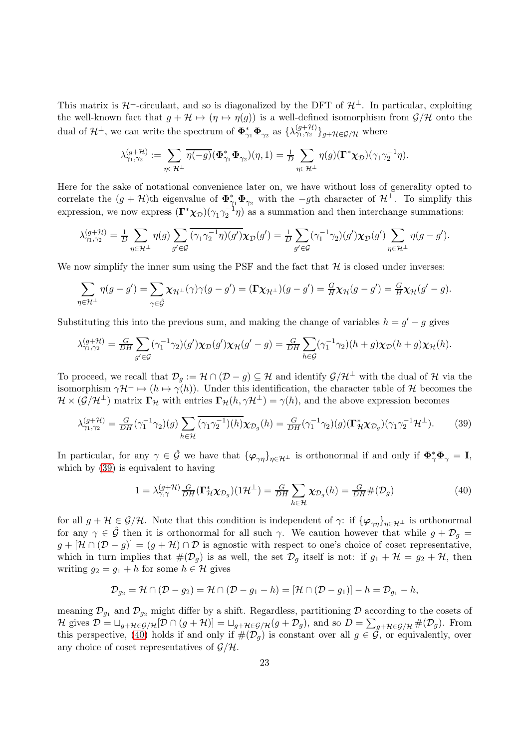This matrix is $\mathcal{H}^\perp$-circulant, and so is diagonalized by the DFT of $\mathcal{H}^\perp$. In particular, exploiting the well-known fact that $g+\mathcal{H} \mapsto (\eta \mapsto \eta(g))$ is a well-defined isomorphism from $\mathcal{G}/\mathcal{H}$ onto the dual of $\mathcal{H}^\perp$, we can write the spectrum of $\mathbf{\Phi}_{\gamma_1}^*\mathbf{\Phi}_{\gamma_2}$ as $\{\lambda_{\gamma_1,\gamma_2}^{(g+\mathcal{H})}\}_{g+\mathcal{H}\in\mathcal{G}/\mathcal{H}}$ where

$$\lambda_{\gamma_1,\gamma_2}^{(g+\mathcal{H})} := \sum_{\eta\in\mathcal{H}^\perp} \overline{\eta(-g)}(\mathbf{\Phi}_{\gamma_1}^*\mathbf{\Phi}_{\gamma_2})(\eta,1) = \tfrac{1}{D}\sum_{\eta\in\mathcal{H}^\perp}\eta(g)(\mathbf{\Gamma}^*\boldsymbol{\chi}_\mathcal{D})(\gamma_1\gamma_2^{-1}\eta).$$

Here for the sake of notational convenience later on, we have without loss of generality opted to correlate the $(g+\mathcal{H})$th eigenvalue of $\mathbf{\Phi}_{\gamma_1}^*\mathbf{\Phi}_{\gamma_2}$ with the $-g$th character of $\mathcal{H}^\perp$. To simplify this expression, we now express $(\mathbf{\Gamma}^*\boldsymbol{\chi}_\mathcal{D})(\gamma_1\gamma_2^{-1}\eta)$ as a summation and then interchange summations:

$$\lambda_{\gamma_1,\gamma_2}^{(g+\mathcal{H})} = \tfrac{1}{D}\sum_{\eta\in\mathcal{H}^\perp}\eta(g)\sum_{g'\in\mathcal{G}}\overline{(\gamma_1\gamma_2^{-1}\eta)(g')}\boldsymbol{\chi}_\mathcal{D}(g') = \tfrac{1}{D}\sum_{g'\in\mathcal{G}}(\gamma_1^{-1}\gamma_2)(g')\boldsymbol{\chi}_\mathcal{D}(g')\sum_{\eta\in\mathcal{H}^\perp}\eta(g-g').$$

We now simplify the inner sum using the PSF and the fact that $\mathcal{H}$ is closed under inverses:

$$\sum_{\eta\in\mathcal{H}^\perp}\eta(g-g') = \sum_{\gamma\in\hat{\mathcal{G}}}\boldsymbol{\chi}_{\mathcal{H}^\perp}(\gamma)\gamma(g-g') = (\mathbf{\Gamma}\boldsymbol{\chi}_{\mathcal{H}^\perp})(g-g') = \tfrac{G}{H}\boldsymbol{\chi}_\mathcal{H}(g-g') = \tfrac{G}{H}\boldsymbol{\chi}_\mathcal{H}(g'-g).$$

Substituting this into the previous sum, and making the change of variables $h = g'-g$ gives

$$\lambda_{\gamma_1,\gamma_2}^{(g+\mathcal{H})} = \tfrac{G}{DH}\sum_{g'\in\mathcal{G}}(\gamma_1^{-1}\gamma_2)(g')\boldsymbol{\chi}_\mathcal{D}(g')\boldsymbol{\chi}_\mathcal{H}(g'-g) = \tfrac{G}{DH}\sum_{h\in\mathcal{G}}(\gamma_1^{-1}\gamma_2)(h+g)\boldsymbol{\chi}_\mathcal{D}(h+g)\boldsymbol{\chi}_\mathcal{H}(h).$$

To proceed, we recall that $\mathcal{D}_g := \mathcal{H}\cap(\mathcal{D}-g)\subseteq\mathcal{H}$ and identify $\mathcal{G}/\mathcal{H}^\perp$ with the dual of $\mathcal{H}$ via the isomorphism $\gamma\mathcal{H}^\perp \mapsto (h\mapsto\gamma(h))$. Under this identification, the character table of $\mathcal{H}$ becomes the $\mathcal{H}\times(\mathcal{G}/\mathcal{H}^\perp)$ matrix $\mathbf{\Gamma}_\mathcal{H}$ with entries $\mathbf{\Gamma}_\mathcal{H}(h,\gamma\mathcal{H}^\perp) = \gamma(h)$, and the above expression becomes

$$\lambda_{\gamma_1,\gamma_2}^{(g+\mathcal{H})} = \tfrac{G}{DH}(\gamma_1^{-1}\gamma_2)(g)\sum_{h\in\mathcal{H}}\overline{(\gamma_1\gamma_2^{-1})(h)}\boldsymbol{\chi}_{\mathcal{D}_g}(h) = \tfrac{G}{DH}(\gamma_1^{-1}\gamma_2)(g)(\mathbf{\Gamma}_\mathcal{H}^*\boldsymbol{\chi}_{\mathcal{D}_g})(\gamma_1\gamma_2^{-1}\mathcal{H}^\perp). \tag{39}$$

In particular, for any $\gamma\in\hat{\mathcal{G}}$ we have that $\{\boldsymbol{\varphi}_{\gamma\eta}\}_{\eta\in\mathcal{H}^\perp}$ is orthonormal if and only if $\mathbf{\Phi}_\gamma^*\mathbf{\Phi}_\gamma = \mathbf{I}$, which by (39) is equivalent to having

$$1 = \lambda_{\gamma,\gamma}^{(g+\mathcal{H})}\tfrac{G}{DH}(\mathbf{\Gamma}_\mathcal{H}^*\boldsymbol{\chi}_{\mathcal{D}_g})(1\mathcal{H}^\perp) = \tfrac{G}{DH}\sum_{h\in\mathcal{H}}\boldsymbol{\chi}_{\mathcal{D}_g}(h) = \tfrac{G}{DH}\#(\mathcal{D}_g) \tag{40}$$

for all $g+\mathcal{H}\in\mathcal{G}/\mathcal{H}$. Note that this condition is independent of $\gamma$: if $\{\boldsymbol{\varphi}_{\gamma\eta}\}_{\eta\in\mathcal{H}^\perp}$ is orthonormal for any $\gamma\in\hat{\mathcal{G}}$ then it is orthonormal for all such $\gamma$. We caution however that while $g+\mathcal{D}_g = g+[\mathcal{H}\cap(\mathcal{D}-g)] = (g+\mathcal{H})\cap\mathcal{D}$ is agnostic with respect to one's choice of coset representative, which in turn implies that $\#(\mathcal{D}_g)$ is as well, the set $\mathcal{D}_g$ itself is not: if $g_1+\mathcal{H} = g_2+\mathcal{H}$, then writing $g_2 = g_1+h$ for some $h\in\mathcal{H}$ gives

$$\mathcal{D}_{g_2} = \mathcal{H}\cap(\mathcal{D}-g_2) = \mathcal{H}\cap(\mathcal{D}-g_1-h) = [\mathcal{H}\cap(\mathcal{D}-g_1)]-h = \mathcal{D}_{g_1}-h,$$

meaning $\mathcal{D}_{g_1}$ and $\mathcal{D}_{g_2}$ might differ by a shift. Regardless, partitioning $\mathcal{D}$ according to the cosets of $\mathcal{H}$ gives $\mathcal{D} = \sqcup_{g+\mathcal{H}\in\mathcal{G}/\mathcal{H}}[\mathcal{D}\cap(g+\mathcal{H})] = \sqcup_{g+\mathcal{H}\in\mathcal{G}/\mathcal{H}}(g+\mathcal{D}_g)$, and so $D = \sum_{g+\mathcal{H}\in\mathcal{G}/\mathcal{H}}\#(\mathcal{D}_g)$. From this perspective, (40) holds if and only if $\#(\mathcal{D}_g)$ is constant over all $g\in\mathcal{G}$, or equivalently, over any choice of coset representatives of $\mathcal{G}/\mathcal{H}$.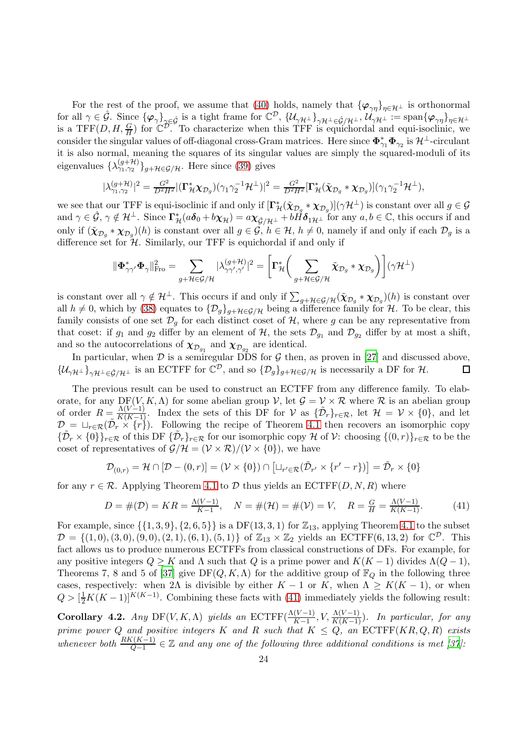For the rest of the proof, we assume that (40) holds, namely that $\{\boldsymbol{\varphi}_{\gamma\eta}\}_{\eta\in\mathcal{H}^\perp}$ is orthonormal for all $\gamma\in\hat{\mathcal{G}}$. Since $\{\boldsymbol{\varphi}_\gamma\}_{\gamma\in\hat{\mathcal{G}}}$ is a tight frame for $\mathbb{C}^\mathcal{D}$, $\{\mathcal{U}_{\gamma\mathcal{H}^\perp}\}_{\gamma\mathcal{H}^\perp\in\hat{\mathcal{G}}/\mathcal{H}^\perp}$, $\mathcal{U}_{\gamma\mathcal{H}^\perp}:=\operatorname{span}\{\boldsymbol{\varphi}_{\gamma\eta}\}_{\eta\in\mathcal{H}^\perp}$ is a $\operatorname{TFF}(D,H,\frac{G}{H})$ for $\mathbb{C}^\mathcal{D}$. To characterize when this TFF is equichordal and equi-isoclinic, we consider the singular values of off-diagonal cross-Gram matrices. Here since $\boldsymbol{\Phi}_{\gamma_1}^*\boldsymbol{\Phi}_{\gamma_2}$ is $\mathcal{H}^\perp$-circulant it is also normal, meaning the squares of its singular values are simply the squared-moduli of its eigenvalues $\{\lambda_{\gamma_1,\gamma_2}^{(g+\mathcal{H})}\}_{g+\mathcal{H}\in\mathcal{G}/\mathcal{H}}$. Here since (39) gives

$$|\lambda_{\gamma_1,\gamma_2}^{(g+\mathcal{H})}|^2=\tfrac{G^2}{D^2H^2}|(\boldsymbol{\Gamma}_\mathcal{H}^*\boldsymbol{\chi}_{\mathcal{D}_g})(\gamma_1\gamma_2^{-1}\mathcal{H}^\perp)|^2=\tfrac{G^2}{D^2H^2}[\boldsymbol{\Gamma}_\mathcal{H}^*(\tilde{\boldsymbol{\chi}}_{\mathcal{D}_g}*\boldsymbol{\chi}_{\mathcal{D}_g})](\gamma_1\gamma_2^{-1}\mathcal{H}^\perp),$$

we see that our TFF is equi-isoclinic if and only if $[\boldsymbol{\Gamma}_\mathcal{H}^*(\tilde{\boldsymbol{\chi}}_{\mathcal{D}_g}*\boldsymbol{\chi}_{\mathcal{D}_g})](\gamma\mathcal{H}^\perp)$ is constant over all $g\in\mathcal{G}$ and $\gamma\in\hat{\mathcal{G}}$, $\gamma\notin\mathcal{H}^\perp$. Since $\boldsymbol{\Gamma}_\mathcal{H}^*(a\boldsymbol{\delta}_0+b\boldsymbol{\chi}_\mathcal{H})=a\boldsymbol{\chi}_{\hat{\mathcal{G}}/\mathcal{H}^\perp}+bH\boldsymbol{\delta}_{1\mathcal{H}^\perp}$ for any $a,b\in\mathbb{C}$, this occurs if and only if $(\tilde{\boldsymbol{\chi}}_{\mathcal{D}_g}*\boldsymbol{\chi}_{\mathcal{D}_g})(h)$ is constant over all $g\in\mathcal{G}$, $h\in\mathcal{H}$, $h\neq 0$, namely if and only if each $\mathcal{D}_g$ is a difference set for $\mathcal{H}$. Similarly, our TFF is equichordal if and only if

$$\|\boldsymbol{\Phi}_{\gamma\gamma'}^*\boldsymbol{\Phi}_{\gamma}\|_{\mathrm{Fro}}^2=\sum_{g+\mathcal{H}\in\mathcal{G}/\mathcal{H}}|\lambda_{\gamma\gamma',\gamma'}^{(g+\mathcal{H})}|^2=\biggl[\boldsymbol{\Gamma}_\mathcal{H}^*\biggl(\sum_{g+\mathcal{H}\in\mathcal{G}/\mathcal{H}}\tilde{\boldsymbol{\chi}}_{\mathcal{D}_g}*\boldsymbol{\chi}_{\mathcal{D}_g}\biggr)\biggr](\gamma\mathcal{H}^\perp)$$

is constant over all $\gamma\notin\mathcal{H}^\perp$. This occurs if and only if $\sum_{g+\mathcal{H}\in\mathcal{G}/\mathcal{H}}(\tilde{\boldsymbol{\chi}}_{\mathcal{D}_g}*\boldsymbol{\chi}_{\mathcal{D}_g})(h)$ is constant over all $h\neq 0$, which by (38) equates to $\{\mathcal{D}_g\}_{g+\mathcal{H}\in\mathcal{G}/\mathcal{H}}$ being a difference family for $\mathcal{H}$. To be clear, this family consists of one set $\mathcal{D}_g$ for each distinct coset of $\mathcal{H}$, where $g$ can be any representative from that coset: if $g_1$ and $g_2$ differ by an element of $\mathcal{H}$, the sets $\mathcal{D}_{g_1}$ and $\mathcal{D}_{g_2}$ differ by at most a shift, and so the autocorrelations of $\boldsymbol{\chi}_{\mathcal{D}_{g_1}}$ and $\boldsymbol{\chi}_{\mathcal{D}_{g_2}}$ are identical.

In particular, when $\mathcal{D}$ is a semiregular DDS for $\mathcal{G}$ then, as proven in [27] and discussed above, $\{\mathcal{U}_{\gamma\mathcal{H}^\perp}\}_{\gamma\mathcal{H}^\perp\in\hat{\mathcal{G}}/\mathcal{H}^\perp}$ is an ECTFF for $\mathbb{C}^\mathcal{D}$, and so $\{\mathcal{D}_g\}_{g+\mathcal{H}\in\mathcal{G}/\mathcal{H}}$ is necessarily a DF for $\mathcal{H}$. $\square$

The previous result can be used to construct an ECTFF from any difference family. To elaborate, for any $\operatorname{DF}(V,K,\Lambda)$ for some abelian group $\mathcal{V}$, let $\mathcal{G}=\mathcal{V}\times\mathcal{R}$ where $\mathcal{R}$ is an abelian group of order $R=\frac{\Lambda(V-1)}{K(K-1)}$. Index the sets of this DF for $\mathcal{V}$ as $\{\tilde{\mathcal{D}}_r\}_{r\in\mathcal{R}}$, let $\mathcal{H}=\mathcal{V}\times\{0\}$, and let $\mathcal{D}=\sqcup_{r\in\mathcal{R}}(\tilde{\mathcal{D}}_r\times\{r\})$. Following the recipe of Theorem 4.1 then recovers an isomorphic copy $\{\tilde{\mathcal{D}}_r\times\{0\}\}_{r\in\mathcal{R}}$ of this DF $\{\tilde{\mathcal{D}}_r\}_{r\in\mathcal{R}}$ for our isomorphic copy $\mathcal{H}$ of $\mathcal{V}$: choosing $\{(0,r)\}_{r\in\mathcal{R}}$ to be the coset of representatives of $\mathcal{G}/\mathcal{H}=(\mathcal{V}\times\mathcal{R})/(\mathcal{V}\times\{0\})$, we have

$$\mathcal{D}_{(0,r)}=\mathcal{H}\cap[\mathcal{D}-(0,r)]=(\mathcal{V}\times\{0\})\cap\bigl[\sqcup_{r'\in\mathcal{R}}(\tilde{\mathcal{D}}_{r'}\times\{r'-r\})\bigr]=\tilde{\mathcal{D}}_r\times\{0\}$$

for any $r\in\mathcal{R}$. Applying Theorem 4.1 to $\mathcal{D}$ thus yields an $\operatorname{ECTFF}(D,N,R)$ where

$$D=\#(\mathcal{D})=KR=\tfrac{\Lambda(V-1)}{K-1},\quad N=\#(\mathcal{H})=\#(\mathcal{V})=V,\quad R=\tfrac{G}{H}=\tfrac{\Lambda(V-1)}{K(K-1)}.\tag{41}$$

For example, since $\{\{1,3,9\},\{2,6,5\}\}$ is a $\operatorname{DF}(13,3,1)$ for $\mathbb{Z}_{13}$, applying Theorem 4.1 to the subset $\mathcal{D}=\{(1,0),(3,0),(9,0),(2,1),(6,1),(5,1)\}$ of $\mathbb{Z}_{13}\times\mathbb{Z}_2$ yields an $\operatorname{ECTFF}(6,13,2)$ for $\mathbb{C}^6$. This fact allows us to produce numerous ECTFFs from classical constructions of DFs. For example, for any positive integers $Q\geq K$ and $\Lambda$ such that $Q$ is a prime power and $K(K-1)$ divides $\Lambda(Q-1)$, Theorems 7, 8 and 5 of [37] give $\operatorname{DF}(Q,K,\Lambda)$ for the additive group of $\mathbb{F}_Q$ in the following three cases, respectively: when $2\Lambda$ is divisible by either $K-1$ or $K$, when $\Lambda\geq K(K-1)$, or when $Q>[\frac{1}{2}K(K-1)]^{K(K-1)}$. Combining these facts with (41) immediately yields the following result:

**Corollary 4.2.** *Any* $\operatorname{DF}(V,K,\Lambda)$ *yields an* $\operatorname{ECTFF}(\frac{\Lambda(V-1)}{K-1},V,\frac{\Lambda(V-1)}{K(K-1)})$. *In particular, for any prime power $Q$ and positive integers $K$ and $R$ such that $K\leq Q$, an* $\operatorname{ECTFF}(KR,Q,R)$ *exists whenever both* $\frac{RK(K-1)}{Q-1}\in\mathbb{Z}$ *and any one of the following three additional conditions is met [37]:*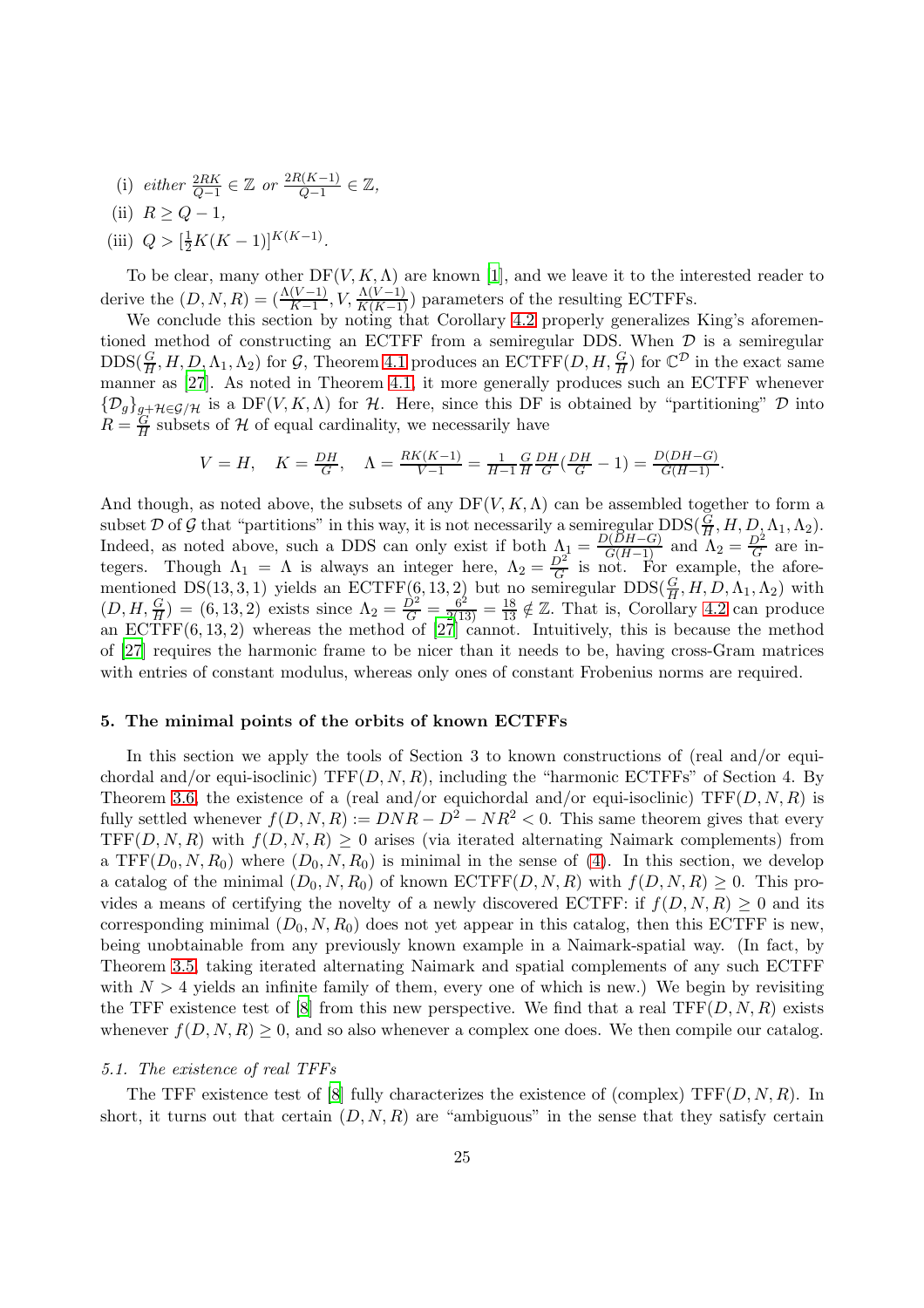(i) *either* $\frac{2RK}{Q-1} \in \mathbb{Z}$ *or* $\frac{2R(K-1)}{Q-1} \in \mathbb{Z}$,

(ii) $R \geq Q-1$,

(iii) $Q > [\frac{1}{2}K(K-1)]^{K(K-1)}$.

To be clear, many other $\mathrm{DF}(V,K,\Lambda)$ are known [1], and we leave it to the interested reader to derive the $(D,N,R) = (\frac{\Lambda(V-1)}{K-1}, V, \frac{\Lambda(V-1)}{K(K-1)})$ parameters of the resulting ECTFFs.

We conclude this section by noting that Corollary 4.2 properly generalizes King's aforementioned method of constructing an ECTFF from a semiregular DDS. When $\mathcal{D}$ is a semiregular $\mathrm{DDS}(\frac{G}{H}, H, D, \Lambda_1, \Lambda_2)$ for $\mathcal{G}$, Theorem 4.1 produces an $\mathrm{ECTFF}(D, H, \frac{G}{H})$ for $\mathbb{C}^{\mathcal{D}}$ in the exact same manner as [27]. As noted in Theorem 4.1, it more generally produces such an ECTFF whenever $\{\mathcal{D}_g\}_{g+\mathcal{H}\in\mathcal{G}/\mathcal{H}}$ is a $\mathrm{DF}(V,K,\Lambda)$ for $\mathcal{H}$. Here, since this DF is obtained by "partitioning" $\mathcal{D}$ into $R = \frac{G}{H}$ subsets of $\mathcal{H}$ of equal cardinality, we necessarily have

$$V = H, \quad K = \tfrac{DH}{G}, \quad \Lambda = \tfrac{RK(K-1)}{V-1} = \tfrac{1}{H-1}\tfrac{G}{H}\tfrac{DH}{G}(\tfrac{DH}{G}-1) = \tfrac{D(DH-G)}{G(H-1)}.$$

And though, as noted above, the subsets of any $\mathrm{DF}(V,K,\Lambda)$ can be assembled together to form a subset $\mathcal{D}$ of $\mathcal{G}$ that "partitions" in this way, it is not necessarily a semiregular $\mathrm{DDS}(\frac{G}{H}, H, D, \Lambda_1, \Lambda_2)$. Indeed, as noted above, such a DDS can only exist if both $\Lambda_1 = \frac{D(DH-G)}{G(H-1)}$ and $\Lambda_2 = \frac{D^2}{G}$ are integers. Though $\Lambda_1 = \Lambda$ is always an integer here, $\Lambda_2 = \frac{D^2}{G}$ is not. For example, the aforementioned $\mathrm{DS}(13,3,1)$ yields an $\mathrm{ECTFF}(6,13,2)$ but no semiregular $\mathrm{DDS}(\frac{G}{H}, H, D, \Lambda_1, \Lambda_2)$ with $(D, H, \frac{G}{H}) = (6, 13, 2)$ exists since $\Lambda_2 = \frac{D^2}{G} = \frac{6^2}{2(13)} = \frac{18}{13} \notin \mathbb{Z}$. That is, Corollary 4.2 can produce an $\mathrm{ECTFF}(6,13,2)$ whereas the method of [27] cannot. Intuitively, this is because the method of [27] requires the harmonic frame to be nicer than it needs to be, having cross-Gram matrices with entries of constant modulus, whereas only ones of constant Frobenius norms are required.

## 5. The minimal points of the orbits of known ECTFFs

In this section we apply the tools of Section 3 to known constructions of (real and/or equichordal and/or equi-isoclinic) $\mathrm{TFF}(D,N,R)$, including the "harmonic ECTFFs" of Section 4. By Theorem 3.6, the existence of a (real and/or equichordal and/or equi-isoclinic) $\mathrm{TFF}(D,N,R)$ is fully settled whenever $f(D,N,R) := DNR - D^2 - NR^2 < 0$. This same theorem gives that every $\mathrm{TFF}(D,N,R)$ with $f(D,N,R) \geq 0$ arises (via iterated alternating Naimark complements) from a $\mathrm{TFF}(D_0,N,R_0)$ where $(D_0,N,R_0)$ is minimal in the sense of (4). In this section, we develop a catalog of the minimal $(D_0,N,R_0)$ of known $\mathrm{ECTFF}(D,N,R)$ with $f(D,N,R) \geq 0$. This provides a means of certifying the novelty of a newly discovered ECTFF: if $f(D,N,R) \geq 0$ and its corresponding minimal $(D_0,N,R_0)$ does not yet appear in this catalog, then this ECTFF is new, being unobtainable from any previously known example in a Naimark-spatial way. (In fact, by Theorem 3.5, taking iterated alternating Naimark and spatial complements of any such ECTFF with $N > 4$ yields an infinite family of them, every one of which is new.) We begin by revisiting the TFF existence test of [8] from this new perspective. We find that a real $\mathrm{TFF}(D,N,R)$ exists whenever $f(D,N,R) \geq 0$, and so also whenever a complex one does. We then compile our catalog.

### 5.1. The existence of real TFFs

The TFF existence test of [8] fully characterizes the existence of (complex) $\mathrm{TFF}(D,N,R)$. In short, it turns out that certain $(D,N,R)$ are "ambiguous" in the sense that they satisfy certain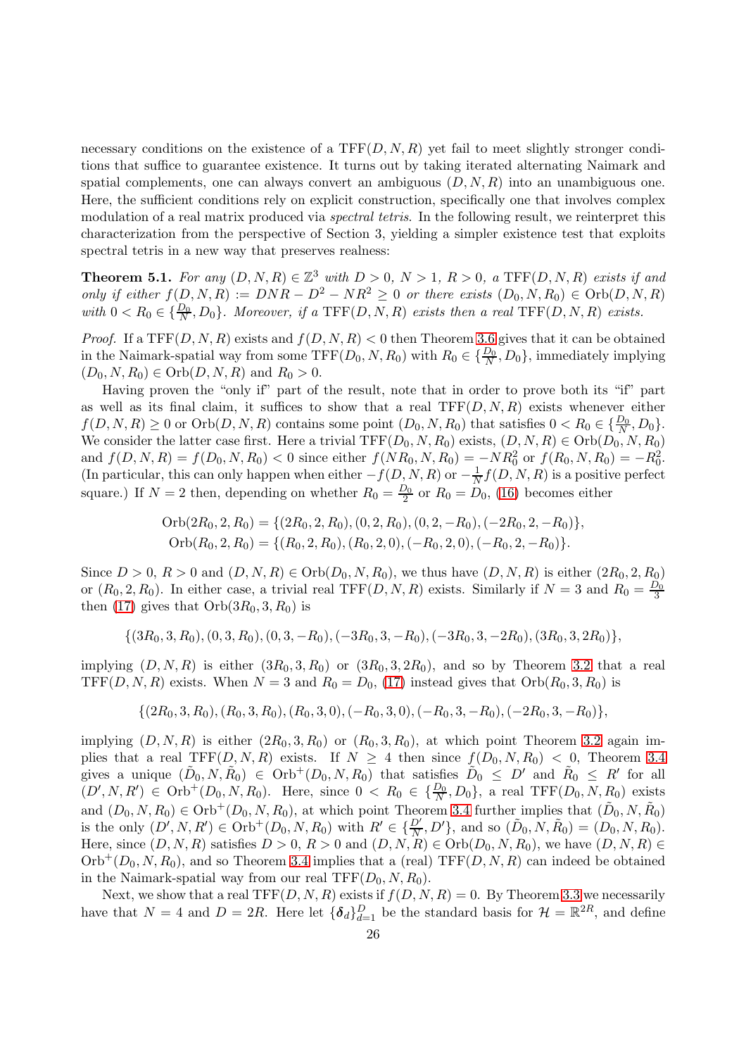necessary conditions on the existence of a $\mathrm{TFF}(D,N,R)$ yet fail to meet slightly stronger conditions that suffice to guarantee existence. It turns out by taking iterated alternating Naimark and spatial complements, one can always convert an ambiguous $(D,N,R)$ into an unambiguous one. Here, the sufficient conditions rely on explicit construction, specifically one that involves complex modulation of a real matrix produced via *spectral tetris*. In the following result, we reinterpret this characterization from the perspective of Section 3, yielding a simpler existence test that exploits spectral tetris in a new way that preserves realness:

**Theorem 5.1.** *For any $(D,N,R)\in\mathbb{Z}^3$ with $D>0$, $N>1$, $R>0$, a $\mathrm{TFF}(D,N,R)$ exists if and only if either $f(D,N,R):=DNR-D^2-NR^2\geq 0$ or there exists $(D_0,N,R_0)\in\mathrm{Orb}(D,N,R)$ with $0<R_0\in\{\frac{D_0}{N},D_0\}$. Moreover, if a $\mathrm{TFF}(D,N,R)$ exists then a real $\mathrm{TFF}(D,N,R)$ exists.*

*Proof.* If a $\mathrm{TFF}(D,N,R)$ exists and $f(D,N,R)<0$ then Theorem 3.6 gives that it can be obtained in the Naimark-spatial way from some $\mathrm{TFF}(D_0,N,R_0)$ with $R_0\in\{\frac{D_0}{N},D_0\}$, immediately implying $(D_0,N,R_0)\in\mathrm{Orb}(D,N,R)$ and $R_0>0$.

Having proven the "only if" part of the result, note that in order to prove both its "if" part as well as its final claim, it suffices to show that a real $\mathrm{TFF}(D,N,R)$ exists whenever either $f(D,N,R)\geq 0$ or $\mathrm{Orb}(D,N,R)$ contains some point $(D_0,N,R_0)$ that satisfies $0<R_0\in\{\frac{D_0}{N},D_0\}$. We consider the latter case first. Here a trivial $\mathrm{TFF}(D_0,N,R_0)$ exists, $(D,N,R)\in\mathrm{Orb}(D_0,N,R_0)$ and $f(D,N,R)=f(D_0,N,R_0)<0$ since either $f(NR_0,N,R_0)=-NR_0^2$ or $f(R_0,N,R_0)=-R_0^2$. (In particular, this can only happen when either $-f(D,N,R)$ or $-\frac{1}{N}f(D,N,R)$ is a positive perfect square.) If $N=2$ then, depending on whether $R_0=\frac{D_0}{2}$ or $R_0=D_0$, (16) becomes either

$$\mathrm{Orb}(2R_0,2,R_0)=\{(2R_0,2,R_0),(0,2,R_0),(0,2,-R_0),(-2R_0,2,-R_0)\},$$
$$\mathrm{Orb}(R_0,2,R_0)=\{(R_0,2,R_0),(R_0,2,0),(-R_0,2,0),(-R_0,2,-R_0)\}.$$

Since $D>0$, $R>0$ and $(D,N,R)\in\mathrm{Orb}(D_0,N,R_0)$, we thus have $(D,N,R)$ is either $(2R_0,2,R_0)$ or $(R_0,2,R_0)$. In either case, a trivial real $\mathrm{TFF}(D,N,R)$ exists. Similarly if $N=3$ and $R_0=\frac{D_0}{3}$ then (17) gives that $\mathrm{Orb}(3R_0,3,R_0)$ is

$$\{(3R_0,3,R_0),(0,3,R_0),(0,3,-R_0),(-3R_0,3,-R_0),(-3R_0,3,-2R_0),(3R_0,3,2R_0)\},$$

implying $(D,N,R)$ is either $(3R_0,3,R_0)$ or $(3R_0,3,2R_0)$, and so by Theorem 3.2 that a real $\mathrm{TFF}(D,N,R)$ exists. When $N=3$ and $R_0=D_0$, (17) instead gives that $\mathrm{Orb}(R_0,3,R_0)$ is

$$\{(2R_0,3,R_0),(R_0,3,R_0),(R_0,3,0),(-R_0,3,0),(-R_0,3,-R_0),(-2R_0,3,-R_0)\},$$

implying $(D,N,R)$ is either $(2R_0,3,R_0)$ or $(R_0,3,R_0)$, at which point Theorem 3.2 again implies that a real $\mathrm{TFF}(D,N,R)$ exists. If $N\geq 4$ then since $f(D_0,N,R_0)<0$, Theorem 3.4 gives a unique $(\tilde{D}_0,N,\tilde{R}_0)\in\mathrm{Orb}^+(D_0,N,R_0)$ that satisfies $\tilde{D}_0\leq D'$ and $\tilde{R}_0\leq R'$ for all $(D',N,R')\in\mathrm{Orb}^+(D_0,N,R_0)$. Here, since $0<R_0\in\{\frac{D_0}{N},D_0\}$, a real $\mathrm{TFF}(D_0,N,R_0)$ exists and $(D_0,N,R_0)\in\mathrm{Orb}^+(D_0,N,R_0)$, at which point Theorem 3.4 further implies that $(\tilde{D}_0,N,\tilde{R}_0)$ is the only $(D',N,R')\in\mathrm{Orb}^+(D_0,N,R_0)$ with $R'\in\{\frac{D'}{N},D'\}$, and so $(\tilde{D}_0,N,\tilde{R}_0)=(D_0,N,R_0)$. Here, since $(D,N,R)$ satisfies $D>0$, $R>0$ and $(D,N,R)\in\mathrm{Orb}(D_0,N,R_0)$, we have $(D,N,R)\in\mathrm{Orb}^+(D_0,N,R_0)$, and so Theorem 3.4 implies that a (real) $\mathrm{TFF}(D,N,R)$ can indeed be obtained in the Naimark-spatial way from our real $\mathrm{TFF}(D_0,N,R_0)$.

Next, we show that a real $\mathrm{TFF}(D,N,R)$ exists if $f(D,N,R)=0$. By Theorem 3.3 we necessarily have that $N=4$ and $D=2R$. Here let $\{\boldsymbol{\delta}_d\}_{d=1}^D$ be the standard basis for $\mathcal{H}=\mathbb{R}^{2R}$, and define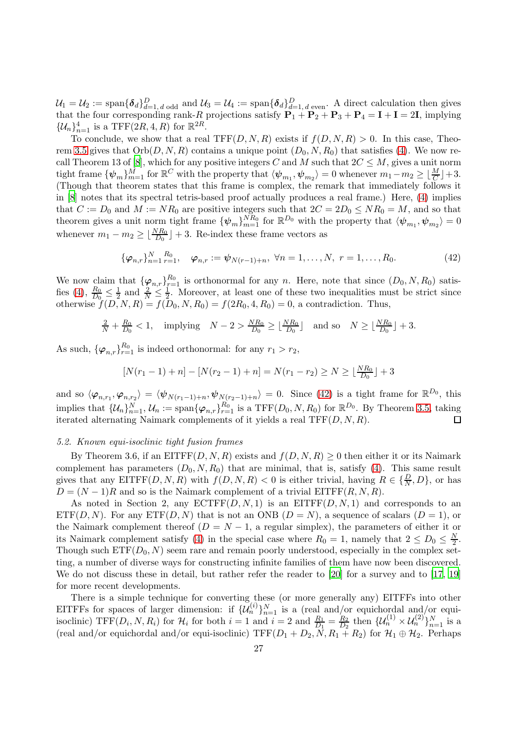$\mathcal{U}_1 = \mathcal{U}_2 := \operatorname{span}\{\boldsymbol{\delta}_d\}_{d=1,\, d \text{ odd}}^{D}$ and $\mathcal{U}_3 = \mathcal{U}_4 := \operatorname{span}\{\boldsymbol{\delta}_d\}_{d=1,\, d \text{ even}}^{D}$. A direct calculation then gives that the four corresponding rank-$R$ projections satisfy $\mathbf{P}_1 + \mathbf{P}_2 + \mathbf{P}_3 + \mathbf{P}_4 = \mathbf{I} + \mathbf{I} = 2\mathbf{I}$, implying $\{\mathcal{U}_n\}_{n=1}^4$ is a $\operatorname{TFF}(2R, 4, R)$ for $\mathbb{R}^{2R}$.

To conclude, we show that a real $\operatorname{TFF}(D, N, R)$ exists if $f(D, N, R) > 0$. In this case, Theorem 3.5 gives that $\operatorname{Orb}(D, N, R)$ contains a unique point $(D_0, N, R_0)$ that satisfies (4). We now recall Theorem 13 of [8], which for any positive integers $C$ and $M$ such that $2C \leq M$, gives a unit norm tight frame $\{\boldsymbol{\psi}_m\}_{m=1}^M$ for $\mathbb{R}^C$ with the property that $\langle \boldsymbol{\psi}_{m_1}, \boldsymbol{\psi}_{m_2} \rangle = 0$ whenever $m_1 - m_2 \geq \lfloor \frac{M}{C} \rfloor + 3$. (Though that theorem states that this frame is complex, the remark that immediately follows it in [8] notes that its spectral tetris-based proof actually produces a real frame.) Here, (4) implies that $C := D_0$ and $M := NR_0$ are positive integers such that $2C = 2D_0 \leq NR_0 = M$, and so that theorem gives a unit norm tight frame $\{\boldsymbol{\psi}_m\}_{m=1}^{NR_0}$ for $\mathbb{R}^{D_0}$ with the property that $\langle \boldsymbol{\psi}_{m_1}, \boldsymbol{\psi}_{m_2} \rangle = 0$ whenever $m_1 - m_2 \geq \lfloor \frac{NR_0}{D_0} \rfloor + 3$. Re-index these frame vectors as

$$\{\boldsymbol{\varphi}_{n,r}\}_{n=1}^{N}\,{}_{r=1}^{R_0}, \quad \boldsymbol{\varphi}_{n,r} := \boldsymbol{\psi}_{N(r-1)+n}, \ \forall n = 1, \dots, N, \ r = 1, \dots, R_0. \tag{42}$$

We now claim that $\{\boldsymbol{\varphi}_{n,r}\}_{r=1}^{R_0}$ is orthonormal for any $n$. Here, note that since $(D_0, N, R_0)$ satisfies (4), $\frac{R_0}{D_0} \leq \frac{1}{2}$ and $\frac{2}{N} \leq \frac{1}{2}$. Moreover, at least one of these two inequalities must be strict since otherwise $f(D, N, R) = f(D_0, N, R_0) = f(2R_0, 4, R_0) = 0$, a contradiction. Thus,

$$\tfrac{2}{N} + \tfrac{R_0}{D_0} < 1, \quad \text{implying} \quad N - 2 > \tfrac{NR_0}{D_0} \geq \lfloor \tfrac{NR_0}{D_0} \rfloor \quad \text{and so} \quad N \geq \lfloor \tfrac{NR_0}{D_0} \rfloor + 3.$$

As such, $\{\boldsymbol{\varphi}_{n,r}\}_{r=1}^{R_0}$ is indeed orthonormal: for any $r_1 > r_2$,

$$[N(r_1 - 1) + n] - [N(r_2 - 1) + n] = N(r_1 - r_2) \geq N \geq \lfloor \tfrac{NR_0}{D_0} \rfloor + 3$$

and so $\langle \boldsymbol{\varphi}_{n,r_1}, \boldsymbol{\varphi}_{n,r_2} \rangle = \langle \boldsymbol{\psi}_{N(r_1-1)+n}, \boldsymbol{\psi}_{N(r_2-1)+n} \rangle = 0$. Since (42) is a tight frame for $\mathbb{R}^{D_0}$, this implies that $\{\mathcal{U}_n\}_{n=1}^N, \mathcal{U}_n := \operatorname{span}\{\boldsymbol{\varphi}_{n,r}\}_{r=1}^{R_0}$ is a $\operatorname{TFF}(D_0, N, R_0)$ for $\mathbb{R}^{D_0}$. By Theorem 3.5, taking iterated alternating Naimark complements of it yields a real $\operatorname{TFF}(D, N, R)$. $\square$

### 5.2. Known equi-isoclinic tight fusion frames

By Theorem 3.6, if an $\operatorname{EITFF}(D, N, R)$ exists and $f(D, N, R) \geq 0$ then either it or its Naimark complement has parameters $(D_0, N, R_0)$ that are minimal, that is, satisfy (4). This same result gives that any $\operatorname{EITFF}(D, N, R)$ with $f(D, N, R) < 0$ is either trivial, having $R \in \{\frac{D}{N}, D\}$, or has $D = (N-1)R$ and so is the Naimark complement of a trivial $\operatorname{EITFF}(R, N, R)$.

As noted in Section 2, any $\operatorname{ECTFF}(D, N, 1)$ is an $\operatorname{EITFF}(D, N, 1)$ and corresponds to an $\operatorname{ETF}(D, N)$. For any $\operatorname{ETF}(D, N)$ that is not an ONB ($D = N$), a sequence of scalars ($D = 1$), or the Naimark complement thereof ($D = N - 1$, a regular simplex), the parameters of either it or its Naimark complement satisfy (4) in the special case where $R_0 = 1$, namely that $2 \leq D_0 \leq \frac{N}{2}$. Though such $\operatorname{ETF}(D_0, N)$ seem rare and remain poorly understood, especially in the complex setting, a number of diverse ways for constructing infinite families of them have now been discovered. We do not discuss these in detail, but rather refer the reader to [20] for a survey and to [17, 19] for more recent developments.

There is a simple technique for converting these (or more generally any) EITFFs into other EITFFs for spaces of larger dimension: if $\{\mathcal{U}_n^{(i)}\}_{n=1}^N$ is a (real and/or equichordal and/or equi-isoclinic) $\operatorname{TFF}(D_i, N, R_i)$ for $\mathcal{H}_i$ for both $i = 1$ and $i = 2$ and $\frac{R_1}{D_1} = \frac{R_2}{D_2}$ then $\{\mathcal{U}_n^{(1)} \times \mathcal{U}_n^{(2)}\}_{n=1}^N$ is a (real and/or equichordal and/or equi-isoclinic) $\operatorname{TFF}(D_1 + D_2, N, R_1 + R_2)$ for $\mathcal{H}_1 \oplus \mathcal{H}_2$. Perhaps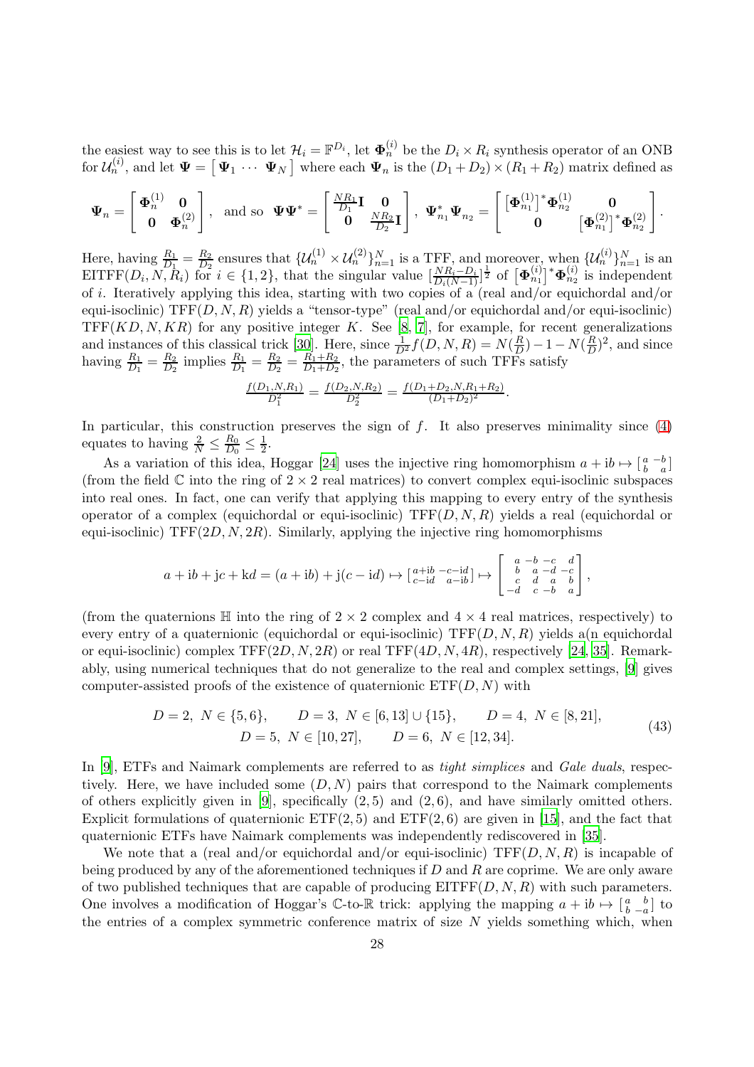the easiest way to see this is to let $\mathcal{H}_i = \mathbb{F}^{D_i}$, let $\boldsymbol{\Phi}_n^{(i)}$ be the $D_i \times R_i$ synthesis operator of an ONB for $\mathcal{U}_n^{(i)}$, and let $\boldsymbol{\Psi} = \left[\, \boldsymbol{\Psi}_1 \ \cdots \ \boldsymbol{\Psi}_N \,\right]$ where each $\boldsymbol{\Psi}_n$ is the $(D_1 + D_2) \times (R_1 + R_2)$ matrix defined as

$$\boldsymbol{\Psi}_n = \begin{bmatrix} \boldsymbol{\Phi}_n^{(1)} & \mathbf{0} \\ \mathbf{0} & \boldsymbol{\Phi}_n^{(2)} \end{bmatrix}, \quad \text{and so} \quad \boldsymbol{\Psi}\boldsymbol{\Psi}^* = \begin{bmatrix} \frac{NR_1}{D_1}\mathbf{I} & \mathbf{0} \\ \mathbf{0} & \frac{NR_2}{D_2}\mathbf{I} \end{bmatrix}, \ \boldsymbol{\Psi}_{n_1}^*\boldsymbol{\Psi}_{n_2} = \begin{bmatrix} \left[\boldsymbol{\Phi}_{n_1}^{(1)}\right]^*\boldsymbol{\Phi}_{n_2}^{(1)} & \mathbf{0} \\ \mathbf{0} & \left[\boldsymbol{\Phi}_{n_1}^{(2)}\right]^*\boldsymbol{\Phi}_{n_2}^{(2)} \end{bmatrix}.$$

Here, having $\frac{R_1}{D_1} = \frac{R_2}{D_2}$ ensures that $\{\mathcal{U}_n^{(1)} \times \mathcal{U}_n^{(2)}\}_{n=1}^N$ is a TFF, and moreover, when $\{\mathcal{U}_n^{(i)}\}_{n=1}^N$ is an $\operatorname{EITFF}(D_i, N, R_i)$ for $i \in \{1, 2\}$, that the singular value $[\frac{NR_i - D_i}{D_i(N-1)}]^{\frac{1}{2}}$ of $\left[\boldsymbol{\Phi}_{n_1}^{(i)}\right]^*\boldsymbol{\Phi}_{n_2}^{(i)}$ is independent of $i$. Iteratively applying this idea, starting with two copies of a (real and/or equichordal and/or equi-isoclinic) $\operatorname{TFF}(D, N, R)$ yields a "tensor-type" (real and/or equichordal and/or equi-isoclinic) $\operatorname{TFF}(KD, N, KR)$ for any positive integer $K$. See [8, 7], for example, for recent generalizations and instances of this classical trick [30]. Here, since $\frac{1}{D^2} f(D, N, R) = N(\frac{R}{D}) - 1 - N(\frac{R}{D})^2$, and since having $\frac{R_1}{D_1} = \frac{R_2}{D_2}$ implies $\frac{R_1}{D_1} = \frac{R_2}{D_2} = \frac{R_1+R_2}{D_1+D_2}$, the parameters of such TFFs satisfy

$$\tfrac{f(D_1,N,R_1)}{D_1^2} = \tfrac{f(D_2,N,R_2)}{D_2^2} = \tfrac{f(D_1+D_2,N,R_1+R_2)}{(D_1+D_2)^2}.$$

In particular, this construction preserves the sign of $f$. It also preserves minimality since (4) equates to having $\frac{2}{N} \leq \frac{R_0}{D_0} \leq \frac{1}{2}$.

As a variation of this idea, Hoggar [24] uses the injective ring homomorphism $a + \mathrm{i}b \mapsto \left[\begin{smallmatrix} a & -b \\ b & a \end{smallmatrix}\right]$ (from the field $\mathbb{C}$ into the ring of $2 \times 2$ real matrices) to convert complex equi-isoclinic subspaces into real ones. In fact, one can verify that applying this mapping to every entry of the synthesis operator of a complex (equichordal or equi-isoclinic) $\operatorname{TFF}(D, N, R)$ yields a real (equichordal or equi-isoclinic) $\operatorname{TFF}(2D, N, 2R)$. Similarly, applying the injective ring homomorphisms

$$a + \mathrm{i}b + \mathrm{j}c + \mathrm{k}d = (a + \mathrm{i}b) + \mathrm{j}(c - \mathrm{i}d) \mapsto \left[\begin{smallmatrix} a+\mathrm{i}b & -c-\mathrm{i}d \\ c-\mathrm{i}d & a-\mathrm{i}b \end{smallmatrix}\right] \mapsto \left[\begin{smallmatrix} a & -b & -c & d \\ b & a & -d & -c \\ c & d & a & b \\ -d & c & -b & a \end{smallmatrix}\right],$$

(from the quaternions $\mathbb{H}$ into the ring of $2 \times 2$ complex and $4 \times 4$ real matrices, respectively) to every entry of a quaternionic (equichordal or equi-isoclinic) $\operatorname{TFF}(D, N, R)$ yields a(n equichordal or equi-isoclinic) complex $\operatorname{TFF}(2D, N, 2R)$ or real $\operatorname{TFF}(4D, N, 4R)$, respectively [24, 35]. Remarkably, using numerical techniques that do not generalize to the real and complex settings, [9] gives computer-assisted proofs of the existence of quaternionic $\operatorname{ETF}(D, N)$ with

$$\begin{gathered} D = 2,\ N \in \{5, 6\}, \qquad D = 3,\ N \in [6, 13] \cup \{15\}, \qquad D = 4,\ N \in [8, 21], \\ D = 5,\ N \in [10, 27], \qquad D = 6,\ N \in [12, 34]. \end{gathered} \tag{43}$$

In [9], ETFs and Naimark complements are referred to as *tight simplices* and *Gale duals*, respectively. Here, we have included some $(D, N)$ pairs that correspond to the Naimark complements of others explicitly given in [9], specifically $(2, 5)$ and $(2, 6)$, and have similarly omitted others. Explicit formulations of quaternionic $\operatorname{ETF}(2, 5)$ and $\operatorname{ETF}(2, 6)$ are given in [15], and the fact that quaternionic ETFs have Naimark complements was independently rediscovered in [35].

We note that a (real and/or equichordal and/or equi-isoclinic) $\operatorname{TFF}(D, N, R)$ is incapable of being produced by any of the aforementioned techniques if $D$ and $R$ are coprime. We are only aware of two published techniques that are capable of producing $\operatorname{EITFF}(D, N, R)$ with such parameters. One involves a modification of Hoggar's $\mathbb{C}$-to-$\mathbb{R}$ trick: applying the mapping $a + \mathrm{i}b \mapsto \left[\begin{smallmatrix} a & b \\ b & -a \end{smallmatrix}\right]$ to the entries of a complex symmetric conference matrix of size $N$ yields something which, when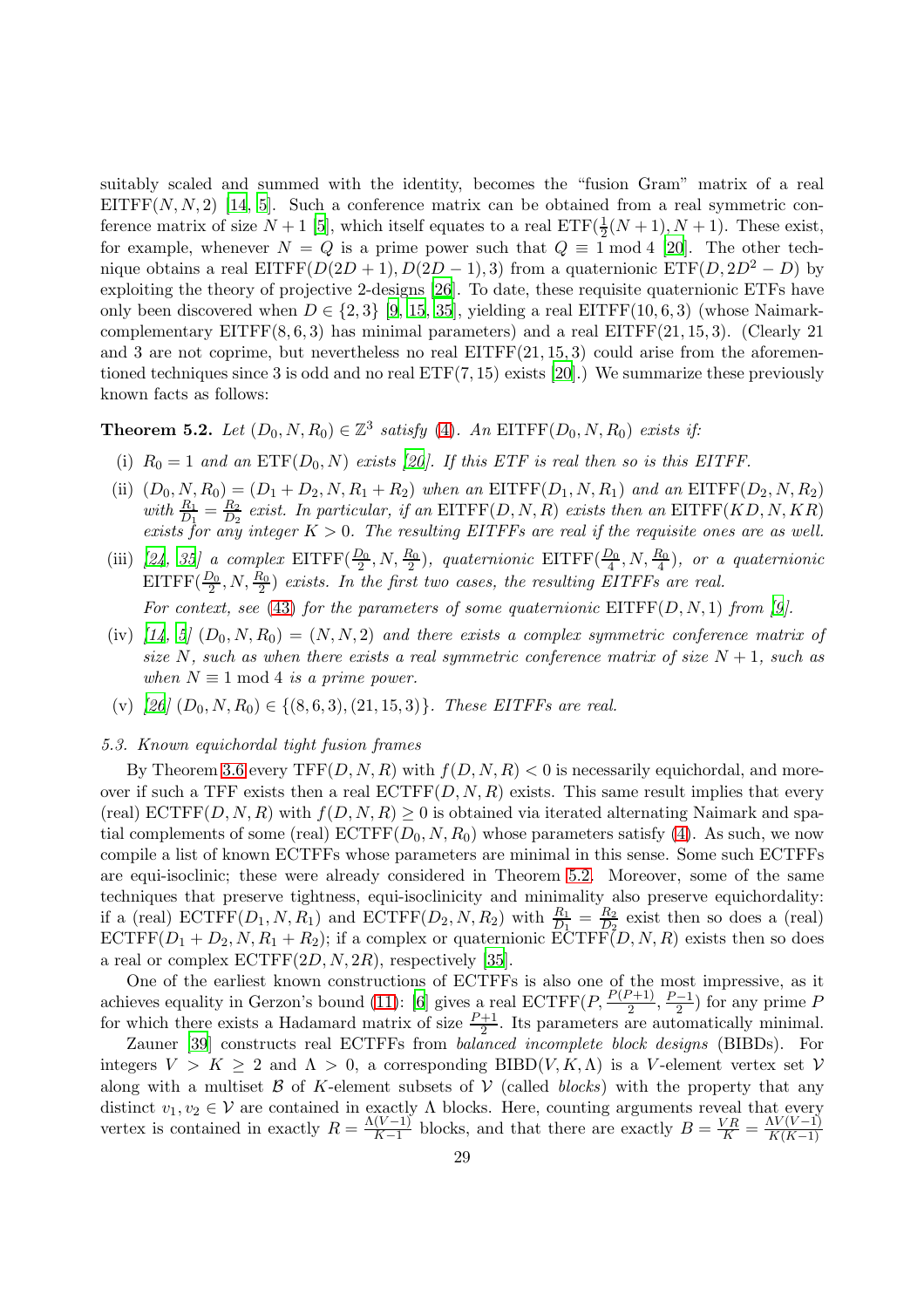suitably scaled and summed with the identity, becomes the "fusion Gram" matrix of a real $\mathrm{EITFF}(N,N,2)$ [14, 5]. Such a conference matrix can be obtained from a real symmetric conference matrix of size $N+1$ [5], which itself equates to a real $\mathrm{ETF}(\frac{1}{2}(N+1),N+1)$. These exist, for example, whenever $N=Q$ is a prime power such that $Q\equiv 1 \bmod 4$ [20]. The other technique obtains a real $\mathrm{EITFF}(D(2D+1),D(2D-1),3)$ from a quaternionic $\mathrm{ETF}(D,2D^2-D)$ by exploiting the theory of projective 2-designs [26]. To date, these requisite quaternionic ETFs have only been discovered when $D\in\{2,3\}$ [9, 15, 35], yielding a real $\mathrm{EITFF}(10,6,3)$ (whose Naimark-complementary $\mathrm{EITFF}(8,6,3)$ has minimal parameters) and a real $\mathrm{EITFF}(21,15,3)$. (Clearly 21 and 3 are not coprime, but nevertheless no real $\mathrm{EITFF}(21,15,3)$ could arise from the aforementioned techniques since 3 is odd and no real $\mathrm{ETF}(7,15)$ exists [20].) We summarize these previously known facts as follows:

**Theorem 5.2.** *Let $(D_0,N,R_0)\in\mathbb{Z}^3$ satisfy (4). An $\mathrm{EITFF}(D_0,N,R_0)$ exists if:*

- (i) *$R_0=1$ and an $\mathrm{ETF}(D_0,N)$ exists [20]. If this ETF is real then so is this EITFF.*
- (ii) *$(D_0,N,R_0)=(D_1+D_2,N,R_1+R_2)$ when an $\mathrm{EITFF}(D_1,N,R_1)$ and an $\mathrm{EITFF}(D_2,N,R_2)$ with $\frac{R_1}{D_1}=\frac{R_2}{D_2}$ exist. In particular, if an $\mathrm{EITFF}(D,N,R)$ exists then an $\mathrm{EITFF}(KD,N,KR)$ exists for any integer $K>0$. The resulting EITFFs are real if the requisite ones are as well.*
- (iii) *[24, 35] a complex $\mathrm{EITFF}(\frac{D_0}{2},N,\frac{R_0}{2})$, quaternionic $\mathrm{EITFF}(\frac{D_0}{4},N,\frac{R_0}{4})$, or a quaternionic $\mathrm{EITFF}(\frac{D_0}{2},N,\frac{R_0}{2})$ exists. In the first two cases, the resulting EITFFs are real.*

  *For context, see (43) for the parameters of some quaternionic $\mathrm{EITFF}(D,N,1)$ from [9].*
- (iv) *[14, 5] $(D_0,N,R_0)=(N,N,2)$ and there exists a complex symmetric conference matrix of size $N$, such as when there exists a real symmetric conference matrix of size $N+1$, such as when $N\equiv 1 \bmod 4$ is a prime power.*
- (v) *[26] $(D_0,N,R_0)\in\{(8,6,3),(21,15,3)\}$. These EITFFs are real.*

*5.3. Known equichordal tight fusion frames*

By Theorem 3.6 every $\mathrm{TFF}(D,N,R)$ with $f(D,N,R)<0$ is necessarily equichordal, and moreover if such a TFF exists then a real $\mathrm{ECTFF}(D,N,R)$ exists. This same result implies that every (real) $\mathrm{ECTFF}(D,N,R)$ with $f(D,N,R)\geq 0$ is obtained via iterated alternating Naimark and spatial complements of some (real) $\mathrm{ECTFF}(D_0,N,R_0)$ whose parameters satisfy (4). As such, we now compile a list of known ECTFFs whose parameters are minimal in this sense. Some such ECTFFs are equi-isoclinic; these were already considered in Theorem 5.2. Moreover, some of the same techniques that preserve tightness, equi-isoclinicity and minimality also preserve equichordality: if a (real) $\mathrm{ECTFF}(D_1,N,R_1)$ and $\mathrm{ECTFF}(D_2,N,R_2)$ with $\frac{R_1}{D_1}=\frac{R_2}{D_2}$ exist then so does a (real) $\mathrm{ECTFF}(D_1+D_2,N,R_1+R_2)$; if a complex or quaternionic $\mathrm{ECTFF}(D,N,R)$ exists then so does a real or complex $\mathrm{ECTFF}(2D,N,2R)$, respectively [35].

One of the earliest known constructions of ECTFFs is also one of the most impressive, as it achieves equality in Gerzon's bound (11): [6] gives a real $\mathrm{ECTFF}(P,\frac{P(P+1)}{2},\frac{P-1}{2})$ for any prime $P$ for which there exists a Hadamard matrix of size $\frac{P+1}{2}$. Its parameters are automatically minimal.

Zauner [39] constructs real ECTFFs from *balanced incomplete block designs* (BIBDs). For integers $V>K\geq 2$ and $\Lambda>0$, a corresponding $\mathrm{BIBD}(V,K,\Lambda)$ is a $V$-element vertex set $\mathcal{V}$ along with a multiset $\mathcal{B}$ of $K$-element subsets of $\mathcal{V}$ (called *blocks*) with the property that any distinct $v_1,v_2\in\mathcal{V}$ are contained in exactly $\Lambda$ blocks. Here, counting arguments reveal that every vertex is contained in exactly $R=\frac{\Lambda(V-1)}{K-1}$ blocks, and that there are exactly $B=\frac{VR}{K}=\frac{\Lambda V(V-1)}{K(K-1)}$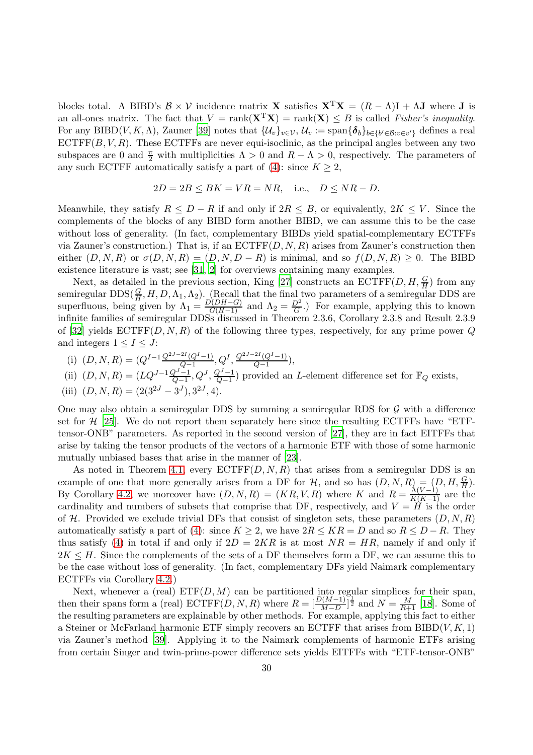blocks total. A BIBD's $\mathcal{B} \times \mathcal{V}$ incidence matrix $\mathbf{X}$ satisfies $\mathbf{X}^{\mathrm{T}}\mathbf{X} = (R - \Lambda)\mathbf{I} + \Lambda\mathbf{J}$ where $\mathbf{J}$ is an all-ones matrix. The fact that $V = \operatorname{rank}(\mathbf{X}^{\mathrm{T}}\mathbf{X}) = \operatorname{rank}(\mathbf{X}) \le B$ is called *Fisher's inequality*. For any BIBD$(V, K, \Lambda)$, Zauner [39] notes that $\{\mathcal{U}_v\}_{v\in\mathcal{V}}$, $\mathcal{U}_v := \operatorname{span}\{\boldsymbol{\delta}_b\}_{b\in\{b'\in\mathcal{B}: v\in v'\}}$ defines a real ECTFF$(B, V, R)$. These ECTFFs are never equi-isoclinic, as the principal angles between any two subspaces are 0 and $\frac{\pi}{2}$ with multiplicities $\Lambda > 0$ and $R - \Lambda > 0$, respectively. The parameters of any such ECTFF automatically satisfy a part of (4): since $K \ge 2$,

$$2D = 2B \le BK = VR = NR, \quad \text{i.e.,} \quad D \le NR - D.$$

Meanwhile, they satisfy $R \le D - R$ if and only if $2R \le B$, or equivalently, $2K \le V$. Since the complements of the blocks of any BIBD form another BIBD, we can assume this to be the case without loss of generality. (In fact, complementary BIBDs yield spatial-complementary ECTFFs via Zauner's construction.) That is, if an ECTFF$(D, N, R)$ arises from Zauner's construction then either $(D, N, R)$ or $\sigma(D, N, R) = (D, N, D - R)$ is minimal, and so $f(D, N, R) \ge 0$. The BIBD existence literature is vast; see [31, 2] for overviews containing many examples.

Next, as detailed in the previous section, King [27] constructs an ECTFF$(D, H, \frac{G}{H})$ from any semiregular DDS$(\frac{G}{H}, H, D, \Lambda_1, \Lambda_2)$. (Recall that the final two parameters of a semiregular DDS are superfluous, being given by $\Lambda_1 = \frac{D(DH-G)}{G(H-1)}$ and $\Lambda_2 = \frac{D^2}{G}$.) For example, applying this to known infinite families of semiregular DDSs discussed in Theorem 2.3.6, Corollary 2.3.8 and Result 2.3.9 of [32] yields ECTFF$(D, N, R)$ of the following three types, respectively, for any prime power $Q$ and integers $1 \le I \le J$:

(i) $(D, N, R) = (Q^{I-1}\frac{Q^{2J-2I}(Q^I-1)}{Q-1}, Q^I, \frac{Q^{2J-2I}(Q^I-1)}{Q-1})$,

(ii) $(D, N, R) = (LQ^{J-1}\frac{Q^J-1}{Q-1}, Q^J, \frac{Q^J-1}{Q-1})$ provided an $L$-element difference set for $\mathbb{F}_Q$ exists,

(iii) $(D, N, R) = (2(3^{2J} - 3^J), 3^{2J}, 4)$.

One may also obtain a semiregular DDS by summing a semiregular RDS for $\mathcal{G}$ with a difference set for $\mathcal{H}$ [25]. We do not report them separately here since the resulting ECTFFs have "ETF-tensor-ONB" parameters. As reported in the second version of [27], they are in fact EITFFs that arise by taking the tensor products of the vectors of a harmonic ETF with those of some harmonic mutually unbiased bases that arise in the manner of [23].

As noted in Theorem 4.1, every ECTFF$(D, N, R)$ that arises from a semiregular DDS is an example of one that more generally arises from a DF for $\mathcal{H}$, and so has $(D, N, R) = (D, H, \frac{G}{H})$. By Corollary 4.2, we moreover have $(D, N, R) = (KR, V, R)$ where $K$ and $R = \frac{\Lambda(V-1)}{K(K-1)}$ are the cardinality and numbers of subsets that comprise that DF, respectively, and $V = H$ is the order of $\mathcal{H}$. Provided we exclude trivial DFs that consist of singleton sets, these parameters $(D, N, R)$ automatically satisfy a part of (4): since $K \ge 2$, we have $2R \le KR = D$ and so $R \le D - R$. They thus satisfy (4) in total if and only if $2D = 2KR$ is at most $NR = HR$, namely if and only if $2K \le H$. Since the complements of the sets of a DF themselves form a DF, we can assume this to be the case without loss of generality. (In fact, complementary DFs yield Naimark complementary ECTFFs via Corollary 4.2.)

Next, whenever a (real) ETF$(D, M)$ can be partitioned into regular simplices for their span, then their spans form a (real) ECTFF$(D, N, R)$ where $R = [\frac{D(M-1)}{M-D}]^{\frac{1}{2}}$ and $N = \frac{M}{R+1}$ [18]. Some of the resulting parameters are explainable by other methods. For example, applying this fact to either a Steiner or McFarland harmonic ETF simply recovers an ECTFF that arises from BIBD$(V, K, 1)$ via Zauner's method [39]. Applying it to the Naimark complements of harmonic ETFs arising from certain Singer and twin-prime-power difference sets yields EITFFs with "ETF-tensor-ONB"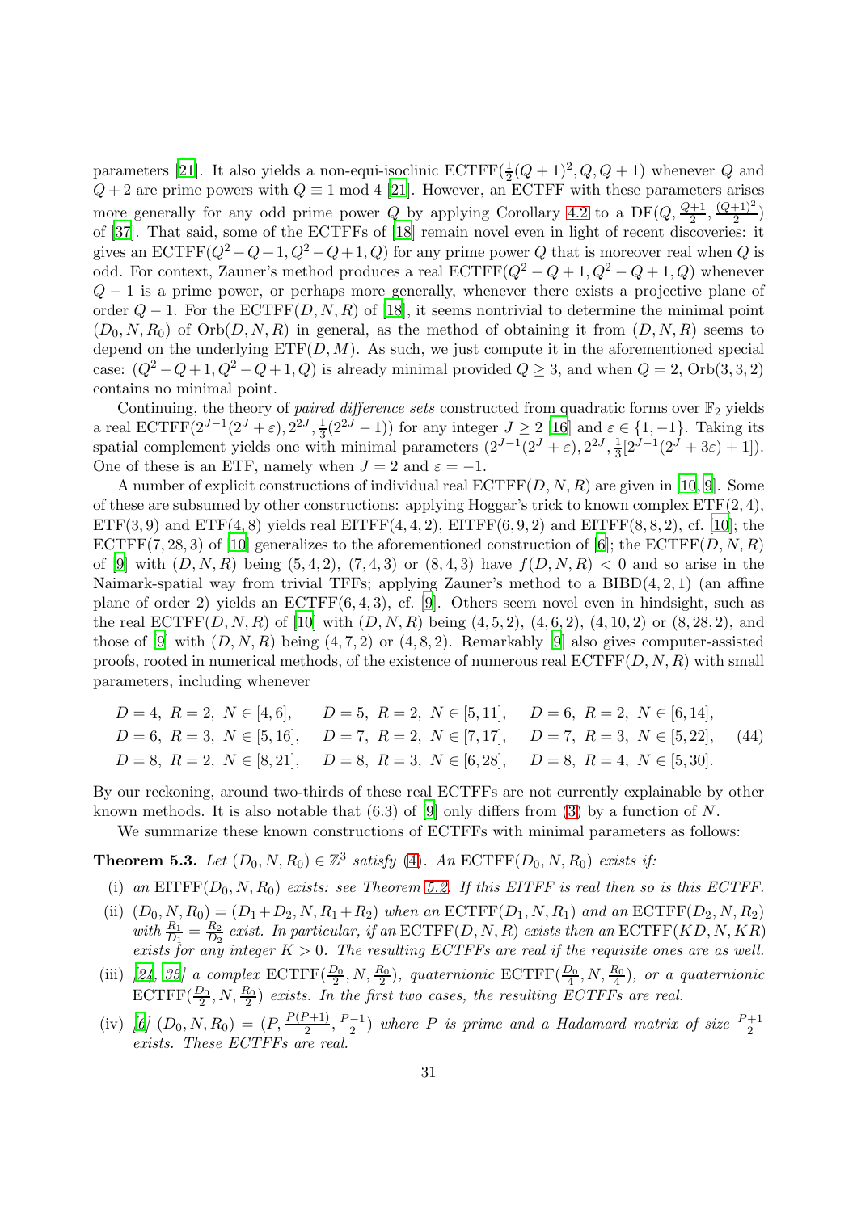parameters [21]. It also yields a non-equi-isoclinic $\mathrm{ECTFF}(\frac{1}{2}(Q+1)^2, Q, Q+1)$ whenever $Q$ and $Q+2$ are prime powers with $Q \equiv 1 \bmod 4$ [21]. However, an ECTFF with these parameters arises more generally for any odd prime power $Q$ by applying Corollary 4.2 to a $\mathrm{DF}(Q, \frac{Q+1}{2}, \frac{(Q+1)^2}{2})$ of [37]. That said, some of the ECTFFs of [18] remain novel even in light of recent discoveries: it gives an $\mathrm{ECTFF}(Q^2-Q+1, Q^2-Q+1, Q)$ for any prime power $Q$ that is moreover real when $Q$ is odd. For context, Zauner's method produces a real $\mathrm{ECTFF}(Q^2-Q+1, Q^2-Q+1, Q)$ whenever $Q-1$ is a prime power, or perhaps more generally, whenever there exists a projective plane of order $Q-1$. For the $\mathrm{ECTFF}(D, N, R)$ of [18], it seems nontrivial to determine the minimal point $(D_0, N, R_0)$ of $\mathrm{Orb}(D, N, R)$ in general, as the method of obtaining it from $(D, N, R)$ seems to depend on the underlying $\mathrm{ETF}(D, M)$. As such, we just compute it in the aforementioned special case: $(Q^2-Q+1, Q^2-Q+1, Q)$ is already minimal provided $Q \geq 3$, and when $Q = 2$, $\mathrm{Orb}(3, 3, 2)$ contains no minimal point.

Continuing, the theory of *paired difference sets* constructed from quadratic forms over $\mathbb{F}_2$ yields a real $\mathrm{ECTFF}(2^{J-1}(2^J+\varepsilon), 2^{2J}, \frac{1}{3}(2^{2J}-1))$ for any integer $J \geq 2$ [16] and $\varepsilon \in \{1, -1\}$. Taking its spatial complement yields one with minimal parameters $(2^{J-1}(2^J+\varepsilon), 2^{2J}, \frac{1}{3}[2^{J-1}(2^J+3\varepsilon)+1])$. One of these is an ETF, namely when $J = 2$ and $\varepsilon = -1$.

A number of explicit constructions of individual real $\mathrm{ECTFF}(D, N, R)$ are given in [10, 9]. Some of these are subsumed by other constructions: applying Hoggar's trick to known complex $\mathrm{ETF}(2, 4)$, $\mathrm{ETF}(3, 9)$ and $\mathrm{ETF}(4, 8)$ yields real $\mathrm{EITFF}(4, 4, 2)$, $\mathrm{EITFF}(6, 9, 2)$ and $\mathrm{EITFF}(8, 8, 2)$, cf. [10]; the $\mathrm{ECTFF}(7, 28, 3)$ of [10] generalizes to the aforementioned construction of [6]; the $\mathrm{ECTFF}(D, N, R)$ of [9] with $(D, N, R)$ being $(5, 4, 2)$, $(7, 4, 3)$ or $(8, 4, 3)$ have $f(D, N, R) < 0$ and so arise in the Naimark-spatial way from trivial TFFs; applying Zauner's method to a $\mathrm{BIBD}(4, 2, 1)$ (an affine plane of order 2) yields an $\mathrm{ECTFF}(6, 4, 3)$, cf. [9]. Others seem novel even in hindsight, such as the real $\mathrm{ECTFF}(D, N, R)$ of [10] with $(D, N, R)$ being $(4, 5, 2)$, $(4, 6, 2)$, $(4, 10, 2)$ or $(8, 28, 2)$, and those of [9] with $(D, N, R)$ being $(4, 7, 2)$ or $(4, 8, 2)$. Remarkably [9] also gives computer-assisted proofs, rooted in numerical methods, of the existence of numerous real $\mathrm{ECTFF}(D, N, R)$ with small parameters, including whenever

$$
\begin{aligned}
&D=4,\ R=2,\ N\in[4,6], &&D=5,\ R=2,\ N\in[5,11], &&D=6,\ R=2,\ N\in[6,14],\\
&D=6,\ R=3,\ N\in[5,16], &&D=7,\ R=2,\ N\in[7,17], &&D=7,\ R=3,\ N\in[5,22],\\
&D=8,\ R=2,\ N\in[8,21], &&D=8,\ R=3,\ N\in[6,28], &&D=8,\ R=4,\ N\in[5,30].
\end{aligned} \tag{44}
$$

By our reckoning, around two-thirds of these real ECTFFs are not currently explainable by other known methods. It is also notable that (6.3) of [9] only differs from (3) by a function of $N$.

We summarize these known constructions of ECTFFs with minimal parameters as follows:

**Theorem 5.3.** *Let $(D_0, N, R_0) \in \mathbb{Z}^3$ satisfy (4). An $\mathrm{ECTFF}(D_0, N, R_0)$ exists if:*

- (i) *an $\mathrm{EITFF}(D_0, N, R_0)$ exists: see Theorem 5.2. If this EITFF is real then so is this ECTFF.*
- (ii) *$(D_0, N, R_0) = (D_1 + D_2, N, R_1 + R_2)$ when an $\mathrm{ECTFF}(D_1, N, R_1)$ and an $\mathrm{ECTFF}(D_2, N, R_2)$ with $\frac{R_1}{D_1} = \frac{R_2}{D_2}$ exist. In particular, if an $\mathrm{ECTFF}(D, N, R)$ exists then an $\mathrm{ECTFF}(KD, N, KR)$ exists for any integer $K > 0$. The resulting ECTFFs are real if the requisite ones are as well.*
- (iii) *[24, 35] a complex $\mathrm{ECTFF}(\frac{D_0}{2}, N, \frac{R_0}{2})$, quaternionic $\mathrm{ECTFF}(\frac{D_0}{4}, N, \frac{R_0}{4})$, or a quaternionic $\mathrm{ECTFF}(\frac{D_0}{2}, N, \frac{R_0}{2})$ exists. In the first two cases, the resulting ECTFFs are real.*
- (iv) *[6] $(D_0, N, R_0) = (P, \frac{P(P+1)}{2}, \frac{P-1}{2})$ where $P$ is prime and a Hadamard matrix of size $\frac{P+1}{2}$ exists. These ECTFFs are real.*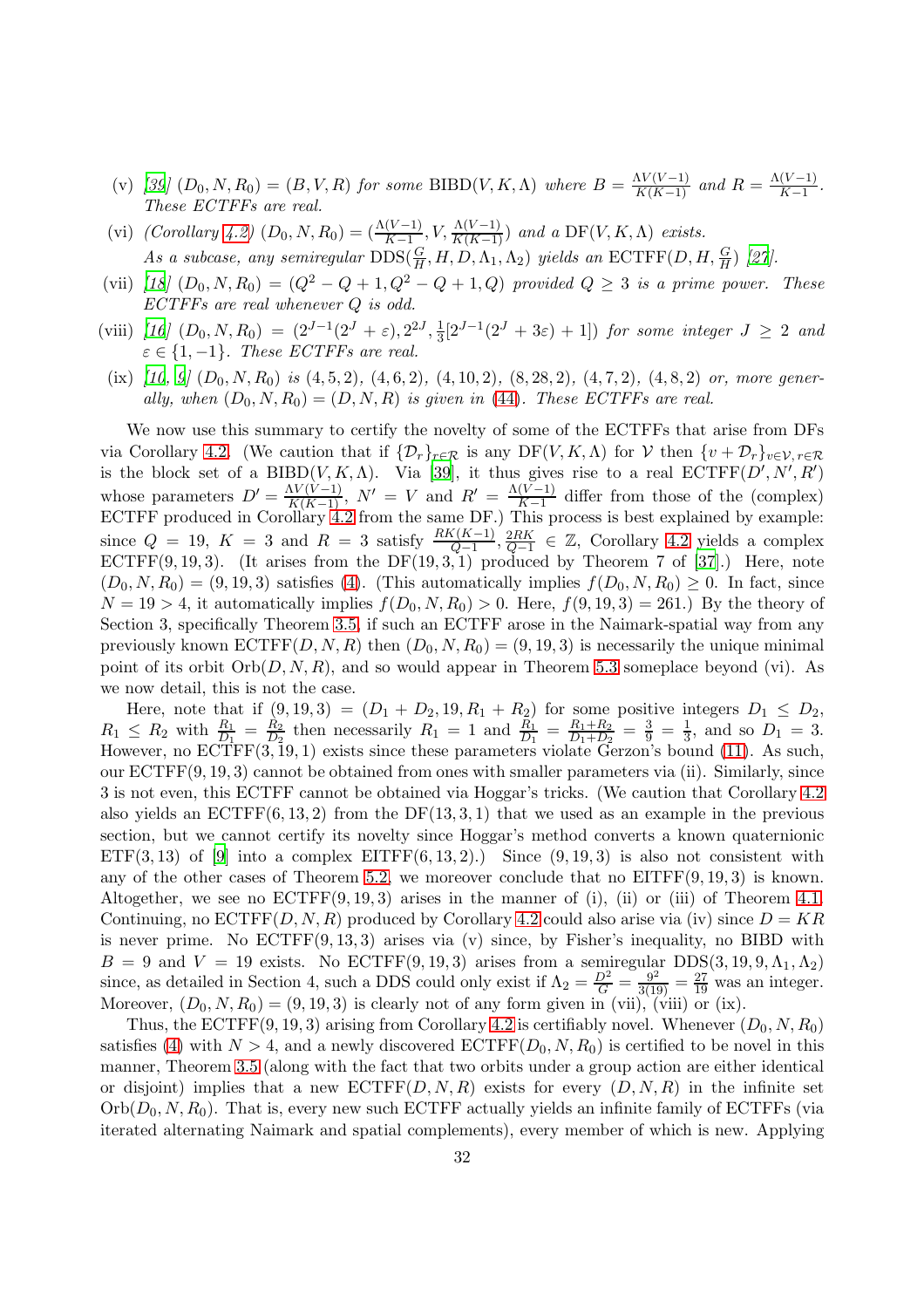(v) [39] $(D_0, N, R_0) = (B, V, R)$ for some $\mathrm{BIBD}(V, K, \Lambda)$ where $B = \frac{\Lambda V(V-1)}{K(K-1)}$ and $R = \frac{\Lambda(V-1)}{K-1}$. These ECTFFs are real.

(vi) (Corollary 4.2) $(D_0, N, R_0) = (\frac{\Lambda(V-1)}{K-1}, V, \frac{\Lambda(V-1)}{K(K-1)})$ and a $\mathrm{DF}(V, K, \Lambda)$ exists. As a subcase, any semiregular $\mathrm{DDS}(\frac{G}{H}, H, D, \Lambda_1, \Lambda_2)$ yields an $\mathrm{ECTFF}(D, H, \frac{G}{H})$ [27].

(vii) [18] $(D_0, N, R_0) = (Q^2 - Q + 1, Q^2 - Q + 1, Q)$ provided $Q \geq 3$ is a prime power. These ECTFFs are real whenever $Q$ is odd.

(viii) [16] $(D_0, N, R_0) = (2^{J-1}(2^J + \varepsilon), 2^{2J}, \frac{1}{3}[2^{J-1}(2^J + 3\varepsilon) + 1])$ for some integer $J \geq 2$ and $\varepsilon \in \{1, -1\}$. These ECTFFs are real.

(ix) [10, 9] $(D_0, N, R_0)$ is $(4, 5, 2)$, $(4, 6, 2)$, $(4, 10, 2)$, $(8, 28, 2)$, $(4, 7, 2)$, $(4, 8, 2)$ or, more generally, when $(D_0, N, R_0) = (D, N, R)$ is given in (44). These ECTFFs are real.

We now use this summary to certify the novelty of some of the ECTFFs that arise from DFs via Corollary 4.2. (We caution that if $\{\mathcal{D}_r\}_{r\in\mathcal{R}}$ is any $\mathrm{DF}(V, K, \Lambda)$ for $\mathcal{V}$ then $\{v + \mathcal{D}_r\}_{v\in\mathcal{V}, r\in\mathcal{R}}$ is the block set of a $\mathrm{BIBD}(V, K, \Lambda)$. Via [39], it thus gives rise to a real $\mathrm{ECTFF}(D', N', R')$ whose parameters $D' = \frac{\Lambda V(V-1)}{K(K-1)}$, $N' = V$ and $R' = \frac{\Lambda(V-1)}{K-1}$ differ from those of the (complex) ECTFF produced in Corollary 4.2 from the same DF.) This process is best explained by example: since $Q = 19$, $K = 3$ and $R = 3$ satisfy $\frac{RK(K-1)}{Q-1}, \frac{2RK}{Q-1} \in \mathbb{Z}$, Corollary 4.2 yields a complex $\mathrm{ECTFF}(9, 19, 3)$. (It arises from the $\mathrm{DF}(19, 3, 1)$ produced by Theorem 7 of [37].) Here, note $(D_0, N, R_0) = (9, 19, 3)$ satisfies (4). (This automatically implies $f(D_0, N, R_0) \geq 0$. In fact, since $N = 19 > 4$, it automatically implies $f(D_0, N, R_0) > 0$. Here, $f(9, 19, 3) = 261$.) By the theory of Section 3, specifically Theorem 3.5, if such an ECTFF arose in the Naimark-spatial way from any previously known $\mathrm{ECTFF}(D, N, R)$ then $(D_0, N, R_0) = (9, 19, 3)$ is necessarily the unique minimal point of its orbit $\mathrm{Orb}(D, N, R)$, and so would appear in Theorem 5.3 someplace beyond (vi). As we now detail, this is not the case.

Here, note that if $(9, 19, 3) = (D_1 + D_2, 19, R_1 + R_2)$ for some positive integers $D_1 \leq D_2$, $R_1 \leq R_2$ with $\frac{R_1}{D_1} = \frac{R_2}{D_2}$ then necessarily $R_1 = 1$ and $\frac{R_1}{D_1} = \frac{R_1+R_2}{D_1+D_2} = \frac{3}{9} = \frac{1}{3}$, and so $D_1 = 3$. However, no $\mathrm{ECTFF}(3, 19, 1)$ exists since these parameters violate Gerzon's bound (11). As such, our $\mathrm{ECTFF}(9, 19, 3)$ cannot be obtained from ones with smaller parameters via (ii). Similarly, since 3 is not even, this ECTFF cannot be obtained via Hoggar's tricks. (We caution that Corollary 4.2 also yields an $\mathrm{ECTFF}(6, 13, 2)$ from the $\mathrm{DF}(13, 3, 1)$ that we used as an example in the previous section, but we cannot certify its novelty since Hoggar's method converts a known quaternionic $\mathrm{ETF}(3, 13)$ of [9] into a complex $\mathrm{EITFF}(6, 13, 2)$.) Since $(9, 19, 3)$ is also not consistent with any of the other cases of Theorem 5.2, we moreover conclude that no $\mathrm{EITFF}(9, 19, 3)$ is known. Altogether, we see no $\mathrm{ECTFF}(9, 19, 3)$ arises in the manner of (i), (ii) or (iii) of Theorem 4.1. Continuing, no $\mathrm{ECTFF}(D, N, R)$ produced by Corollary 4.2 could also arise via (iv) since $D = KR$ is never prime. No $\mathrm{ECTFF}(9, 13, 3)$ arises via (v) since, by Fisher's inequality, no BIBD with $B = 9$ and $V = 19$ exists. No $\mathrm{ECTFF}(9, 19, 3)$ arises from a semiregular $\mathrm{DDS}(3, 19, 9, \Lambda_1, \Lambda_2)$ since, as detailed in Section 4, such a DDS could only exist if $\Lambda_2 = \frac{D^2}{G} = \frac{9^2}{3(19)} = \frac{27}{19}$ was an integer. Moreover, $(D_0, N, R_0) = (9, 19, 3)$ is clearly not of any form given in (vii), (viii) or (ix).

Thus, the $\mathrm{ECTFF}(9, 19, 3)$ arising from Corollary 4.2 is certifiably novel. Whenever $(D_0, N, R_0)$ satisfies (4) with $N > 4$, and a newly discovered $\mathrm{ECTFF}(D_0, N, R_0)$ is certified to be novel in this manner, Theorem 3.5 (along with the fact that two orbits under a group action are either identical or disjoint) implies that a new $\mathrm{ECTFF}(D, N, R)$ exists for every $(D, N, R)$ in the infinite set $\mathrm{Orb}(D_0, N, R_0)$. That is, every new such ECTFF actually yields an infinite family of ECTFFs (via iterated alternating Naimark and spatial complements), every member of which is new. Applying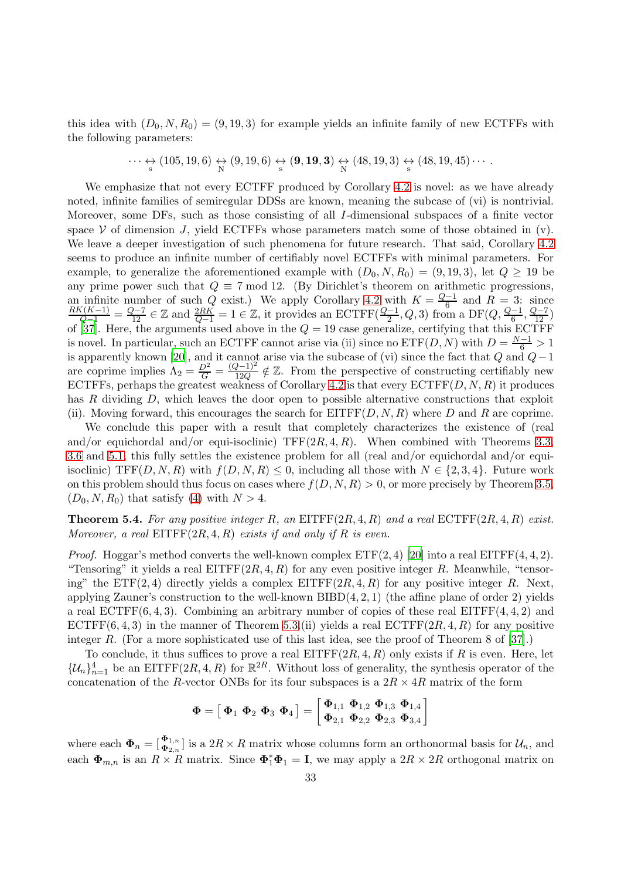this idea with $(D_0, N, R_0) = (9, 19, 3)$ for example yields an infinite family of new ECTFFs with the following parameters:

$$\cdots \underset{\text{s}}{\leftrightarrow} (105, 19, 6) \underset{\text{N}}{\leftrightarrow} (9, 19, 6) \underset{\text{s}}{\leftrightarrow} (\mathbf{9}, \mathbf{19}, \mathbf{3}) \underset{\text{N}}{\leftrightarrow} (48, 19, 3) \underset{\text{s}}{\leftrightarrow} (48, 19, 45) \cdots .$$

We emphasize that not every ECTFF produced by Corollary 4.2 is novel: as we have already noted, infinite families of semiregular DDSs are known, meaning the subcase of (vi) is nontrivial. Moreover, some DFs, such as those consisting of all $I$-dimensional subspaces of a finite vector space $\mathcal{V}$ of dimension $J$, yield ECTFFs whose parameters match some of those obtained in (v). We leave a deeper investigation of such phenomena for future research. That said, Corollary 4.2 seems to produce an infinite number of certifiably novel ECTFFs with minimal parameters. For example, to generalize the aforementioned example with $(D_0, N, R_0) = (9, 19, 3)$, let $Q \geq 19$ be any prime power such that $Q \equiv 7 \bmod 12$. (By Dirichlet's theorem on arithmetic progressions, an infinite number of such $Q$ exist.) We apply Corollary 4.2 with $K = \frac{Q-1}{6}$ and $R = 3$: since $\frac{RK(K-1)}{Q-1} = \frac{Q-7}{12} \in \mathbb{Z}$ and $\frac{2RK}{Q-1} = 1 \in \mathbb{Z}$, it provides an ECTFF$(\frac{Q-1}{2}, Q, 3)$ from a DF$(Q, \frac{Q-1}{6}, \frac{Q-7}{12})$ of [37]. Here, the arguments used above in the $Q = 19$ case generalize, certifying that this ECTFF is novel. In particular, such an ECTFF cannot arise via (ii) since no ETF$(D, N)$ with $D = \frac{N-1}{6} > 1$ is apparently known [20], and it cannot arise via the subcase of (vi) since the fact that $Q$ and $Q-1$ are coprime implies $\Lambda_2 = \frac{D^2}{G} = \frac{(Q-1)^2}{12Q} \notin \mathbb{Z}$. From the perspective of constructing certifiably new ECTFFs, perhaps the greatest weakness of Corollary 4.2 is that every ECTFF$(D, N, R)$ it produces has $R$ dividing $D$, which leaves the door open to possible alternative constructions that exploit (ii). Moving forward, this encourages the search for EITFF$(D, N, R)$ where $D$ and $R$ are coprime.

We conclude this paper with a result that completely characterizes the existence of (real and/or equichordal and/or equi-isoclinic) TFF$(2R, 4, R)$. When combined with Theorems 3.3, 3.6 and 5.1, this fully settles the existence problem for all (real and/or equichordal and/or equi-isoclinic) TFF$(D, N, R)$ with $f(D, N, R) \leq 0$, including all those with $N \in \{2, 3, 4\}$. Future work on this problem should thus focus on cases where $f(D, N, R) > 0$, or more precisely by Theorem 3.5, $(D_0, N, R_0)$ that satisfy (4) with $N > 4$.

**Theorem 5.4.** *For any positive integer $R$, an* EITFF$(2R, 4, R)$ *and a real* ECTFF$(2R, 4, R)$ *exist. Moreover, a real* EITFF$(2R, 4, R)$ *exists if and only if $R$ is even.*

*Proof.* Hoggar's method converts the well-known complex ETF$(2, 4)$ [20] into a real EITFF$(4, 4, 2)$. "Tensoring" it yields a real EITFF$(2R, 4, R)$ for any even positive integer $R$. Meanwhile, "tensoring" the ETF$(2, 4)$ directly yields a complex EITFF$(2R, 4, R)$ for any positive integer $R$. Next, applying Zauner's construction to the well-known BIBD$(4, 2, 1)$ (the affine plane of order 2) yields a real ECTFF$(6, 4, 3)$. Combining an arbitrary number of copies of these real EITFF$(4, 4, 2)$ and ECTFF$(6, 4, 3)$ in the manner of Theorem 5.3(ii) yields a real ECTFF$(2R, 4, R)$ for any positive integer $R$. (For a more sophisticated use of this last idea, see the proof of Theorem 8 of [37].)

To conclude, it thus suffices to prove a real EITFF$(2R, 4, R)$ only exists if $R$ is even. Here, let $\{\mathcal{U}_n\}_{n=1}^4$ be an EITFF$(2R, 4, R)$ for $\mathbb{R}^{2R}$. Without loss of generality, the synthesis operator of the concatenation of the $R$-vector ONBs for its four subspaces is a $2R \times 4R$ matrix of the form

$$\mathbf{\Phi} = \left[\, \mathbf{\Phi}_1 \; \mathbf{\Phi}_2 \; \mathbf{\Phi}_3 \; \mathbf{\Phi}_4 \,\right] = \begin{bmatrix} \mathbf{\Phi}_{1,1} & \mathbf{\Phi}_{1,2} & \mathbf{\Phi}_{1,3} & \mathbf{\Phi}_{1,4} \\ \mathbf{\Phi}_{2,1} & \mathbf{\Phi}_{2,2} & \mathbf{\Phi}_{2,3} & \mathbf{\Phi}_{3,4} \end{bmatrix}$$

where each $\mathbf{\Phi}_n = \left[\begin{smallmatrix} \mathbf{\Phi}_{1,n} \\ \mathbf{\Phi}_{2,n} \end{smallmatrix}\right]$ is a $2R \times R$ matrix whose columns form an orthonormal basis for $\mathcal{U}_n$, and each $\mathbf{\Phi}_{m,n}$ is an $R \times R$ matrix. Since $\mathbf{\Phi}_1^* \mathbf{\Phi}_1 = \mathbf{I}$, we may apply a $2R \times 2R$ orthogonal matrix on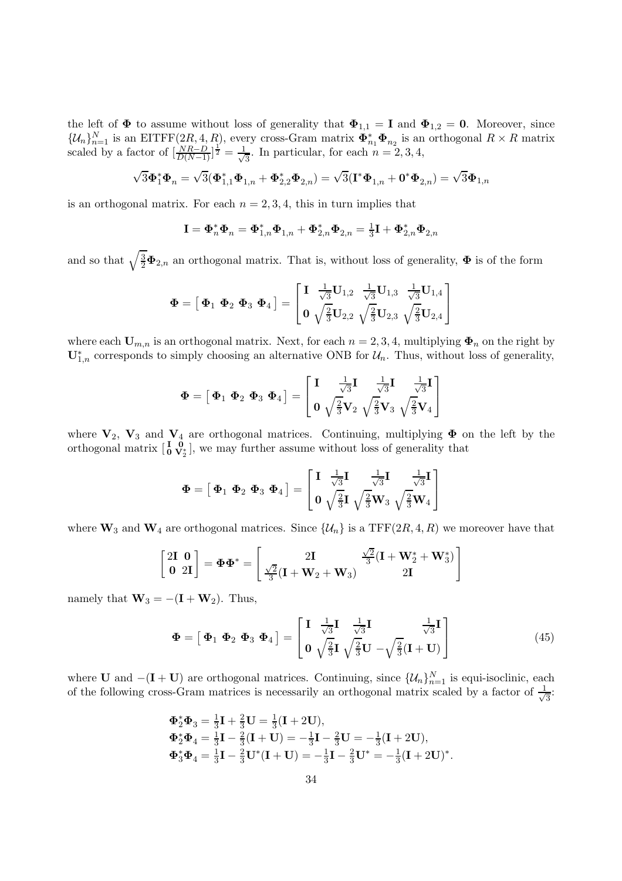the left of $\mathbf{\Phi}$ to assume without loss of generality that $\mathbf{\Phi}_{1,1} = \mathbf{I}$ and $\mathbf{\Phi}_{1,2} = \mathbf{0}$. Moreover, since $\{\mathcal{U}_n\}_{n=1}^N$ is an EITFF$(2R, 4, R)$, every cross-Gram matrix $\mathbf{\Phi}_{n_1}^* \mathbf{\Phi}_{n_2}$ is an orthogonal $R \times R$ matrix scaled by a factor of $[\frac{NR-D}{D(N-1)}]^{\frac{1}{2}} = \frac{1}{\sqrt{3}}$. In particular, for each $n = 2, 3, 4$,

$$\sqrt{3}\mathbf{\Phi}_1^*\mathbf{\Phi}_n = \sqrt{3}(\mathbf{\Phi}_{1,1}^*\mathbf{\Phi}_{1,n} + \mathbf{\Phi}_{2,2}^*\mathbf{\Phi}_{2,n}) = \sqrt{3}(\mathbf{I}^*\mathbf{\Phi}_{1,n} + \mathbf{0}^*\mathbf{\Phi}_{2,n}) = \sqrt{3}\mathbf{\Phi}_{1,n}$$

is an orthogonal matrix. For each $n = 2, 3, 4$, this in turn implies that

$$\mathbf{I} = \mathbf{\Phi}_n^*\mathbf{\Phi}_n = \mathbf{\Phi}_{1,n}^*\mathbf{\Phi}_{1,n} + \mathbf{\Phi}_{2,n}^*\mathbf{\Phi}_{2,n} = \tfrac{1}{3}\mathbf{I} + \mathbf{\Phi}_{2,n}^*\mathbf{\Phi}_{2,n}$$

and so that $\sqrt{\frac{3}{2}}\mathbf{\Phi}_{2,n}$ an orthogonal matrix. That is, without loss of generality, $\mathbf{\Phi}$ is of the form

$$\mathbf{\Phi} = \begin{bmatrix} \mathbf{\Phi}_1 & \mathbf{\Phi}_2 & \mathbf{\Phi}_3 & \mathbf{\Phi}_4 \end{bmatrix} = \begin{bmatrix} \mathbf{I} & \frac{1}{\sqrt{3}}\mathbf{U}_{1,2} & \frac{1}{\sqrt{3}}\mathbf{U}_{1,3} & \frac{1}{\sqrt{3}}\mathbf{U}_{1,4} \\ \mathbf{0} & \sqrt{\frac{2}{3}}\mathbf{U}_{2,2} & \sqrt{\frac{2}{3}}\mathbf{U}_{2,3} & \sqrt{\frac{2}{3}}\mathbf{U}_{2,4} \end{bmatrix}$$

where each $\mathbf{U}_{m,n}$ is an orthogonal matrix. Next, for each $n = 2, 3, 4$, multiplying $\mathbf{\Phi}_n$ on the right by $\mathbf{U}_{1,n}^*$ corresponds to simply choosing an alternative ONB for $\mathcal{U}_n$. Thus, without loss of generality,

$$\mathbf{\Phi} = \begin{bmatrix} \mathbf{\Phi}_1 & \mathbf{\Phi}_2 & \mathbf{\Phi}_3 & \mathbf{\Phi}_4 \end{bmatrix} = \begin{bmatrix} \mathbf{I} & \frac{1}{\sqrt{3}}\mathbf{I} & \frac{1}{\sqrt{3}}\mathbf{I} & \frac{1}{\sqrt{3}}\mathbf{I} \\ \mathbf{0} & \sqrt{\frac{2}{3}}\mathbf{V}_2 & \sqrt{\frac{2}{3}}\mathbf{V}_3 & \sqrt{\frac{2}{3}}\mathbf{V}_4 \end{bmatrix}$$

where $\mathbf{V}_2$, $\mathbf{V}_3$ and $\mathbf{V}_4$ are orthogonal matrices. Continuing, multiplying $\mathbf{\Phi}$ on the left by the orthogonal matrix $[\begin{smallmatrix} \mathbf{I} & \mathbf{0} \\ \mathbf{0} & \mathbf{V}_2^* \end{smallmatrix}]$, we may further assume without loss of generality that

$$\mathbf{\Phi} = \begin{bmatrix} \mathbf{\Phi}_1 & \mathbf{\Phi}_2 & \mathbf{\Phi}_3 & \mathbf{\Phi}_4 \end{bmatrix} = \begin{bmatrix} \mathbf{I} & \frac{1}{\sqrt{3}}\mathbf{I} & \frac{1}{\sqrt{3}}\mathbf{I} & \frac{1}{\sqrt{3}}\mathbf{I} \\ \mathbf{0} & \sqrt{\frac{2}{3}}\mathbf{I} & \sqrt{\frac{2}{3}}\mathbf{W}_3 & \sqrt{\frac{2}{3}}\mathbf{W}_4 \end{bmatrix}$$

where $\mathbf{W}_3$ and $\mathbf{W}_4$ are orthogonal matrices. Since $\{\mathcal{U}_n\}$ is a TFF$(2R, 4, R)$ we moreover have that

$$\begin{bmatrix} 2\mathbf{I} & \mathbf{0} \\ \mathbf{0} & 2\mathbf{I} \end{bmatrix} = \mathbf{\Phi}\mathbf{\Phi}^* = \begin{bmatrix} 2\mathbf{I} & \frac{\sqrt{2}}{3}(\mathbf{I} + \mathbf{W}_2^* + \mathbf{W}_3^*) \\ \frac{\sqrt{2}}{3}(\mathbf{I} + \mathbf{W}_2 + \mathbf{W}_3) & 2\mathbf{I} \end{bmatrix}$$

namely that $\mathbf{W}_3 = -(\mathbf{I} + \mathbf{W}_2)$. Thus,

$$\mathbf{\Phi} = \begin{bmatrix} \mathbf{\Phi}_1 & \mathbf{\Phi}_2 & \mathbf{\Phi}_3 & \mathbf{\Phi}_4 \end{bmatrix} = \begin{bmatrix} \mathbf{I} & \frac{1}{\sqrt{3}}\mathbf{I} & \frac{1}{\sqrt{3}}\mathbf{I} & \frac{1}{\sqrt{3}}\mathbf{I} \\ \mathbf{0} & \sqrt{\frac{2}{3}}\mathbf{I} & \sqrt{\frac{2}{3}}\mathbf{U} & -\sqrt{\frac{2}{3}}(\mathbf{I} + \mathbf{U}) \end{bmatrix} \tag{45}$$

where $\mathbf{U}$ and $-(\mathbf{I} + \mathbf{U})$ are orthogonal matrices. Continuing, since $\{\mathcal{U}_n\}_{n=1}^N$ is equi-isoclinic, each of the following cross-Gram matrices is necessarily an orthogonal matrix scaled by a factor of $\frac{1}{\sqrt{3}}$:

$$\begin{aligned}
&\mathbf{\Phi}_2^*\mathbf{\Phi}_3 = \tfrac{1}{3}\mathbf{I} + \tfrac{2}{3}\mathbf{U} = \tfrac{1}{3}(\mathbf{I} + 2\mathbf{U}), \\
&\mathbf{\Phi}_2^*\mathbf{\Phi}_4 = \tfrac{1}{3}\mathbf{I} - \tfrac{2}{3}(\mathbf{I} + \mathbf{U}) = -\tfrac{1}{3}\mathbf{I} - \tfrac{2}{3}\mathbf{U} = -\tfrac{1}{3}(\mathbf{I} + 2\mathbf{U}), \\
&\mathbf{\Phi}_3^*\mathbf{\Phi}_4 = \tfrac{1}{3}\mathbf{I} - \tfrac{2}{3}\mathbf{U}^*(\mathbf{I} + \mathbf{U}) = -\tfrac{1}{3}\mathbf{I} - \tfrac{2}{3}\mathbf{U}^* = -\tfrac{1}{3}(\mathbf{I} + 2\mathbf{U})^*.
\end{aligned}$$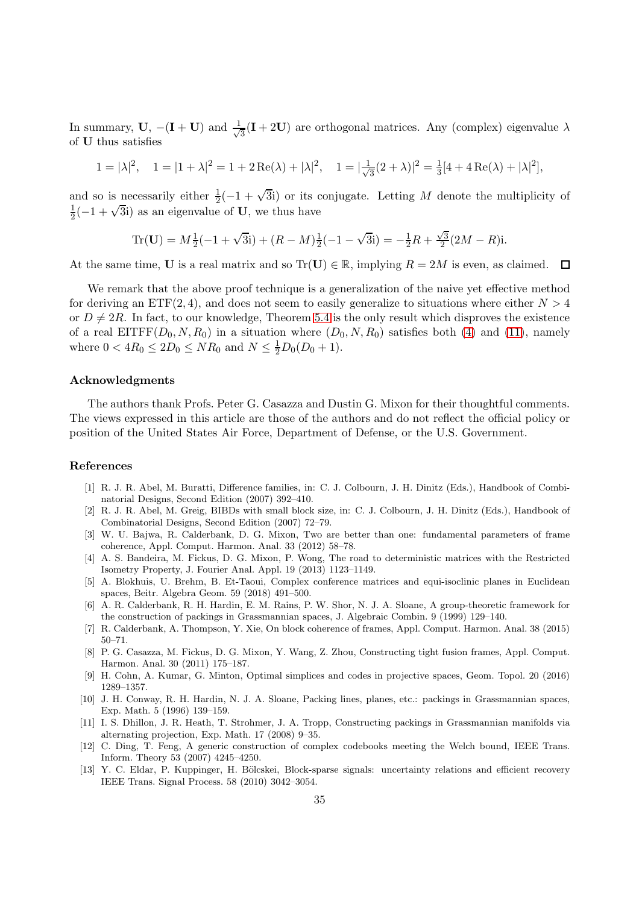In summary, $\mathbf{U}$, $-(\mathbf{I}+\mathbf{U})$ and $\frac{1}{\sqrt{3}}(\mathbf{I}+2\mathbf{U})$ are orthogonal matrices. Any (complex) eigenvalue $\lambda$ of $\mathbf{U}$ thus satisfies

$$1 = |\lambda|^2, \quad 1 = |1+\lambda|^2 = 1 + 2\,\mathrm{Re}(\lambda) + |\lambda|^2, \quad 1 = |\tfrac{1}{\sqrt{3}}(2+\lambda)|^2 = \tfrac{1}{3}[4 + 4\,\mathrm{Re}(\lambda) + |\lambda|^2],$$

and so is necessarily either $\frac{1}{2}(-1+\sqrt{3}\mathrm{i})$ or its conjugate. Letting $M$ denote the multiplicity of $\frac{1}{2}(-1+\sqrt{3}\mathrm{i})$ as an eigenvalue of $\mathbf{U}$, we thus have

$$\mathrm{Tr}(\mathbf{U}) = M\tfrac{1}{2}(-1+\sqrt{3}\mathrm{i}) + (R-M)\tfrac{1}{2}(-1-\sqrt{3}\mathrm{i}) = -\tfrac{1}{2}R + \tfrac{\sqrt{3}}{2}(2M-R)\mathrm{i}.$$

At the same time, $\mathbf{U}$ is a real matrix and so $\mathrm{Tr}(\mathbf{U}) \in \mathbb{R}$, implying $R = 2M$ is even, as claimed. $\square$

We remark that the above proof technique is a generalization of the naive yet effective method for deriving an $\mathrm{ETF}(2,4)$, and does not seem to easily generalize to situations where either $N > 4$ or $D \neq 2R$. In fact, to our knowledge, Theorem 5.4 is the only result which disproves the existence of a real $\mathrm{EITFF}(D_0, N, R_0)$ in a situation where $(D_0, N, R_0)$ satisfies both (4) and (11), namely where $0 < 4R_0 \leq 2D_0 \leq NR_0$ and $N \leq \frac{1}{2}D_0(D_0+1)$.

## Acknowledgments

The authors thank Profs. Peter G. Casazza and Dustin G. Mixon for their thoughtful comments. The views expressed in this article are those of the authors and do not reflect the official policy or position of the United States Air Force, Department of Defense, or the U.S. Government.

## References

[1] R. J. R. Abel, M. Buratti, Difference families, in: C. J. Colbourn, J. H. Dinitz (Eds.), Handbook of Combinatorial Designs, Second Edition (2007) 392–410.

[2] R. J. R. Abel, M. Greig, BIBDs with small block size, in: C. J. Colbourn, J. H. Dinitz (Eds.), Handbook of Combinatorial Designs, Second Edition (2007) 72–79.

[3] W. U. Bajwa, R. Calderbank, D. G. Mixon, Two are better than one: fundamental parameters of frame coherence, Appl. Comput. Harmon. Anal. 33 (2012) 58–78.

[4] A. S. Bandeira, M. Fickus, D. G. Mixon, P. Wong, The road to deterministic matrices with the Restricted Isometry Property, J. Fourier Anal. Appl. 19 (2013) 1123–1149.

[5] A. Blokhuis, U. Brehm, B. Et-Taoui, Complex conference matrices and equi-isoclinic planes in Euclidean spaces, Beitr. Algebra Geom. 59 (2018) 491–500.

[6] A. R. Calderbank, R. H. Hardin, E. M. Rains, P. W. Shor, N. J. A. Sloane, A group-theoretic framework for the construction of packings in Grassmannian spaces, J. Algebraic Combin. 9 (1999) 129–140.

[7] R. Calderbank, A. Thompson, Y. Xie, On block coherence of frames, Appl. Comput. Harmon. Anal. 38 (2015) 50–71.

[8] P. G. Casazza, M. Fickus, D. G. Mixon, Y. Wang, Z. Zhou, Constructing tight fusion frames, Appl. Comput. Harmon. Anal. 30 (2011) 175–187.

[9] H. Cohn, A. Kumar, G. Minton, Optimal simplices and codes in projective spaces, Geom. Topol. 20 (2016) 1289–1357.

[10] J. H. Conway, R. H. Hardin, N. J. A. Sloane, Packing lines, planes, etc.: packings in Grassmannian spaces, Exp. Math. 5 (1996) 139–159.

[11] I. S. Dhillon, J. R. Heath, T. Strohmer, J. A. Tropp, Constructing packings in Grassmannian manifolds via alternating projection, Exp. Math. 17 (2008) 9–35.

[12] C. Ding, T. Feng, A generic construction of complex codebooks meeting the Welch bound, IEEE Trans. Inform. Theory 53 (2007) 4245–4250.

[13] Y. C. Eldar, P. Kuppinger, H. Bölcskei, Block-sparse signals: uncertainty relations and efficient recovery IEEE Trans. Signal Process. 58 (2010) 3042–3054.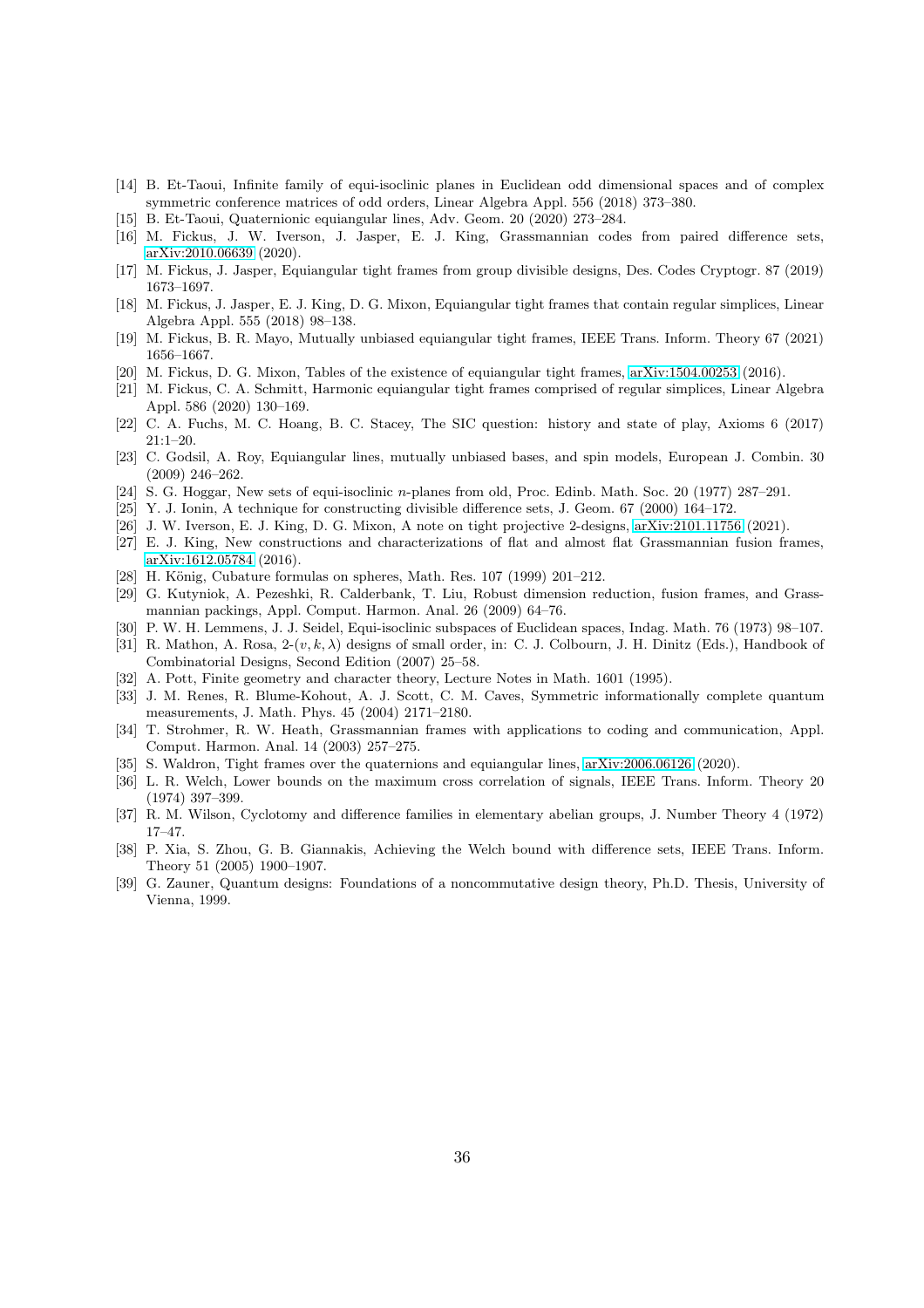[14] B. Et-Taoui, Infinite family of equi-isoclinic planes in Euclidean odd dimensional spaces and of complex symmetric conference matrices of odd orders, Linear Algebra Appl. 556 (2018) 373–380.

[15] B. Et-Taoui, Quaternionic equiangular lines, Adv. Geom. 20 (2020) 273–284.

[16] M. Fickus, J. W. Iverson, J. Jasper, E. J. King, Grassmannian codes from paired difference sets, arXiv:2010.06639 (2020).

[17] M. Fickus, J. Jasper, Equiangular tight frames from group divisible designs, Des. Codes Cryptogr. 87 (2019) 1673–1697.

[18] M. Fickus, J. Jasper, E. J. King, D. G. Mixon, Equiangular tight frames that contain regular simplices, Linear Algebra Appl. 555 (2018) 98–138.

[19] M. Fickus, B. R. Mayo, Mutually unbiased equiangular tight frames, IEEE Trans. Inform. Theory 67 (2021) 1656–1667.

[20] M. Fickus, D. G. Mixon, Tables of the existence of equiangular tight frames, arXiv:1504.00253 (2016).

[21] M. Fickus, C. A. Schmitt, Harmonic equiangular tight frames comprised of regular simplices, Linear Algebra Appl. 586 (2020) 130–169.

[22] C. A. Fuchs, M. C. Hoang, B. C. Stacey, The SIC question: history and state of play, Axioms 6 (2017) 21:1–20.

[23] C. Godsil, A. Roy, Equiangular lines, mutually unbiased bases, and spin models, European J. Combin. 30 (2009) 246–262.

[24] S. G. Hoggar, New sets of equi-isoclinic $n$-planes from old, Proc. Edinb. Math. Soc. 20 (1977) 287–291.

[25] Y. J. Ionin, A technique for constructing divisible difference sets, J. Geom. 67 (2000) 164–172.

[26] J. W. Iverson, E. J. King, D. G. Mixon, A note on tight projective 2-designs, arXiv:2101.11756 (2021).

[27] E. J. King, New constructions and characterizations of flat and almost flat Grassmannian fusion frames, arXiv:1612.05784 (2016).

[28] H. König, Cubature formulas on spheres, Math. Res. 107 (1999) 201–212.

[29] G. Kutyniok, A. Pezeshki, R. Calderbank, T. Liu, Robust dimension reduction, fusion frames, and Grassmannian packings, Appl. Comput. Harmon. Anal. 26 (2009) 64–76.

[30] P. W. H. Lemmens, J. J. Seidel, Equi-isoclinic subspaces of Euclidean spaces, Indag. Math. 76 (1973) 98–107.

[31] R. Mathon, A. Rosa, 2-$(v, k, \lambda)$ designs of small order, in: C. J. Colbourn, J. H. Dinitz (Eds.), Handbook of Combinatorial Designs, Second Edition (2007) 25–58.

[32] A. Pott, Finite geometry and character theory, Lecture Notes in Math. 1601 (1995).

[33] J. M. Renes, R. Blume-Kohout, A. J. Scott, C. M. Caves, Symmetric informationally complete quantum measurements, J. Math. Phys. 45 (2004) 2171–2180.

[34] T. Strohmer, R. W. Heath, Grassmannian frames with applications to coding and communication, Appl. Comput. Harmon. Anal. 14 (2003) 257–275.

[35] S. Waldron, Tight frames over the quaternions and equiangular lines, arXiv:2006.06126 (2020).

[36] L. R. Welch, Lower bounds on the maximum cross correlation of signals, IEEE Trans. Inform. Theory 20 (1974) 397–399.

[37] R. M. Wilson, Cyclotomy and difference families in elementary abelian groups, J. Number Theory 4 (1972) 17–47.

[38] P. Xia, S. Zhou, G. B. Giannakis, Achieving the Welch bound with difference sets, IEEE Trans. Inform. Theory 51 (2005) 1900–1907.

[39] G. Zauner, Quantum designs: Foundations of a noncommutative design theory, Ph.D. Thesis, University of Vienna, 1999.